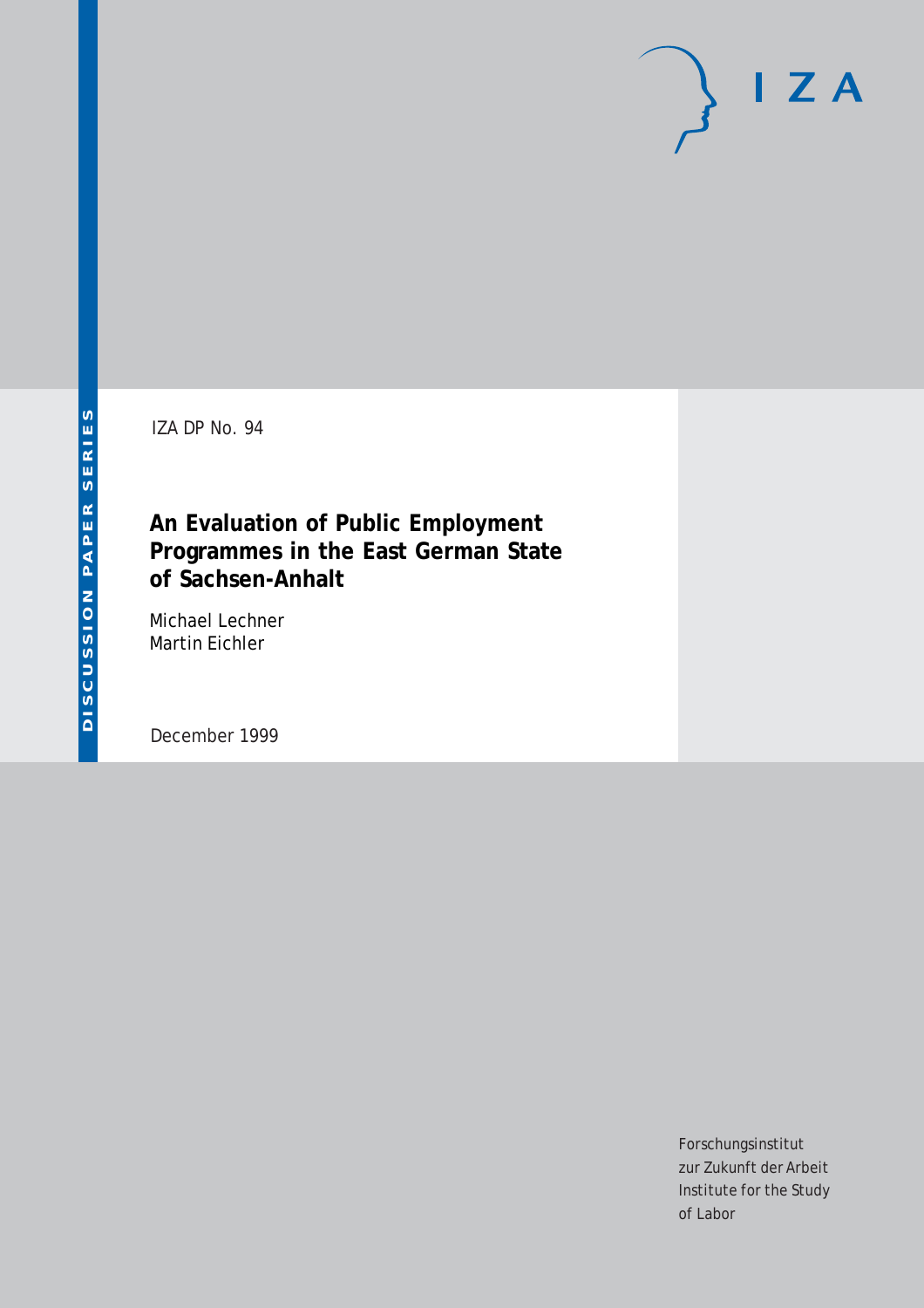DISCUSSION PAPER SERIES

IZA

IZA DP No. 94

# An Evaluation of Public Employment Programmes in the East German State of Sachsen-Anhalt

Michael Lechner
Martin Eichler

December 1999

Forschungsinstitut
zur Zukunft der Arbeit
Institute for the Study
of Labor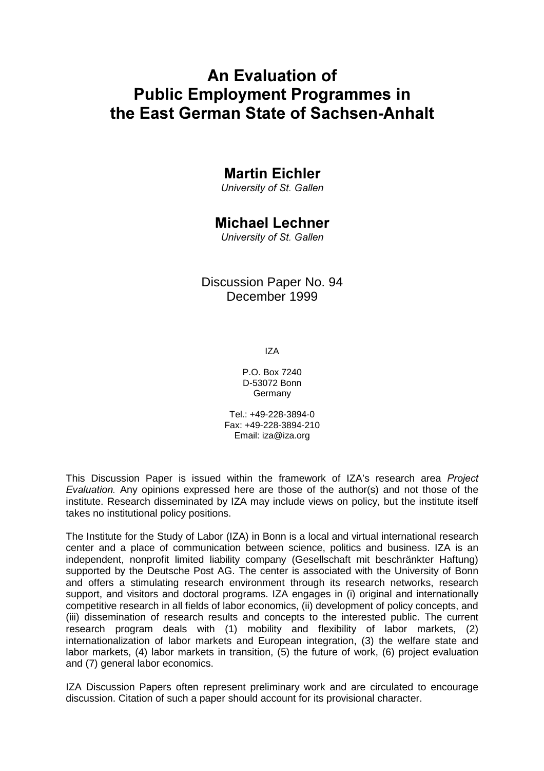# An Evaluation of Public Employment Programmes in the East German State of Sachsen-Anhalt

## Martin Eichler

*University of St. Gallen*

## Michael Lechner

*University of St. Gallen*

Discussion Paper No. 94
December 1999

IZA

P.O. Box 7240
D-53072 Bonn
Germany

Tel.: +49-228-3894-0
Fax: +49-228-3894-210
Email: iza@iza.org

This Discussion Paper is issued within the framework of IZA's research area *Project Evaluation.* Any opinions expressed here are those of the author(s) and not those of the institute. Research disseminated by IZA may include views on policy, but the institute itself takes no institutional policy positions.

The Institute for the Study of Labor (IZA) in Bonn is a local and virtual international research center and a place of communication between science, politics and business. IZA is an independent, nonprofit limited liability company (Gesellschaft mit beschränkter Haftung) supported by the Deutsche Post AG. The center is associated with the University of Bonn and offers a stimulating research environment through its research networks, research support, and visitors and doctoral programs. IZA engages in (i) original and internationally competitive research in all fields of labor economics, (ii) development of policy concepts, and (iii) dissemination of research results and concepts to the interested public. The current research program deals with (1) mobility and flexibility of labor markets, (2) internationalization of labor markets and European integration, (3) the welfare state and labor markets, (4) labor markets in transition, (5) the future of work, (6) project evaluation and (7) general labor economics.

IZA Discussion Papers often represent preliminary work and are circulated to encourage discussion. Citation of such a paper should account for its provisional character.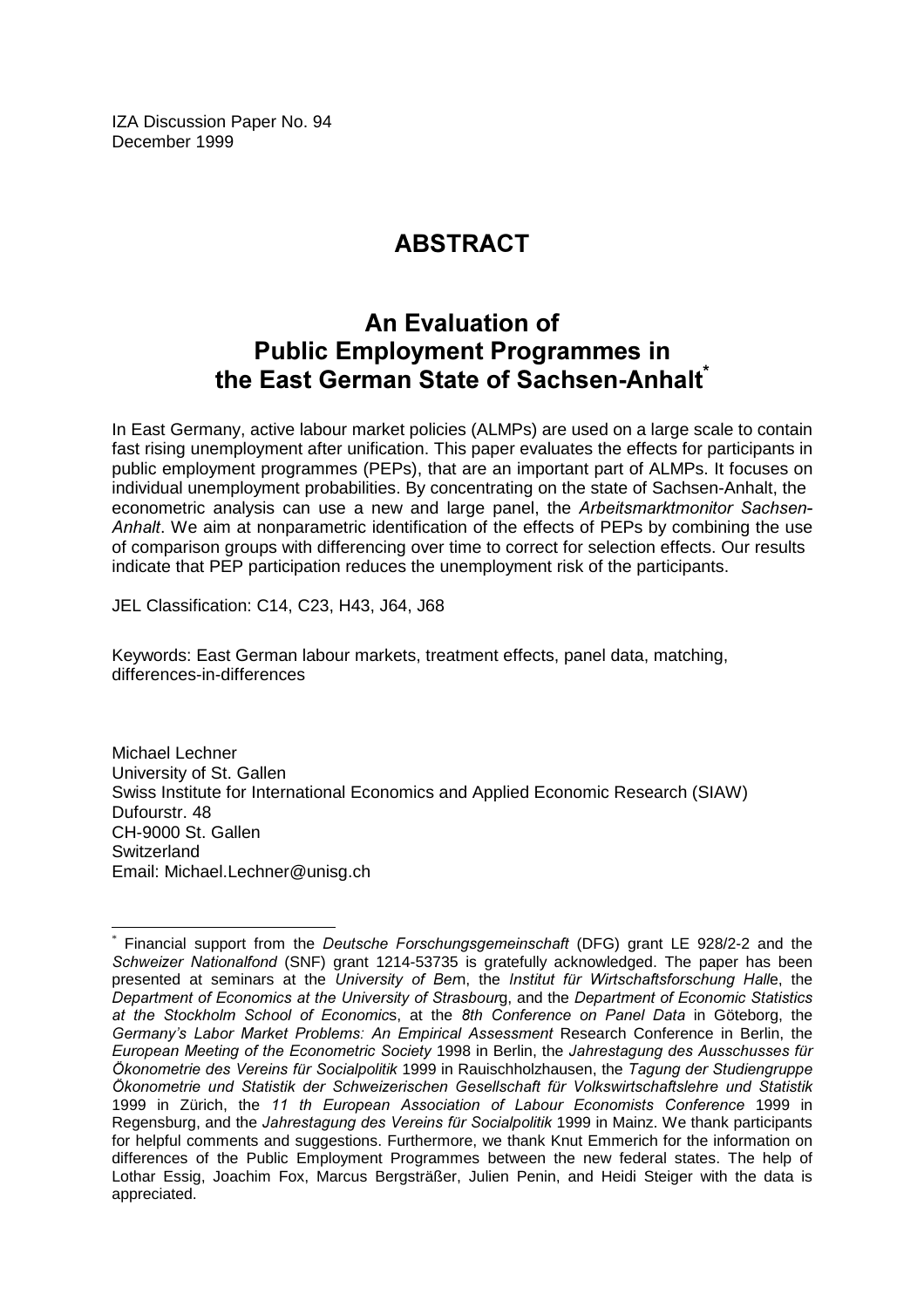IZA Discussion Paper No. 94
December 1999

# ABSTRACT

## An Evaluation of Public Employment Programmes in the East German State of Sachsen-Anhalt*

In East Germany, active labour market policies (ALMPs) are used on a large scale to contain fast rising unemployment after unification. This paper evaluates the effects for participants in public employment programmes (PEPs), that are an important part of ALMPs. It focuses on individual unemployment probabilities. By concentrating on the state of Sachsen-Anhalt, the econometric analysis can use a new and large panel, the *Arbeitsmarktmonitor Sachsen-Anhalt*. We aim at nonparametric identification of the effects of PEPs by combining the use of comparison groups with differencing over time to correct for selection effects. Our results indicate that PEP participation reduces the unemployment risk of the participants.

JEL Classification: C14, C23, H43, J64, J68

Keywords: East German labour markets, treatment effects, panel data, matching, differences-in-differences

Michael Lechner
University of St. Gallen
Swiss Institute for International Economics and Applied Economic Research (SIAW)
Dufourstr. 48
CH-9000 St. Gallen
Switzerland
Email: Michael.Lechner@unisg.ch

---

* Financial support from the *Deutsche Forschungsgemeinschaft* (DFG) grant LE 928/2-2 and the *Schweizer Nationalfond* (SNF) grant 1214-53735 is gratefully acknowledged. The paper has been presented at seminars at the *University of Bern*, the *Institut für Wirtschaftsforschung Halle*, the *Department of Economics at the University of Strasbourg*, and the *Department of Economic Statistics at the Stockholm School of Economics*, at the *8th Conference on Panel Data* in Göteborg, the *Germany's Labor Market Problems: An Empirical Assessment* Research Conference in Berlin, the *European Meeting of the Econometric Society* 1998 in Berlin, the *Jahrestagung des Ausschusses für Ökonometrie des Vereins für Socialpolitik* 1999 in Rauischholzhausen, the *Tagung der Studiengruppe Ökonometrie und Statistik der Schweizerischen Gesellschaft für Volkswirtschaftslehre und Statistik* 1999 in Zürich, the *11 th European Association of Labour Economists Conference* 1999 in Regensburg, and the *Jahrestagung des Vereins für Socialpolitik* 1999 in Mainz. We thank participants for helpful comments and suggestions. Furthermore, we thank Knut Emmerich for the information on differences of the Public Employment Programmes between the new federal states. The help of Lothar Essig, Joachim Fox, Marcus Bergsträßer, Julien Penin, and Heidi Steiger with the data is appreciated.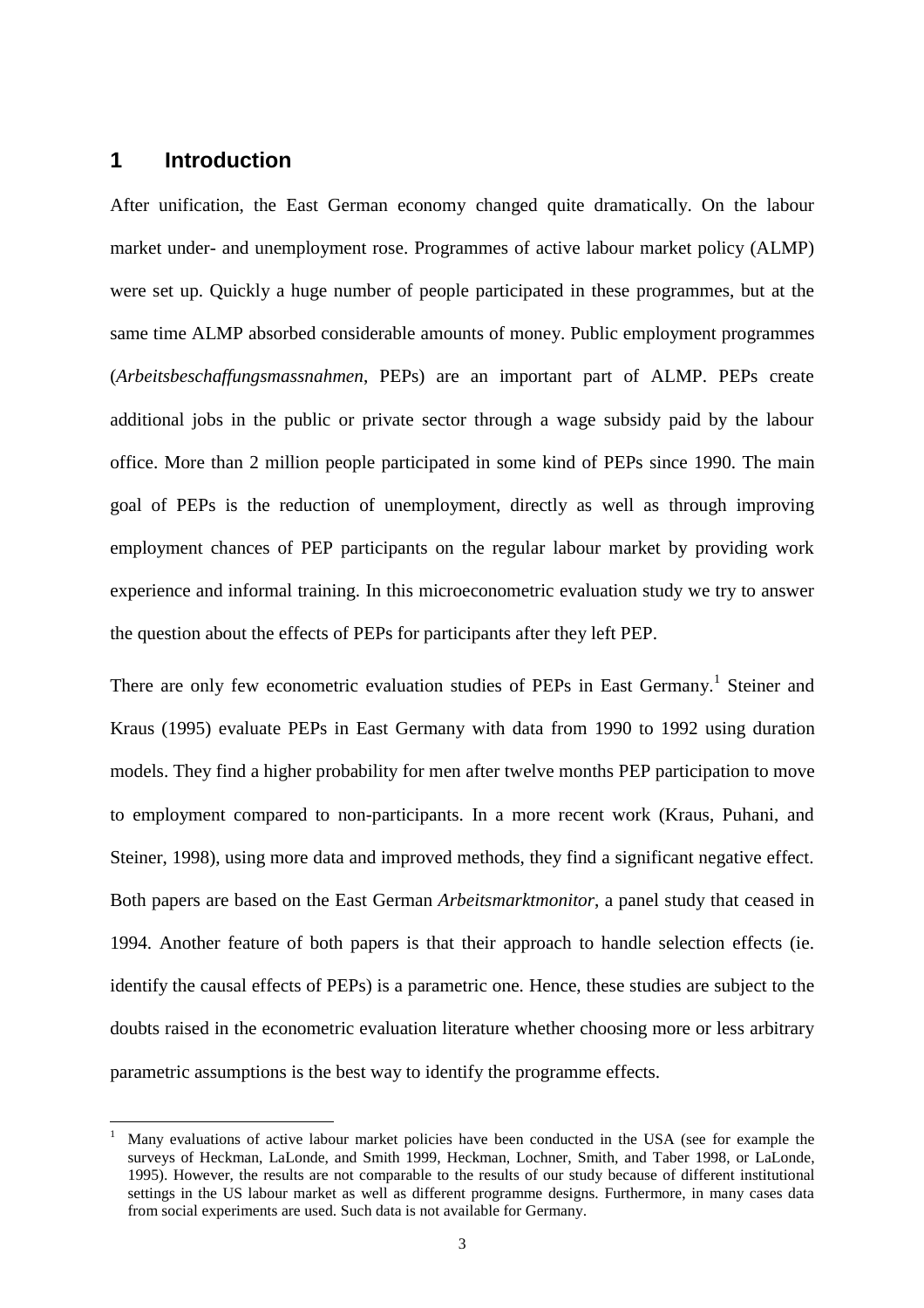# 1 Introduction

After unification, the East German economy changed quite dramatically. On the labour market under- and unemployment rose. Programmes of active labour market policy (ALMP) were set up. Quickly a huge number of people participated in these programmes, but at the same time ALMP absorbed considerable amounts of money. Public employment programmes (*Arbeitsbeschaffungsmassnahmen*, PEPs) are an important part of ALMP. PEPs create additional jobs in the public or private sector through a wage subsidy paid by the labour office. More than 2 million people participated in some kind of PEPs since 1990. The main goal of PEPs is the reduction of unemployment, directly as well as through improving employment chances of PEP participants on the regular labour market by providing work experience and informal training. In this microeconometric evaluation study we try to answer the question about the effects of PEPs for participants after they left PEP.

There are only few econometric evaluation studies of PEPs in East Germany.[1] Steiner and Kraus (1995) evaluate PEPs in East Germany with data from 1990 to 1992 using duration models. They find a higher probability for men after twelve months PEP participation to move to employment compared to non-participants. In a more recent work (Kraus, Puhani, and Steiner, 1998), using more data and improved methods, they find a significant negative effect. Both papers are based on the East German *Arbeitsmarktmonitor*, a panel study that ceased in 1994. Another feature of both papers is that their approach to handle selection effects (ie. identify the causal effects of PEPs) is a parametric one. Hence, these studies are subject to the doubts raised in the econometric evaluation literature whether choosing more or less arbitrary parametric assumptions is the best way to identify the programme effects.

[1] Many evaluations of active labour market policies have been conducted in the USA (see for example the surveys of Heckman, LaLonde, and Smith 1999, Heckman, Lochner, Smith, and Taber 1998, or LaLonde, 1995). However, the results are not comparable to the results of our study because of different institutional settings in the US labour market as well as different programme designs. Furthermore, in many cases data from social experiments are used. Such data is not available for Germany.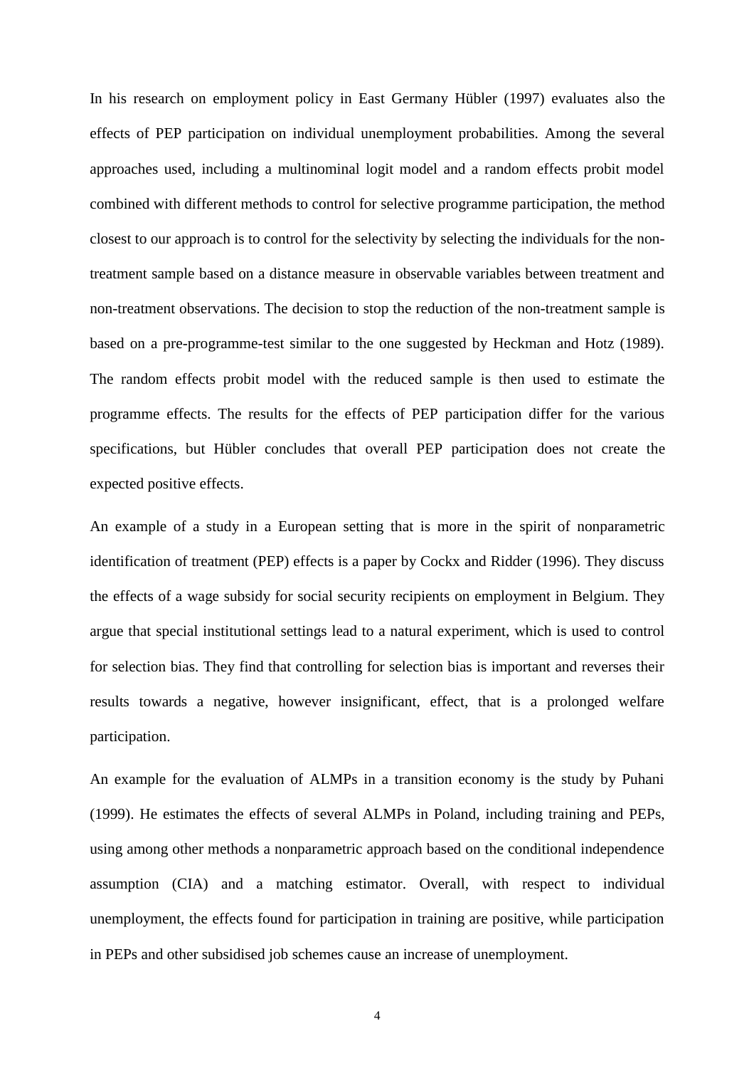In his research on employment policy in East Germany Hübler (1997) evaluates also the effects of PEP participation on individual unemployment probabilities. Among the several approaches used, including a multinominal logit model and a random effects probit model combined with different methods to control for selective programme participation, the method closest to our approach is to control for the selectivity by selecting the individuals for the non-treatment sample based on a distance measure in observable variables between treatment and non-treatment observations. The decision to stop the reduction of the non-treatment sample is based on a pre-programme-test similar to the one suggested by Heckman and Hotz (1989). The random effects probit model with the reduced sample is then used to estimate the programme effects. The results for the effects of PEP participation differ for the various specifications, but Hübler concludes that overall PEP participation does not create the expected positive effects.

An example of a study in a European setting that is more in the spirit of nonparametric identification of treatment (PEP) effects is a paper by Cockx and Ridder (1996). They discuss the effects of a wage subsidy for social security recipients on employment in Belgium. They argue that special institutional settings lead to a natural experiment, which is used to control for selection bias. They find that controlling for selection bias is important and reverses their results towards a negative, however insignificant, effect, that is a prolonged welfare participation.

An example for the evaluation of ALMPs in a transition economy is the study by Puhani (1999). He estimates the effects of several ALMPs in Poland, including training and PEPs, using among other methods a nonparametric approach based on the conditional independence assumption (CIA) and a matching estimator. Overall, with respect to individual unemployment, the effects found for participation in training are positive, while participation in PEPs and other subsidised job schemes cause an increase of unemployment.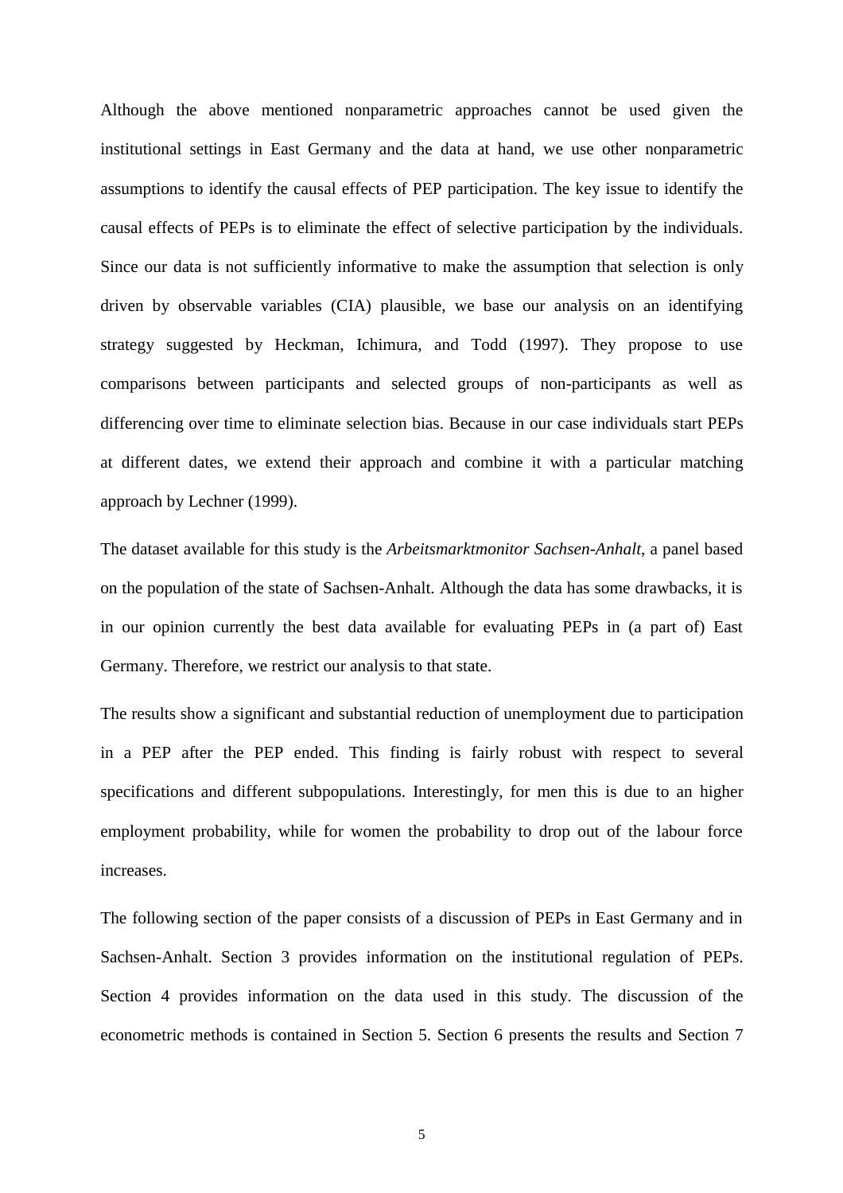Although the above mentioned nonparametric approaches cannot be used given the institutional settings in East Germany and the data at hand, we use other nonparametric assumptions to identify the causal effects of PEP participation. The key issue to identify the causal effects of PEPs is to eliminate the effect of selective participation by the individuals. Since our data is not sufficiently informative to make the assumption that selection is only driven by observable variables (CIA) plausible, we base our analysis on an identifying strategy suggested by Heckman, Ichimura, and Todd (1997). They propose to use comparisons between participants and selected groups of non-participants as well as differencing over time to eliminate selection bias. Because in our case individuals start PEPs at different dates, we extend their approach and combine it with a particular matching approach by Lechner (1999).

The dataset available for this study is the *Arbeitsmarktmonitor Sachsen-Anhalt*, a panel based on the population of the state of Sachsen-Anhalt. Although the data has some drawbacks, it is in our opinion currently the best data available for evaluating PEPs in (a part of) East Germany. Therefore, we restrict our analysis to that state.

The results show a significant and substantial reduction of unemployment due to participation in a PEP after the PEP ended. This finding is fairly robust with respect to several specifications and different subpopulations. Interestingly, for men this is due to an higher employment probability, while for women the probability to drop out of the labour force increases.

The following section of the paper consists of a discussion of PEPs in East Germany and in Sachsen-Anhalt. Section 3 provides information on the institutional regulation of PEPs. Section 4 provides information on the data used in this study. The discussion of the econometric methods is contained in Section 5. Section 6 presents the results and Section 7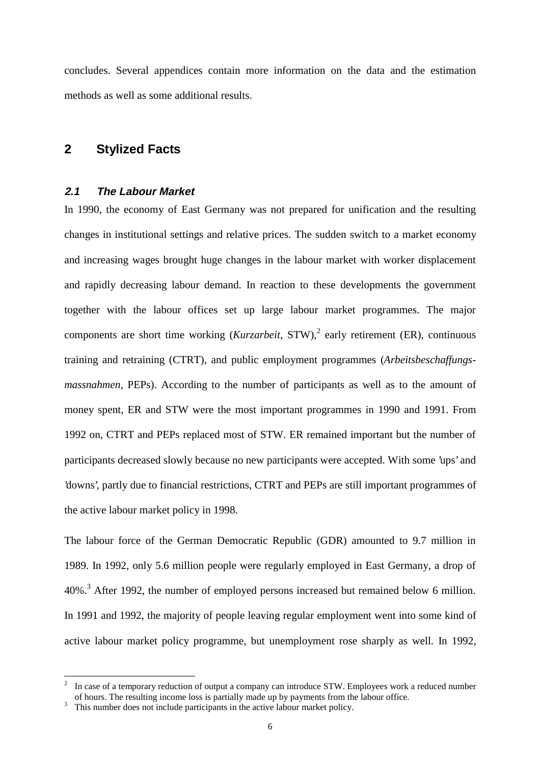concludes. Several appendices contain more information on the data and the estimation methods as well as some additional results.

## 2 Stylized Facts

### 2.1 The Labour Market

In 1990, the economy of East Germany was not prepared for unification and the resulting changes in institutional settings and relative prices. The sudden switch to a market economy and increasing wages brought huge changes in the labour market with worker displacement and rapidly decreasing labour demand. In reaction to these developments the government together with the labour offices set up large labour market programmes. The major components are short time working (*Kurzarbeit*, STW),[2] early retirement (ER), continuous training and retraining (CTRT), and public employment programmes (*Arbeitsbeschaffungsmassnahmen*, PEPs). According to the number of participants as well as to the amount of money spent, ER and STW were the most important programmes in 1990 and 1991. From 1992 on, CTRT and PEPs replaced most of STW. ER remained important but the number of participants decreased slowly because no new participants were accepted. With some 'ups' and 'downs', partly due to financial restrictions, CTRT and PEPs are still important programmes of the active labour market policy in 1998.

The labour force of the German Democratic Republic (GDR) amounted to 9.7 million in 1989. In 1992, only 5.6 million people were regularly employed in East Germany, a drop of 40%.[3] After 1992, the number of employed persons increased but remained below 6 million. In 1991 and 1992, the majority of people leaving regular employment went into some kind of active labour market policy programme, but unemployment rose sharply as well. In 1992,

[2] In case of a temporary reduction of output a company can introduce STW. Employees work a reduced number of hours. The resulting income loss is partially made up by payments from the labour office.

[3] This number does not include participants in the active labour market policy.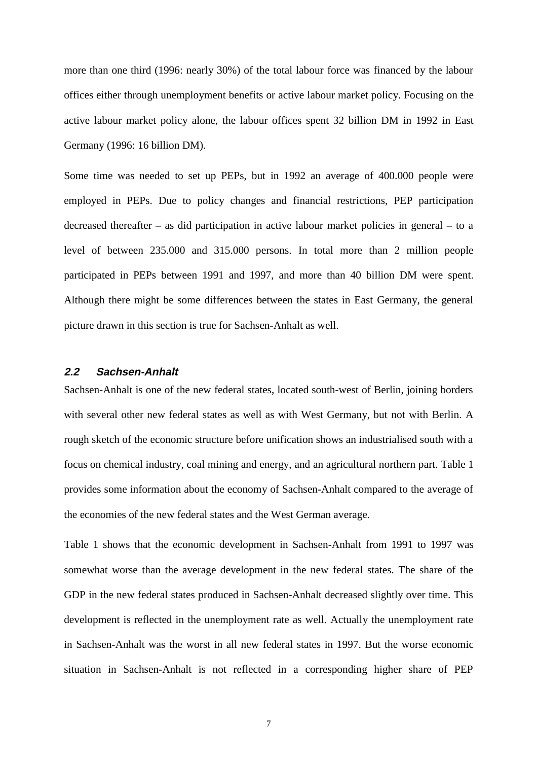more than one third (1996: nearly 30%) of the total labour force was financed by the labour offices either through unemployment benefits or active labour market policy. Focusing on the active labour market policy alone, the labour offices spent 32 billion DM in 1992 in East Germany (1996: 16 billion DM).

Some time was needed to set up PEPs, but in 1992 an average of 400.000 people were employed in PEPs. Due to policy changes and financial restrictions, PEP participation decreased thereafter – as did participation in active labour market policies in general – to a level of between 235.000 and 315.000 persons. In total more than 2 million people participated in PEPs between 1991 and 1997, and more than 40 billion DM were spent. Although there might be some differences between the states in East Germany, the general picture drawn in this section is true for Sachsen-Anhalt as well.

### 2.2 Sachsen-Anhalt

Sachsen-Anhalt is one of the new federal states, located south-west of Berlin, joining borders with several other new federal states as well as with West Germany, but not with Berlin. A rough sketch of the economic structure before unification shows an industrialised south with a focus on chemical industry, coal mining and energy, and an agricultural northern part. Table 1 provides some information about the economy of Sachsen-Anhalt compared to the average of the economies of the new federal states and the West German average.

Table 1 shows that the economic development in Sachsen-Anhalt from 1991 to 1997 was somewhat worse than the average development in the new federal states. The share of the GDP in the new federal states produced in Sachsen-Anhalt decreased slightly over time. This development is reflected in the unemployment rate as well. Actually the unemployment rate in Sachsen-Anhalt was the worst in all new federal states in 1997. But the worse economic situation in Sachsen-Anhalt is not reflected in a corresponding higher share of PEP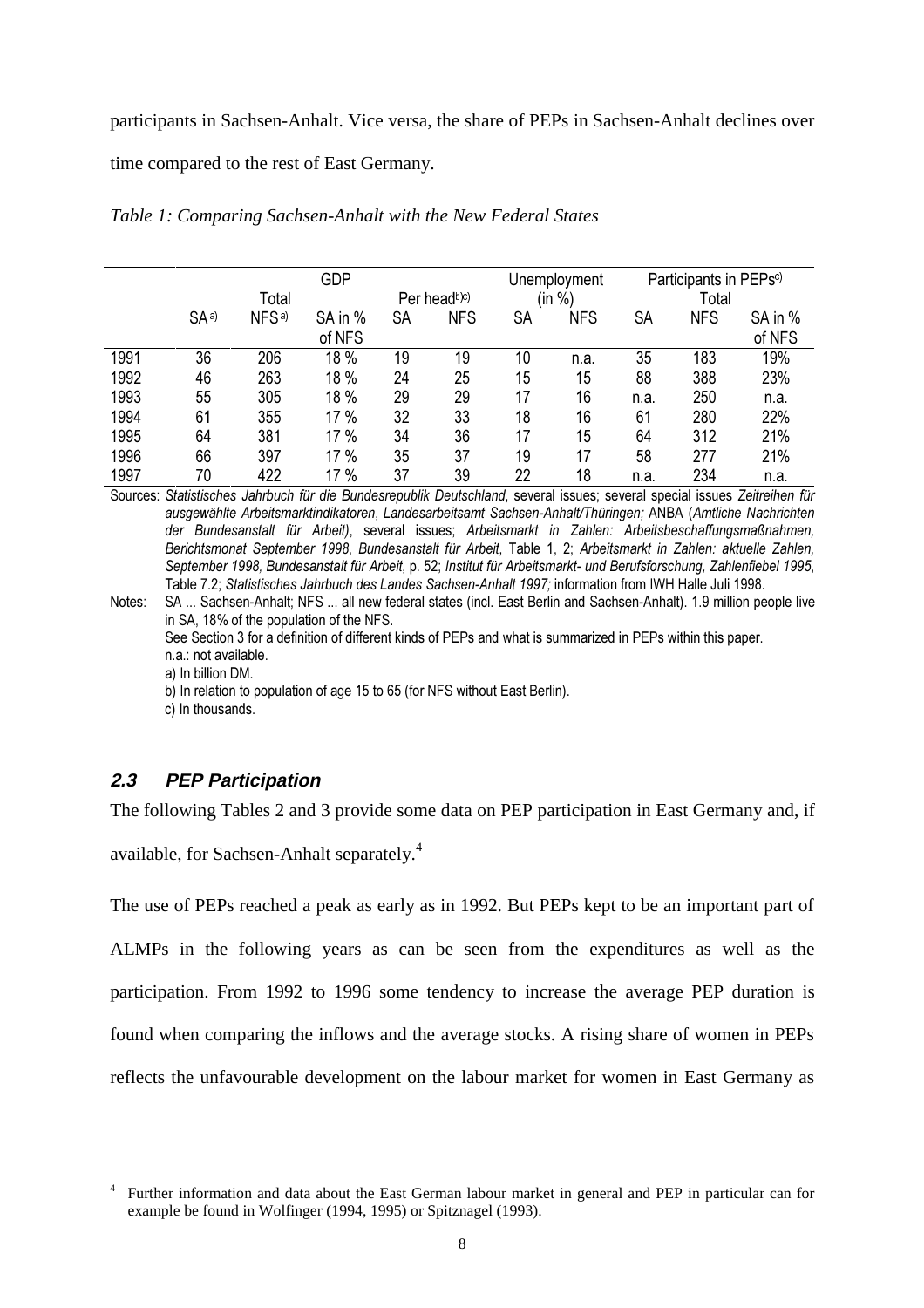participants in Sachsen-Anhalt. Vice versa, the share of PEPs in Sachsen-Anhalt declines over time compared to the rest of East Germany.

*Table 1: Comparing Sachsen-Anhalt with the New Federal States*

| | GDP | | | | | Unemployment (in %) | | Participants in PEPs[c)] | | |
|---|---|---|---|---|---|---|---|---|---|---|
| | Total | | | Per head[b)c)] | | | | Total | | |
| | SA[a)] | NFS[a)] | SA in % of NFS | SA | NFS | SA | NFS | SA | NFS | SA in % of NFS |
| 1991 | 36 | 206 | 18 % | 19 | 19 | 10 | n.a. | 35 | 183 | 19% |
| 1992 | 46 | 263 | 18 % | 24 | 25 | 15 | 15 | 88 | 388 | 23% |
| 1993 | 55 | 305 | 18 % | 29 | 29 | 17 | 16 | n.a. | 250 | n.a. |
| 1994 | 61 | 355 | 17 % | 32 | 33 | 18 | 16 | 61 | 280 | 22% |
| 1995 | 64 | 381 | 17 % | 34 | 36 | 17 | 15 | 64 | 312 | 21% |
| 1996 | 66 | 397 | 17 % | 35 | 37 | 19 | 17 | 58 | 277 | 21% |
| 1997 | 70 | 422 | 17 % | 37 | 39 | 22 | 18 | n.a. | 234 | n.a. |

Sources: *Statistisches Jahrbuch für die Bundesrepublik Deutschland*, several issues; several special issues *Zeitreihen für ausgewählte Arbeitsmarktindikatoren*, *Landesarbeitsamt Sachsen-Anhalt/Thüringen;* ANBA (*Amtliche Nachrichten der Bundesanstalt für Arbeit)*, several issues; *Arbeitsmarkt in Zahlen: Arbeitsbeschaffungsmaßnahmen, Berichtsmonat September 1998*, *Bundesanstalt für Arbeit*, Table 1, 2; *Arbeitsmarkt in Zahlen: aktuelle Zahlen, September 1998, Bundesanstalt für Arbeit*, p. 52; *Institut für Arbeitsmarkt- und Berufsforschung, Zahlenfiebel 1995*, Table 7.2; *Statistisches Jahrbuch des Landes Sachsen-Anhalt 1997;* information from IWH Halle Juli 1998.

Notes: SA ... Sachsen-Anhalt; NFS ... all new federal states (incl. East Berlin and Sachsen-Anhalt). 1.9 million people live in SA, 18% of the population of the NFS.
See Section 3 for a definition of different kinds of PEPs and what is summarized in PEPs within this paper.
n.a.: not available.
a) In billion DM.
b) In relation to population of age 15 to 65 (for NFS without East Berlin).
c) In thousands.

### *2.3 PEP Participation*

The following Tables 2 and 3 provide some data on PEP participation in East Germany and, if available, for Sachsen-Anhalt separately.[4]

The use of PEPs reached a peak as early as in 1992. But PEPs kept to be an important part of ALMPs in the following years as can be seen from the expenditures as well as the participation. From 1992 to 1996 some tendency to increase the average PEP duration is found when comparing the inflows and the average stocks. A rising share of women in PEPs reflects the unfavourable development on the labour market for women in East Germany as

[4] Further information and data about the East German labour market in general and PEP in particular can for example be found in Wolfinger (1994, 1995) or Spitznagel (1993).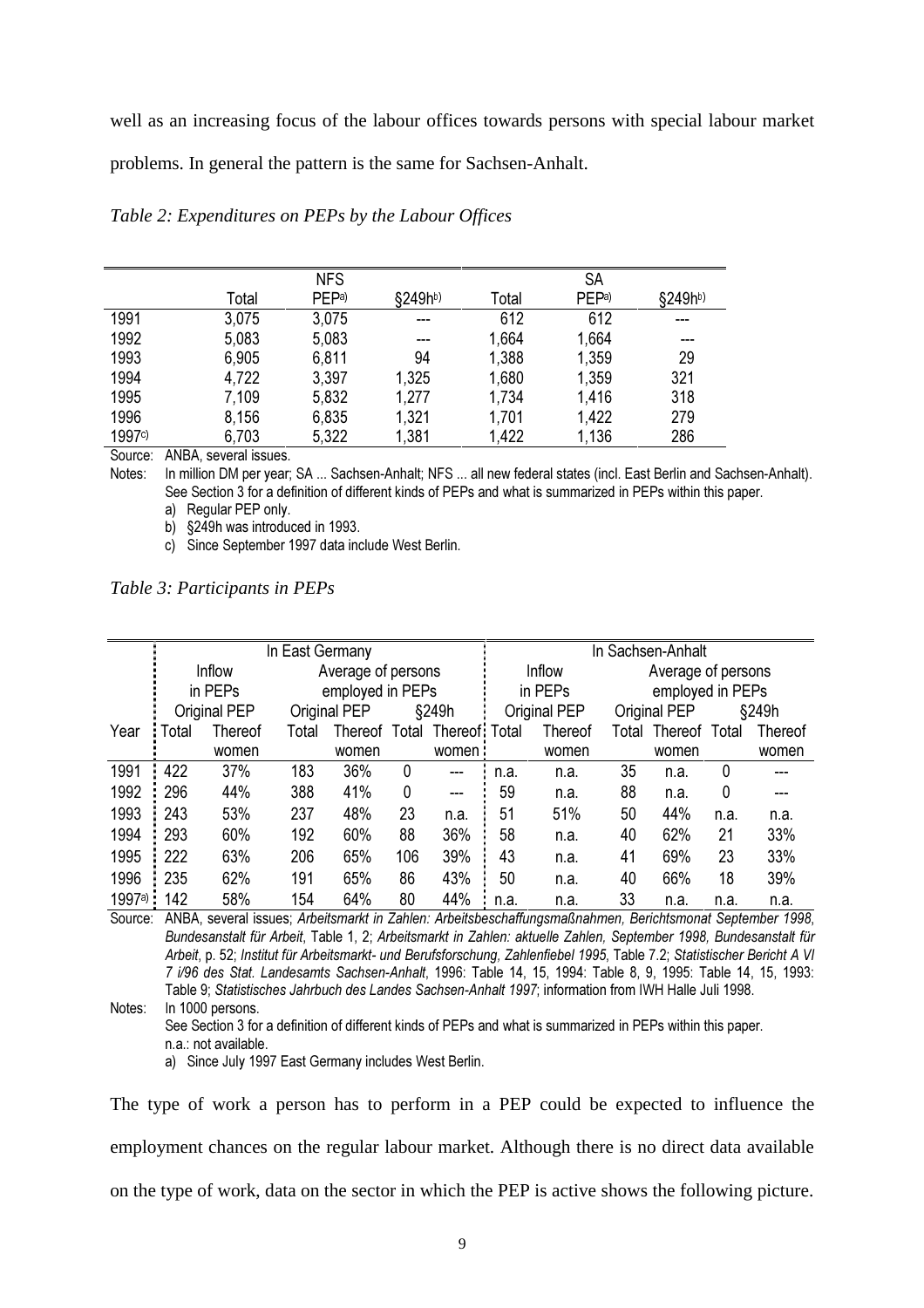well as an increasing focus of the labour offices towards persons with special labour market problems. In general the pattern is the same for Sachsen-Anhalt.

*Table 2: Expenditures on PEPs by the Labour Offices*

| | NFS | | | SA | | |
|---|---|---|---|---|---|---|
| | Total | PEP[a)] | §249h[b)] | Total | PEP[a)] | §249h[b)] |
| 1991 | 3,075 | 3,075 | --- | 612 | 612 | --- |
| 1992 | 5,083 | 5,083 | --- | 1,664 | 1,664 | --- |
| 1993 | 6,905 | 6,811 | 94 | 1,388 | 1,359 | 29 |
| 1994 | 4,722 | 3,397 | 1,325 | 1,680 | 1,359 | 321 |
| 1995 | 7,109 | 5,832 | 1,277 | 1,734 | 1,416 | 318 |
| 1996 | 8,156 | 6,835 | 1,321 | 1,701 | 1,422 | 279 |
| 1997[c)] | 6,703 | 5,322 | 1,381 | 1,422 | 1,136 | 286 |

Source: ANBA, several issues.

Notes: In million DM per year; SA ... Sachsen-Anhalt; NFS ... all new federal states (incl. East Berlin and Sachsen-Anhalt). See Section 3 for a definition of different kinds of PEPs and what is summarized in PEPs within this paper.

a) Regular PEP only.

b) §249h was introduced in 1993.

c) Since September 1997 data include West Berlin.

*Table 3: Participants in PEPs*

| | In East Germany | | | | | | In Sachsen-Anhalt | | | | | |
|---|---|---|---|---|---|---|---|---|---|---|---|---|
| | Inflow in PEPs | | Average of persons employed in PEPs | | | | Inflow in PEPs | | Average of persons employed in PEPs | | | |
| | Original PEP | | Original PEP | | §249h | | Original PEP | | Original PEP | | §249h | |
| Year | Total | Thereof women | Total | Thereof women | Total | Thereof women | Total | Thereof women | Total | Thereof women | Total | Thereof women |
| 1991 | 422 | 37% | 183 | 36% | 0 | --- | n.a. | n.a. | 35 | n.a. | 0 | --- |
| 1992 | 296 | 44% | 388 | 41% | 0 | --- | 59 | n.a. | 88 | n.a. | 0 | --- |
| 1993 | 243 | 53% | 237 | 48% | 23 | n.a. | 51 | 51% | 50 | 44% | n.a. | n.a. |
| 1994 | 293 | 60% | 192 | 60% | 88 | 36% | 58 | n.a. | 40 | 62% | 21 | 33% |
| 1995 | 222 | 63% | 206 | 65% | 106 | 39% | 43 | n.a. | 41 | 69% | 23 | 33% |
| 1996 | 235 | 62% | 191 | 65% | 86 | 43% | 50 | n.a. | 40 | 66% | 18 | 39% |
| 1997[a)] | 142 | 58% | 154 | 64% | 80 | 44% | n.a. | n.a. | 33 | n.a. | n.a. | n.a. |

Source: ANBA, several issues; *Arbeitsmarkt in Zahlen: Arbeitsbeschaffungsmaßnahmen, Berichtsmonat September 1998, Bundesanstalt für Arbeit*, Table 1, 2; *Arbeitsmarkt in Zahlen: aktuelle Zahlen, September 1998, Bundesanstalt für Arbeit*, p. 52; *Institut für Arbeitsmarkt- und Berufsforschung, Zahlenfiebel 1995*, Table 7.2; *Statistischer Bericht A VI 7 i/96 des Stat. Landesamts Sachsen-Anhalt*, 1996: Table 14, 15, 1994: Table 8, 9, 1995: Table 14, 15, 1993: Table 9; *Statistisches Jahrbuch des Landes Sachsen-Anhalt 1997*; information from IWH Halle Juli 1998.

Notes: In 1000 persons.

See Section 3 for a definition of different kinds of PEPs and what is summarized in PEPs within this paper.

n.a.: not available.

a) Since July 1997 East Germany includes West Berlin.

The type of work a person has to perform in a PEP could be expected to influence the employment chances on the regular labour market. Although there is no direct data available on the type of work, data on the sector in which the PEP is active shows the following picture.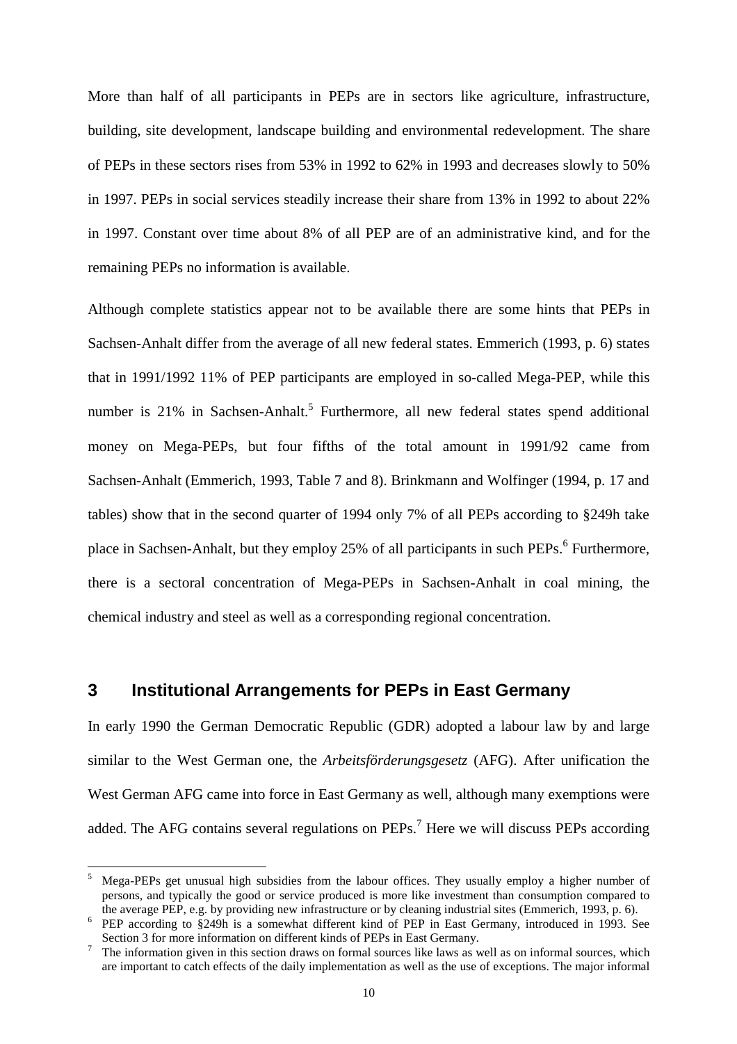More than half of all participants in PEPs are in sectors like agriculture, infrastructure, building, site development, landscape building and environmental redevelopment. The share of PEPs in these sectors rises from 53% in 1992 to 62% in 1993 and decreases slowly to 50% in 1997. PEPs in social services steadily increase their share from 13% in 1992 to about 22% in 1997. Constant over time about 8% of all PEP are of an administrative kind, and for the remaining PEPs no information is available.

Although complete statistics appear not to be available there are some hints that PEPs in Sachsen-Anhalt differ from the average of all new federal states. Emmerich (1993, p. 6) states that in 1991/1992 11% of PEP participants are employed in so-called Mega-PEP, while this number is 21% in Sachsen-Anhalt.[5] Furthermore, all new federal states spend additional money on Mega-PEPs, but four fifths of the total amount in 1991/92 came from Sachsen-Anhalt (Emmerich, 1993, Table 7 and 8). Brinkmann and Wolfinger (1994, p. 17 and tables) show that in the second quarter of 1994 only 7% of all PEPs according to §249h take place in Sachsen-Anhalt, but they employ 25% of all participants in such PEPs.[6] Furthermore, there is a sectoral concentration of Mega-PEPs in Sachsen-Anhalt in coal mining, the chemical industry and steel as well as a corresponding regional concentration.

## 3 Institutional Arrangements for PEPs in East Germany

In early 1990 the German Democratic Republic (GDR) adopted a labour law by and large similar to the West German one, the *Arbeitsförderungsgesetz* (AFG). After unification the West German AFG came into force in East Germany as well, although many exemptions were added. The AFG contains several regulations on PEPs.[7] Here we will discuss PEPs according

---

[5] Mega-PEPs get unusual high subsidies from the labour offices. They usually employ a higher number of persons, and typically the good or service produced is more like investment than consumption compared to the average PEP, e.g. by providing new infrastructure or by cleaning industrial sites (Emmerich, 1993, p. 6).

[6] PEP according to §249h is a somewhat different kind of PEP in East Germany, introduced in 1993. See Section 3 for more information on different kinds of PEPs in East Germany.

[7] The information given in this section draws on formal sources like laws as well as on informal sources, which are important to catch effects of the daily implementation as well as the use of exceptions. The major informal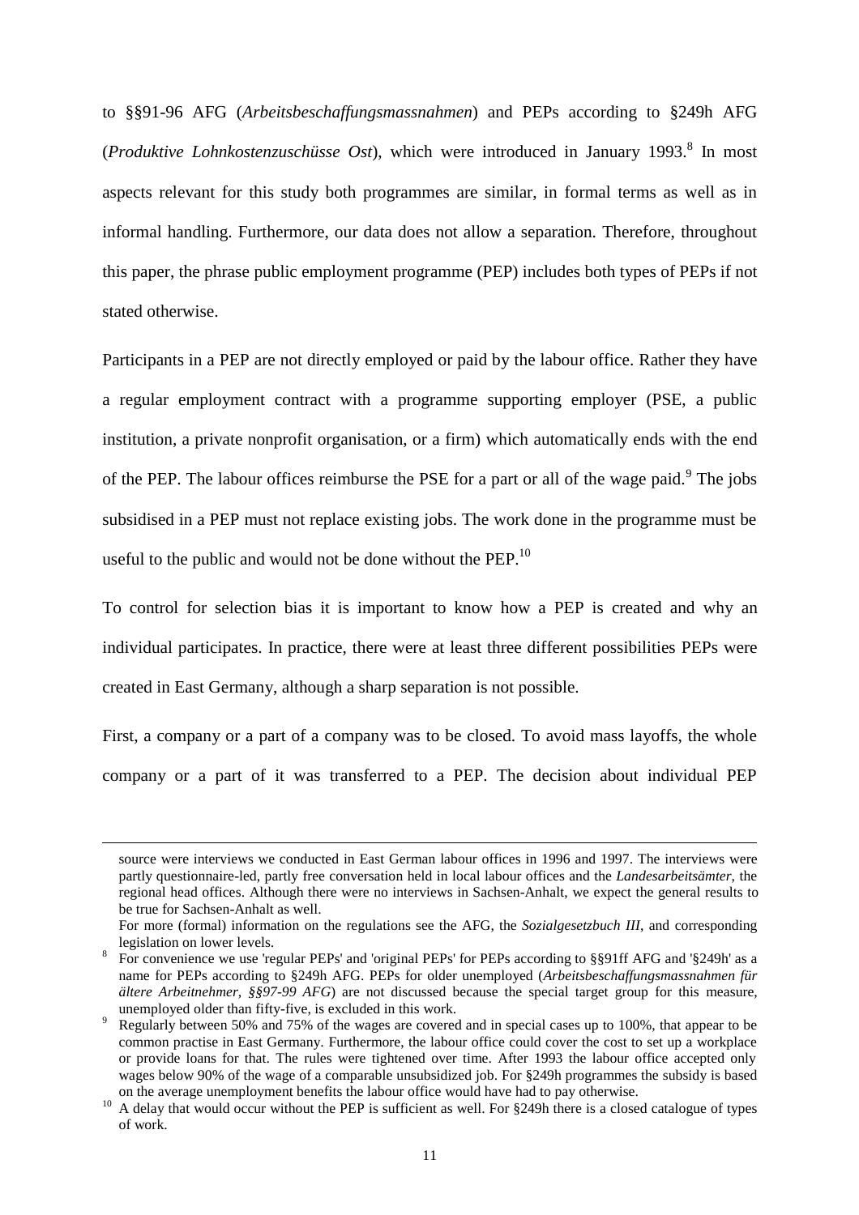to §§91-96 AFG (*Arbeitsbeschaffungsmassnahmen*) and PEPs according to §249h AFG (*Produktive Lohnkostenzuschüsse Ost*), which were introduced in January 1993.[8] In most aspects relevant for this study both programmes are similar, in formal terms as well as in informal handling. Furthermore, our data does not allow a separation. Therefore, throughout this paper, the phrase public employment programme (PEP) includes both types of PEPs if not stated otherwise.

Participants in a PEP are not directly employed or paid by the labour office. Rather they have a regular employment contract with a programme supporting employer (PSE, a public institution, a private nonprofit organisation, or a firm) which automatically ends with the end of the PEP. The labour offices reimburse the PSE for a part or all of the wage paid.[9] The jobs subsidised in a PEP must not replace existing jobs. The work done in the programme must be useful to the public and would not be done without the PEP.[10]

To control for selection bias it is important to know how a PEP is created and why an individual participates. In practice, there were at least three different possibilities PEPs were created in East Germany, although a sharp separation is not possible.

First, a company or a part of a company was to be closed. To avoid mass layoffs, the whole company or a part of it was transferred to a PEP. The decision about individual PEP

---

source were interviews we conducted in East German labour offices in 1996 and 1997. The interviews were partly questionnaire-led, partly free conversation held in local labour offices and the *Landesarbeitsämter*, the regional head offices. Although there were no interviews in Sachsen-Anhalt, we expect the general results to be true for Sachsen-Anhalt as well.

For more (formal) information on the regulations see the AFG, the *Sozialgesetzbuch III*, and corresponding legislation on lower levels.

[8] For convenience we use 'regular PEPs' and 'original PEPs' for PEPs according to §§91ff AFG and '§249h' as a name for PEPs according to §249h AFG. PEPs for older unemployed (*Arbeitsbeschaffungsmassnahmen für ältere Arbeitnehmer, §§97-99 AFG*) are not discussed because the special target group for this measure, unemployed older than fifty-five, is excluded in this work.

[9] Regularly between 50% and 75% of the wages are covered and in special cases up to 100%, that appear to be common practise in East Germany. Furthermore, the labour office could cover the cost to set up a workplace or provide loans for that. The rules were tightened over time. After 1993 the labour office accepted only wages below 90% of the wage of a comparable unsubsidized job. For §249h programmes the subsidy is based on the average unemployment benefits the labour office would have had to pay otherwise.

[10] A delay that would occur without the PEP is sufficient as well. For §249h there is a closed catalogue of types of work.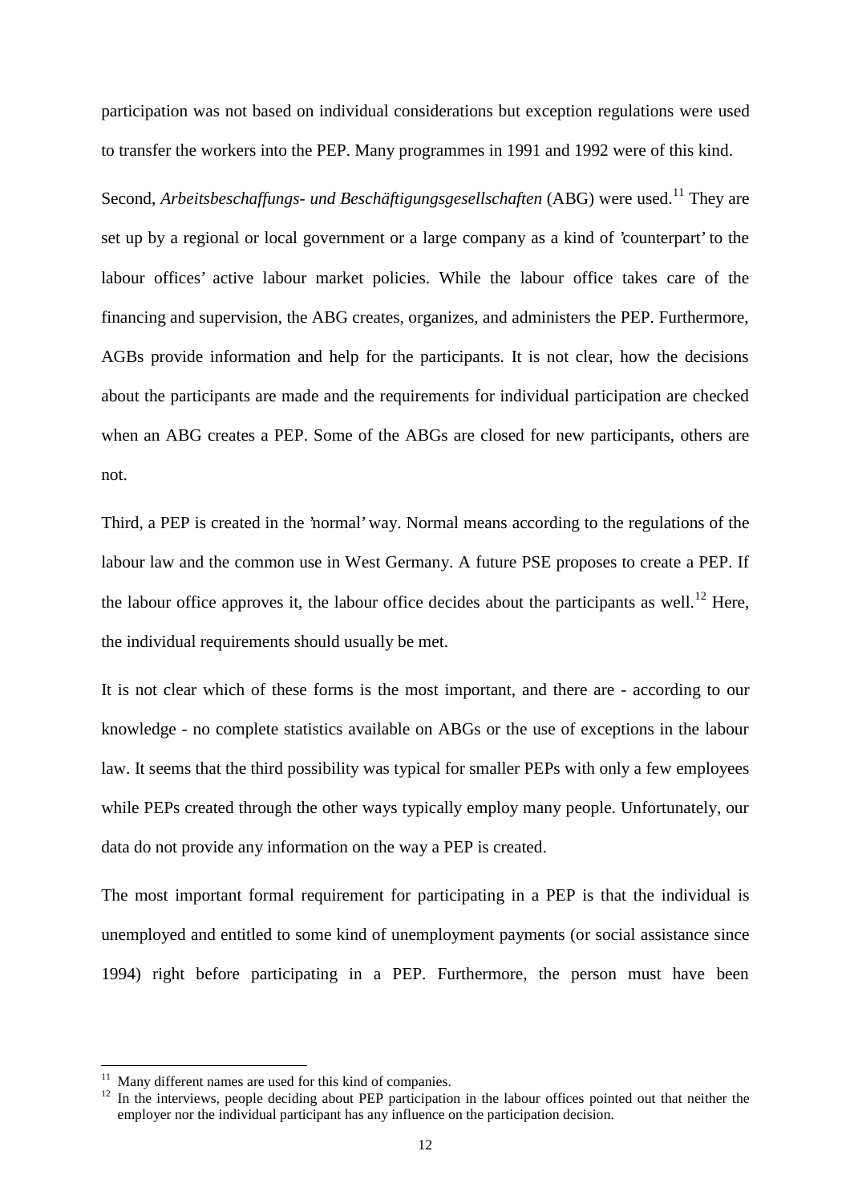participation was not based on individual considerations but exception regulations were used to transfer the workers into the PEP. Many programmes in 1991 and 1992 were of this kind.

Second, *Arbeitsbeschaffungs- und Beschäftigungsgesellschaften* (ABG) were used.[11] They are set up by a regional or local government or a large company as a kind of 'counterpart' to the labour offices' active labour market policies. While the labour office takes care of the financing and supervision, the ABG creates, organizes, and administers the PEP. Furthermore, AGBs provide information and help for the participants. It is not clear, how the decisions about the participants are made and the requirements for individual participation are checked when an ABG creates a PEP. Some of the ABGs are closed for new participants, others are not.

Third, a PEP is created in the 'normal' way. Normal means according to the regulations of the labour law and the common use in West Germany. A future PSE proposes to create a PEP. If the labour office approves it, the labour office decides about the participants as well.[12] Here, the individual requirements should usually be met.

It is not clear which of these forms is the most important, and there are - according to our knowledge - no complete statistics available on ABGs or the use of exceptions in the labour law. It seems that the third possibility was typical for smaller PEPs with only a few employees while PEPs created through the other ways typically employ many people. Unfortunately, our data do not provide any information on the way a PEP is created.

The most important formal requirement for participating in a PEP is that the individual is unemployed and entitled to some kind of unemployment payments (or social assistance since 1994) right before participating in a PEP. Furthermore, the person must have been

---

[11] Many different names are used for this kind of companies.

[12] In the interviews, people deciding about PEP participation in the labour offices pointed out that neither the employer nor the individual participant has any influence on the participation decision.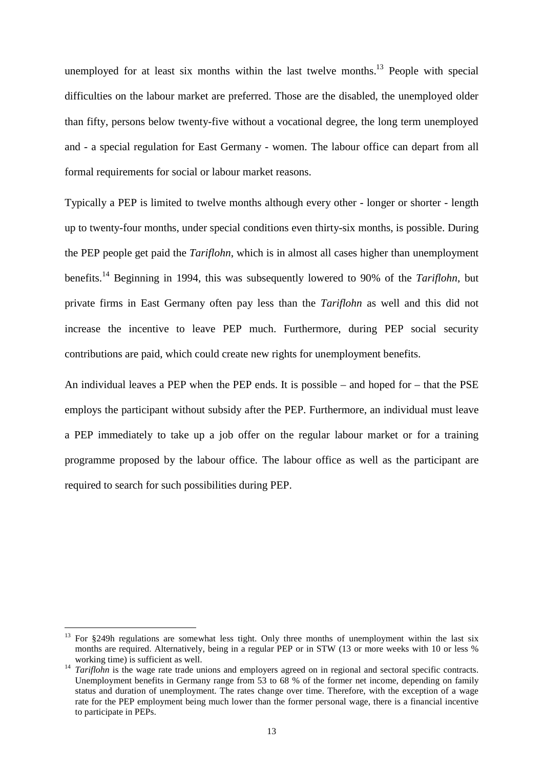unemployed for at least six months within the last twelve months.[13] People with special difficulties on the labour market are preferred. Those are the disabled, the unemployed older than fifty, persons below twenty-five without a vocational degree, the long term unemployed and - a special regulation for East Germany - women. The labour office can depart from all formal requirements for social or labour market reasons.

Typically a PEP is limited to twelve months although every other - longer or shorter - length up to twenty-four months, under special conditions even thirty-six months, is possible. During the PEP people get paid the *Tariflohn*, which is in almost all cases higher than unemployment benefits.[14] Beginning in 1994, this was subsequently lowered to 90% of the *Tariflohn*, but private firms in East Germany often pay less than the *Tariflohn* as well and this did not increase the incentive to leave PEP much. Furthermore, during PEP social security contributions are paid, which could create new rights for unemployment benefits.

An individual leaves a PEP when the PEP ends. It is possible – and hoped for – that the PSE employs the participant without subsidy after the PEP. Furthermore, an individual must leave a PEP immediately to take up a job offer on the regular labour market or for a training programme proposed by the labour office. The labour office as well as the participant are required to search for such possibilities during PEP.

---

[13] For §249h regulations are somewhat less tight. Only three months of unemployment within the last six months are required. Alternatively, being in a regular PEP or in STW (13 or more weeks with 10 or less % working time) is sufficient as well.

[14] *Tariflohn* is the wage rate trade unions and employers agreed on in regional and sectoral specific contracts. Unemployment benefits in Germany range from 53 to 68 % of the former net income, depending on family status and duration of unemployment. The rates change over time. Therefore, with the exception of a wage rate for the PEP employment being much lower than the former personal wage, there is a financial incentive to participate in PEPs.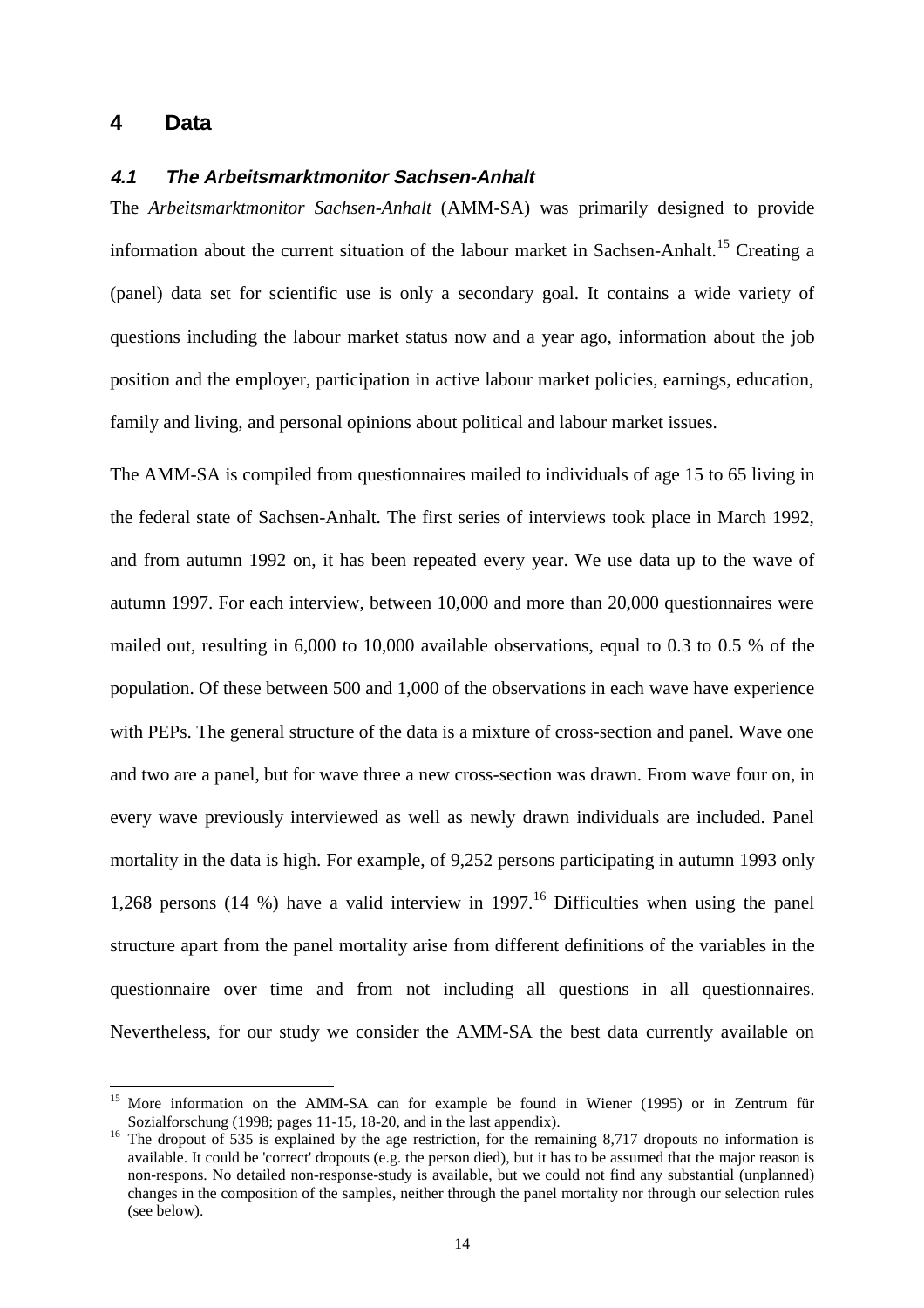# 4 Data

## *4.1 The Arbeitsmarktmonitor Sachsen-Anhalt*

The *Arbeitsmarktmonitor Sachsen-Anhalt* (AMM-SA) was primarily designed to provide information about the current situation of the labour market in Sachsen-Anhalt.[15] Creating a (panel) data set for scientific use is only a secondary goal. It contains a wide variety of questions including the labour market status now and a year ago, information about the job position and the employer, participation in active labour market policies, earnings, education, family and living, and personal opinions about political and labour market issues.

The AMM-SA is compiled from questionnaires mailed to individuals of age 15 to 65 living in the federal state of Sachsen-Anhalt. The first series of interviews took place in March 1992, and from autumn 1992 on, it has been repeated every year. We use data up to the wave of autumn 1997. For each interview, between 10,000 and more than 20,000 questionnaires were mailed out, resulting in 6,000 to 10,000 available observations, equal to 0.3 to 0.5 % of the population. Of these between 500 and 1,000 of the observations in each wave have experience with PEPs. The general structure of the data is a mixture of cross-section and panel. Wave one and two are a panel, but for wave three a new cross-section was drawn. From wave four on, in every wave previously interviewed as well as newly drawn individuals are included. Panel mortality in the data is high. For example, of 9,252 persons participating in autumn 1993 only 1,268 persons (14 %) have a valid interview in 1997.[16] Difficulties when using the panel structure apart from the panel mortality arise from different definitions of the variables in the questionnaire over time and from not including all questions in all questionnaires. Nevertheless, for our study we consider the AMM-SA the best data currently available on

---

[15] More information on the AMM-SA can for example be found in Wiener (1995) or in Zentrum für Sozialforschung (1998; pages 11-15, 18-20, and in the last appendix).

[16] The dropout of 535 is explained by the age restriction, for the remaining 8,717 dropouts no information is available. It could be 'correct' dropouts (e.g. the person died), but it has to be assumed that the major reason is non-respons. No detailed non-response-study is available, but we could not find any substantial (unplanned) changes in the composition of the samples, neither through the panel mortality nor through our selection rules (see below).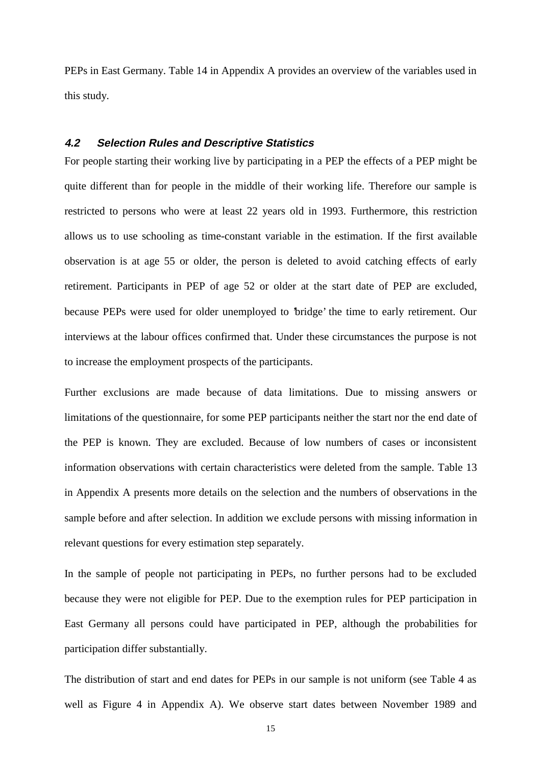PEPs in East Germany. Table 14 in Appendix A provides an overview of the variables used in this study.

### *4.2 Selection Rules and Descriptive Statistics*

For people starting their working live by participating in a PEP the effects of a PEP might be quite different than for people in the middle of their working life. Therefore our sample is restricted to persons who were at least 22 years old in 1993. Furthermore, this restriction allows us to use schooling as time-constant variable in the estimation. If the first available observation is at age 55 or older, the person is deleted to avoid catching effects of early retirement. Participants in PEP of age 52 or older at the start date of PEP are excluded, because PEPs were used for older unemployed to 'bridge' the time to early retirement. Our interviews at the labour offices confirmed that. Under these circumstances the purpose is not to increase the employment prospects of the participants.

Further exclusions are made because of data limitations. Due to missing answers or limitations of the questionnaire, for some PEP participants neither the start nor the end date of the PEP is known. They are excluded. Because of low numbers of cases or inconsistent information observations with certain characteristics were deleted from the sample. Table 13 in Appendix A presents more details on the selection and the numbers of observations in the sample before and after selection. In addition we exclude persons with missing information in relevant questions for every estimation step separately.

In the sample of people not participating in PEPs, no further persons had to be excluded because they were not eligible for PEP. Due to the exemption rules for PEP participation in East Germany all persons could have participated in PEP, although the probabilities for participation differ substantially.

The distribution of start and end dates for PEPs in our sample is not uniform (see Table 4 as well as Figure 4 in Appendix A). We observe start dates between November 1989 and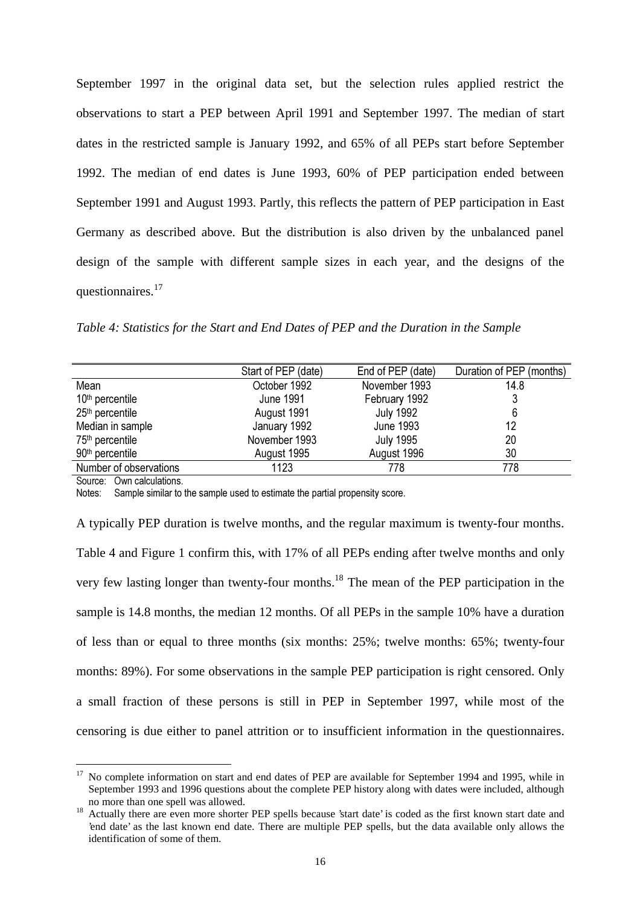September 1997 in the original data set, but the selection rules applied restrict the observations to start a PEP between April 1991 and September 1997. The median of start dates in the restricted sample is January 1992, and 65% of all PEPs start before September 1992. The median of end dates is June 1993, 60% of PEP participation ended between September 1991 and August 1993. Partly, this reflects the pattern of PEP participation in East Germany as described above. But the distribution is also driven by the unbalanced panel design of the sample with different sample sizes in each year, and the designs of the questionnaires.[17]

*Table 4: Statistics for the Start and End Dates of PEP and the Duration in the Sample*

| | Start of PEP (date) | End of PEP (date) | Duration of PEP (months) |
|---|---|---|---|
| Mean | October 1992 | November 1993 | 14.8 |
| 10th percentile | June 1991 | February 1992 | 3 |
| 25th percentile | August 1991 | July 1992 | 6 |
| Median in sample | January 1992 | June 1993 | 12 |
| 75th percentile | November 1993 | July 1995 | 20 |
| 90th percentile | August 1995 | August 1996 | 30 |
| Number of observations | 1123 | 778 | 778 |

Source: Own calculations.
Notes: Sample similar to the sample used to estimate the partial propensity score.

A typically PEP duration is twelve months, and the regular maximum is twenty-four months. Table 4 and Figure 1 confirm this, with 17% of all PEPs ending after twelve months and only very few lasting longer than twenty-four months.[18] The mean of the PEP participation in the sample is 14.8 months, the median 12 months. Of all PEPs in the sample 10% have a duration of less than or equal to three months (six months: 25%; twelve months: 65%; twenty-four months: 89%). For some observations in the sample PEP participation is right censored. Only a small fraction of these persons is still in PEP in September 1997, while most of the censoring is due either to panel attrition or to insufficient information in the questionnaires.

[17] No complete information on start and end dates of PEP are available for September 1994 and 1995, while in September 1993 and 1996 questions about the complete PEP history along with dates were included, although no more than one spell was allowed.

[18] Actually there are even more shorter PEP spells because 'start date' is coded as the first known start date and 'end date' as the last known end date. There are multiple PEP spells, but the data available only allows the identification of some of them.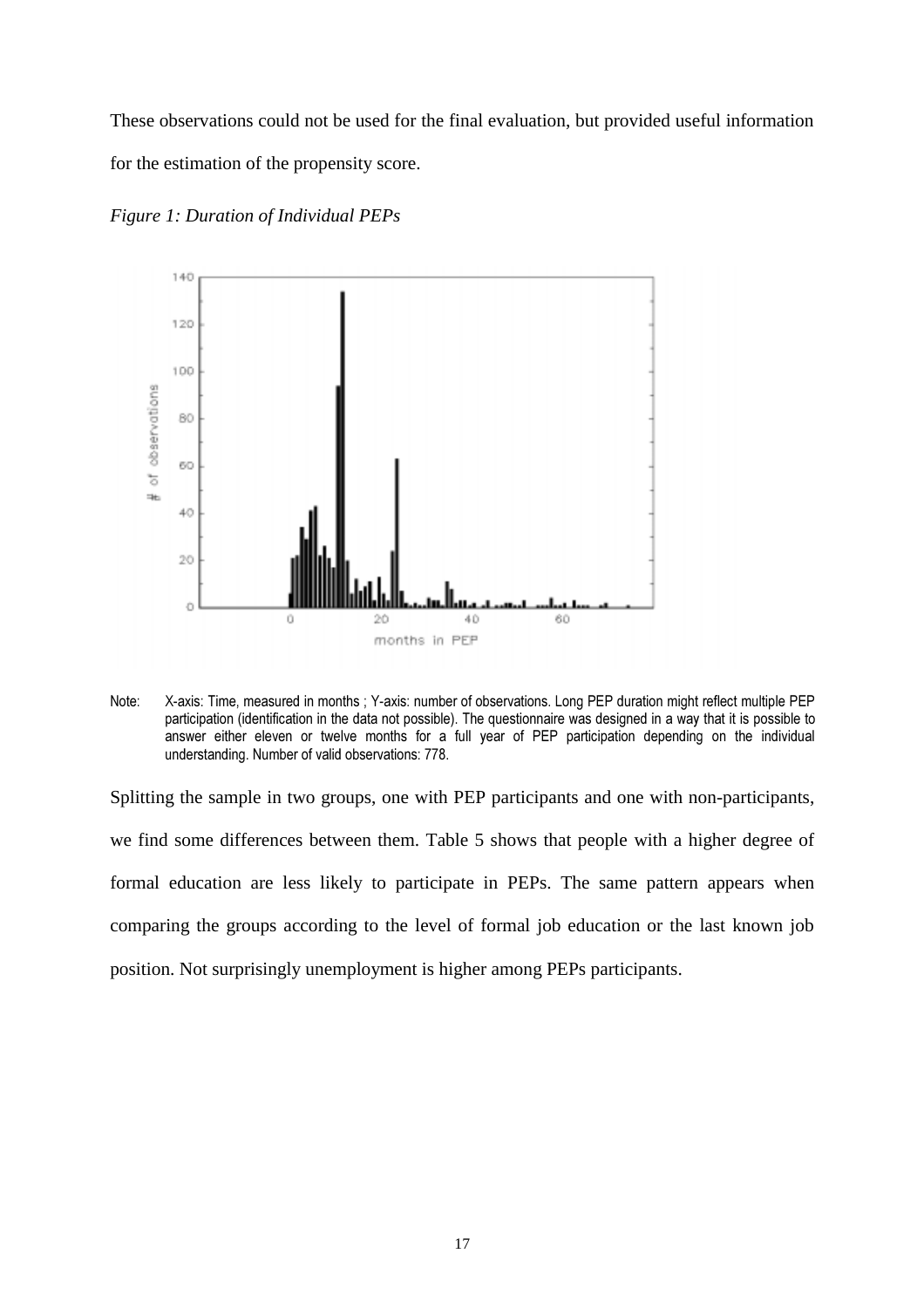These observations could not be used for the final evaluation, but provided useful information for the estimation of the propensity score.

*Figure 1: Duration of Individual PEPs*

Note: X-axis: Time, measured in months ; Y-axis: number of observations. Long PEP duration might reflect multiple PEP participation (identification in the data not possible). The questionnaire was designed in a way that it is possible to answer either eleven or twelve months for a full year of PEP participation depending on the individual understanding. Number of valid observations: 778.

Splitting the sample in two groups, one with PEP participants and one with non-participants, we find some differences between them. Table 5 shows that people with a higher degree of formal education are less likely to participate in PEPs. The same pattern appears when comparing the groups according to the level of formal job education or the last known job position. Not surprisingly unemployment is higher among PEPs participants.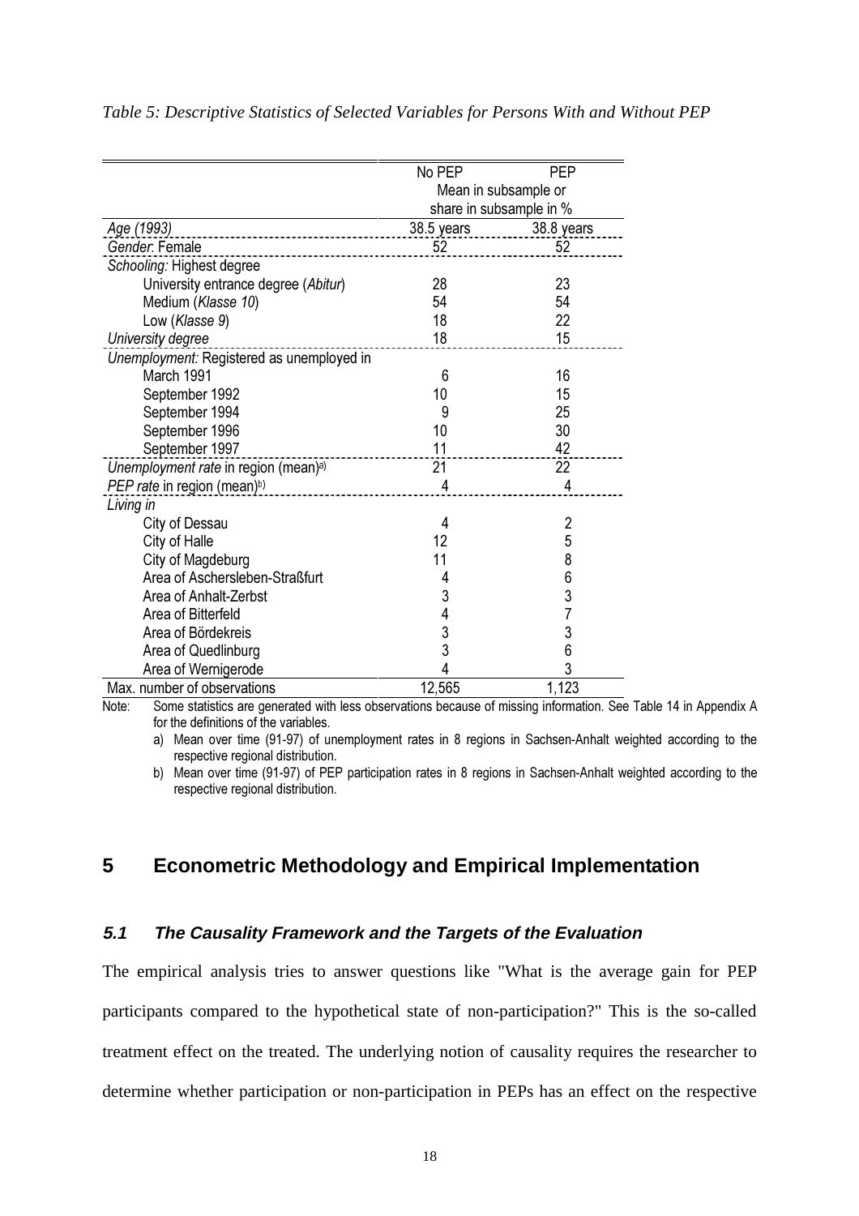*Table 5: Descriptive Statistics of Selected Variables for Persons With and Without PEP*

| | No PEP | PEP |
|---|---|---|
| | Mean in subsample or share in subsample in % | |
| *Age (1993)* | 38.5 years | 38.8 years |
| *Gender*: Female | 52 | 52 |
| *Schooling:* Highest degree | | |
| University entrance degree (*Abitur*) | 28 | 23 |
| Medium (*Klasse 10*) | 54 | 54 |
| Low (*Klasse 9*) | 18 | 22 |
| *University degree* | 18 | 15 |
| *Unemployment:* Registered as unemployed in | | |
| March 1991 | 6 | 16 |
| September 1992 | 10 | 15 |
| September 1994 | 9 | 25 |
| September 1996 | 10 | 30 |
| September 1997 | 11 | 42 |
| *Unemployment rate* in region (mean)[a)] | 21 | 22 |
| *PEP rate* in region (mean)[b)] | 4 | 4 |
| *Living in* | | |
| City of Dessau | 4 | 2 |
| City of Halle | 12 | 5 |
| City of Magdeburg | 11 | 8 |
| Area of Aschersleben-Staßfurt | 4 | 6 |
| Area of Anhalt-Zerbst | 3 | 3 |
| Area of Bitterfeld | 4 | 7 |
| Area of Bördekreis | 3 | 3 |
| Area of Quedlinburg | 3 | 6 |
| Area of Wernigerode | 4 | 3 |
| Max. number of observations | 12,565 | 1,123 |

Note: Some statistics are generated with less observations because of missing information. See Table 14 in Appendix A for the definitions of the variables.

a) Mean over time (91-97) of unemployment rates in 8 regions in Sachsen-Anhalt weighted according to the respective regional distribution.

b) Mean over time (91-97) of PEP participation rates in 8 regions in Sachsen-Anhalt weighted according to the respective regional distribution.

# 5 Econometric Methodology and Empirical Implementation

## 5.1 The Causality Framework and the Targets of the Evaluation

The empirical analysis tries to answer questions like "What is the average gain for PEP participants compared to the hypothetical state of non-participation?" This is the so-called treatment effect on the treated. The underlying notion of causality requires the researcher to determine whether participation or non-participation in PEPs has an effect on the respective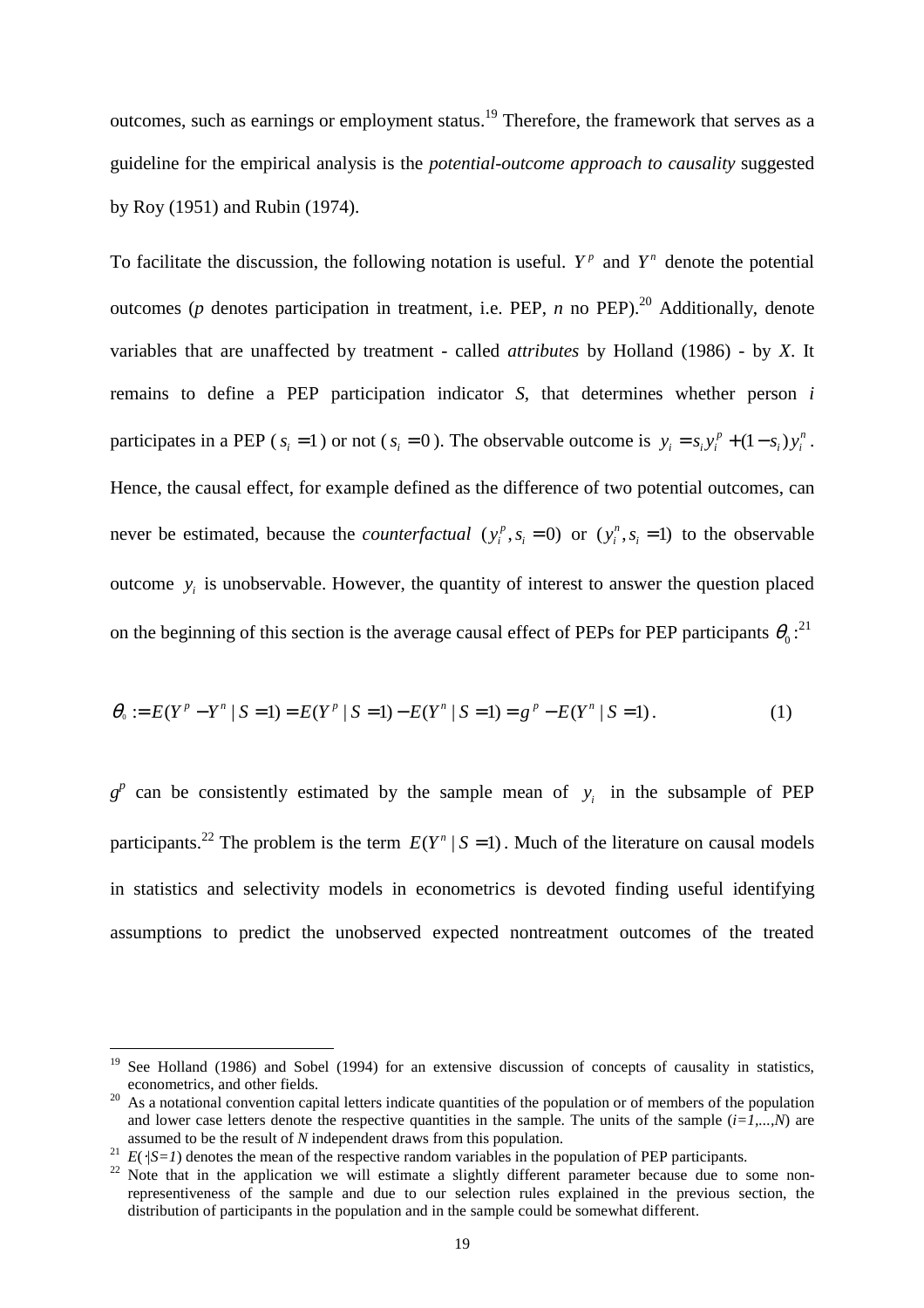outcomes, such as earnings or employment status.[19] Therefore, the framework that serves as a guideline for the empirical analysis is the *potential-outcome approach to causality* suggested by Roy (1951) and Rubin (1974).

To facilitate the discussion, the following notation is useful. $Y^p$ and $Y^n$ denote the potential outcomes (*p* denotes participation in treatment, i.e. PEP, *n* no PEP).[20] Additionally, denote variables that are unaffected by treatment - called *attributes* by Holland (1986) - by *X*. It remains to define a PEP participation indicator *S*, that determines whether person *i* participates in a PEP ($s_i = 1$) or not ($s_i = 0$). The observable outcome is $y_i = s_i y_i^p + (1 - s_i) y_i^n$. Hence, the causal effect, for example defined as the difference of two potential outcomes, can never be estimated, because the *counterfactual* $(y_i^p, s_i = 0)$ or $(y_i^n, s_i = 1)$ to the observable outcome $y_i$ is unobservable. However, the quantity of interest to answer the question placed on the beginning of this section is the average causal effect of PEPs for PEP participants $\theta_0$:[21]

$$\theta_0 := E(Y^p - Y^n \mid S = 1) = E(Y^p \mid S = 1) - E(Y^n \mid S = 1) = g^p - E(Y^n \mid S = 1). \tag{1}$$

$g^p$ can be consistently estimated by the sample mean of $y_i$ in the subsample of PEP participants.[22] The problem is the term $E(Y^n \mid S = 1)$. Much of the literature on causal models in statistics and selectivity models in econometrics is devoted finding useful identifying assumptions to predict the unobserved expected nontreatment outcomes of the treated

---

[19] See Holland (1986) and Sobel (1994) for an extensive discussion of concepts of causality in statistics, econometrics, and other fields.

[20] As a notational convention capital letters indicate quantities of the population or of members of the population and lower case letters denote the respective quantities in the sample. The units of the sample ($i=1,...,N$) are assumed to be the result of *N* independent draws from this population.

[21] $E(\cdot|S=1)$ denotes the mean of the respective random variables in the population of PEP participants.

[22] Note that in the application we will estimate a slightly different parameter because due to some non-representiveness of the sample and due to our selection rules explained in the previous section, the distribution of participants in the population and in the sample could be somewhat different.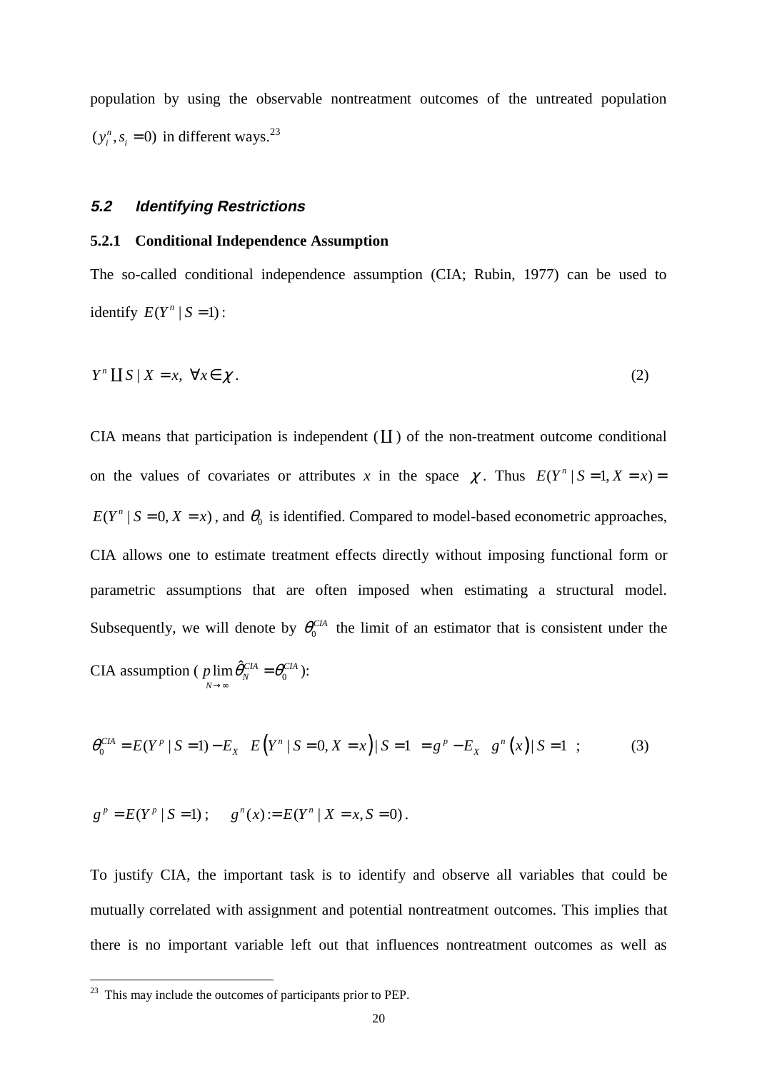population by using the observable nontreatment outcomes of the untreated population $(y_i^n, s_i = 0)$ in different ways.[23]

### 5.2 Identifying Restrictions

#### 5.2.1 Conditional Independence Assumption

The so-called conditional independence assumption (CIA; Rubin, 1977) can be used to identify $E(Y^n \mid S = 1)$:

$$Y^n \coprod S \mid X = x, \;\; \forall x \in \chi . \tag{2}$$

CIA means that participation is independent ($\coprod$) of the non-treatment outcome conditional on the values of covariates or attributes $x$ in the space $\chi$. Thus $E(Y^n \mid S = 1, X = x) = E(Y^n \mid S = 0, X = x)$, and $\theta_0$ is identified. Compared to model-based econometric approaches, CIA allows one to estimate treatment effects directly without imposing functional form or parametric assumptions that are often imposed when estimating a structural model. Subsequently, we will denote by $\theta_0^{CIA}$ the limit of an estimator that is consistent under the CIA assumption ($\underset{N \to \infty}{p \lim}\, \hat{\theta}_N^{CIA} = \theta_0^{CIA}$):

$$\theta_0^{CIA} = E(Y^p \mid S = 1) - E_X\left[ E\left(Y^n \mid S = 0, X = x\right) \mid S = 1 \right] = g^p - E_X\left[ g^n\left(x\right) \mid S = 1 \right]; \tag{3}$$

$$g^p = E(Y^p \mid S = 1); \quad g^n(x) := E(Y^n \mid X = x, S = 0).$$

To justify CIA, the important task is to identify and observe all variables that could be mutually correlated with assignment and potential nontreatment outcomes. This implies that there is no important variable left out that influences nontreatment outcomes as well as

[23] This may include the outcomes of participants prior to PEP.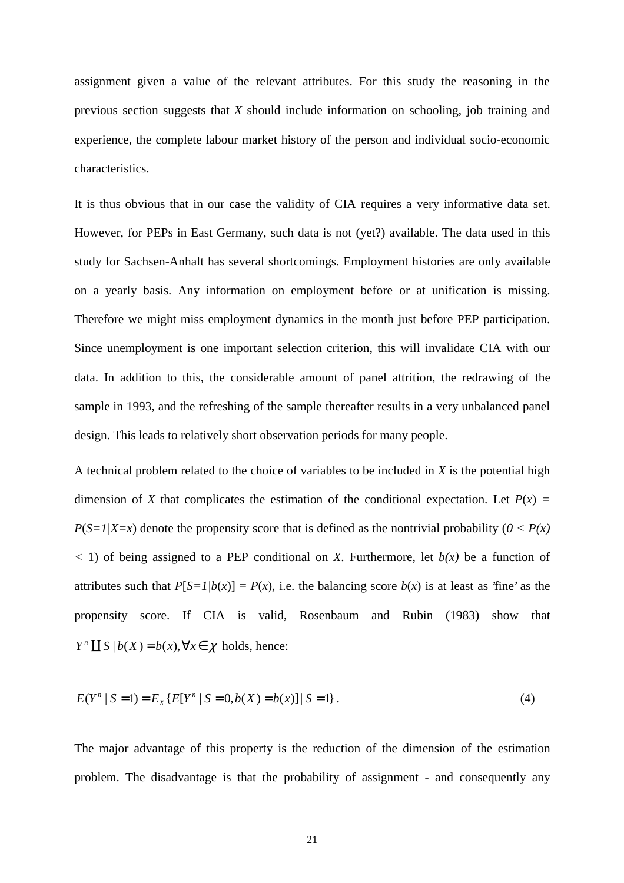assignment given a value of the relevant attributes. For this study the reasoning in the previous section suggests that *X* should include information on schooling, job training and experience, the complete labour market history of the person and individual socio-economic characteristics.

It is thus obvious that in our case the validity of CIA requires a very informative data set. However, for PEPs in East Germany, such data is not (yet?) available. The data used in this study for Sachsen-Anhalt has several shortcomings. Employment histories are only available on a yearly basis. Any information on employment before or at unification is missing. Therefore we might miss employment dynamics in the month just before PEP participation. Since unemployment is one important selection criterion, this will invalidate CIA with our data. In addition to this, the considerable amount of panel attrition, the redrawing of the sample in 1993, and the refreshing of the sample thereafter results in a very unbalanced panel design. This leads to relatively short observation periods for many people.

A technical problem related to the choice of variables to be included in *X* is the potential high dimension of *X* that complicates the estimation of the conditional expectation. Let $P(x) = P(S=1|X=x)$ denote the propensity score that is defined as the nontrivial probability ($0 < P(x) < 1$) of being assigned to a PEP conditional on *X*. Furthermore, let $b(x)$ be a function of attributes such that $P[S=1|b(x)] = P(x)$, i.e. the balancing score $b(x)$ is at least as 'fine' as the propensity score. If CIA is valid, Rosenbaum and Rubin (1983) show that $Y^n \coprod S \mid b(X) = b(x), \forall x \in \chi$ holds, hence:

$$E(Y^n \mid S=1) = E_X\{E[Y^n \mid S=0, b(X)=b(x)] \mid S=1\}. \tag{4}$$

The major advantage of this property is the reduction of the dimension of the estimation problem. The disadvantage is that the probability of assignment - and consequently any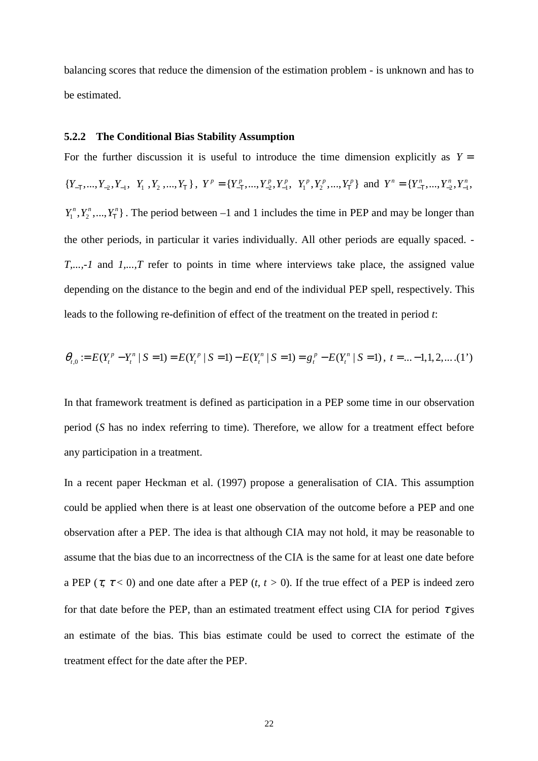balancing scores that reduce the dimension of the estimation problem - is unknown and has to be estimated.

### 5.2.2 The Conditional Bias Stability Assumption

For the further discussion it is useful to introduce the time dimension explicitly as $Y = \{Y_{-T},...,Y_{-2},Y_{-1},\ Y_1, Y_2,...,Y_T\}$, $Y^p = \{Y_{-T}^p,...,Y_{-2}^p,Y_{-1}^p,\ Y_1^p,Y_2^p,...,Y_T^p\}$ and $Y^n = \{Y_{-T}^n,...,Y_{-2}^n,Y_{-1}^n,$ $Y_1^n,Y_2^n,...,Y_T^n\}$. The period between –1 and 1 includes the time in PEP and may be longer than the other periods, in particular it varies individually. All other periods are equally spaced. *-T,...,-1* and *1,...,T* refer to points in time where interviews take place, the assigned value depending on the distance to the begin and end of the individual PEP spell, respectively. This leads to the following re-definition of effect of the treatment on the treated in period *t*:

$$\theta_{t,0} := E(Y_t^p - Y_t^n \mid S=1) = E(Y_t^p \mid S=1) - E(Y_t^n \mid S=1) = g_t^p - E(Y_t^n \mid S=1),\ t = ...-1,1,2,.... \quad (1')$$

In that framework treatment is defined as participation in a PEP some time in our observation period (*S* has no index referring to time). Therefore, we allow for a treatment effect before any participation in a treatment.

In a recent paper Heckman et al. (1997) propose a generalisation of CIA. This assumption could be applied when there is at least one observation of the outcome before a PEP and one observation after a PEP. The idea is that although CIA may not hold, it may be reasonable to assume that the bias due to an incorrectness of the CIA is the same for at least one date before a PEP ($\tau$, $\tau < 0$) and one date after a PEP ($t$, $t > 0$). If the true effect of a PEP is indeed zero for that date before the PEP, than an estimated treatment effect using CIA for period $\tau$ gives an estimate of the bias. This bias estimate could be used to correct the estimate of the treatment effect for the date after the PEP.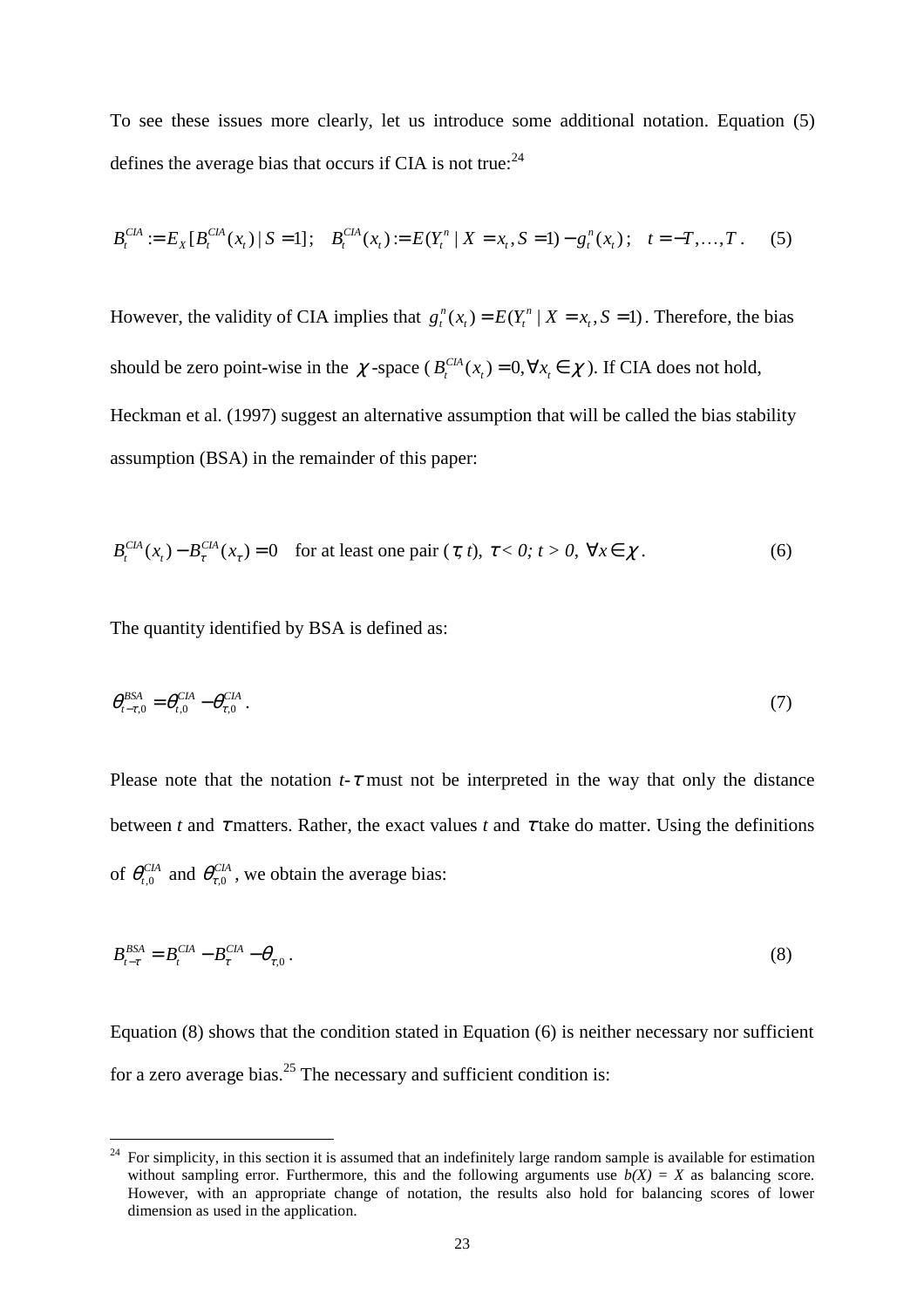To see these issues more clearly, let us introduce some additional notation. Equation (5) defines the average bias that occurs if CIA is not true:[24]

$$B_t^{CIA} := E_X[B_t^{CIA}(x_t) \mid S=1]; \quad B_t^{CIA}(x_t) := E(Y_t^n \mid X = x_t, S=1) - g_t^n(x_t); \quad t = -T, \ldots, T. \qquad (5)$$

However, the validity of CIA implies that $g_t^n(x_t) = E(Y_t^n \mid X = x_t, S=1)$. Therefore, the bias should be zero point-wise in the $\chi$-space ($B_t^{CIA}(x_t) = 0, \forall x_t \in \chi$). If CIA does not hold, Heckman et al. (1997) suggest an alternative assumption that will be called the bias stability assumption (BSA) in the remainder of this paper:

$$B_t^{CIA}(x_t) - B_\tau^{CIA}(x_\tau) = 0 \quad \text{for at least one pair } (\tau, t),\ \tau < 0;\ t > 0,\ \forall x \in \chi. \qquad (6)$$

The quantity identified by BSA is defined as:

$$\theta_{t-\tau,0}^{BSA} = \theta_{t,0}^{CIA} - \theta_{\tau,0}^{CIA}. \qquad (7)$$

Please note that the notation $t$-$\tau$ must not be interpreted in the way that only the distance between $t$ and $\tau$ matters. Rather, the exact values $t$ and $\tau$ take do matter. Using the definitions of $\theta_{t,0}^{CIA}$ and $\theta_{\tau,0}^{CIA}$, we obtain the average bias:

$$B_{t-\tau}^{BSA} = B_t^{CIA} - B_\tau^{CIA} - \theta_{\tau,0}. \qquad (8)$$

Equation (8) shows that the condition stated in Equation (6) is neither necessary nor sufficient for a zero average bias.[25] The necessary and sufficient condition is:

---

[24] For simplicity, in this section it is assumed that an indefinitely large random sample is available for estimation without sampling error. Furthermore, this and the following arguments use $b(X) = X$ as balancing score. However, with an appropriate change of notation, the results also hold for balancing scores of lower dimension as used in the application.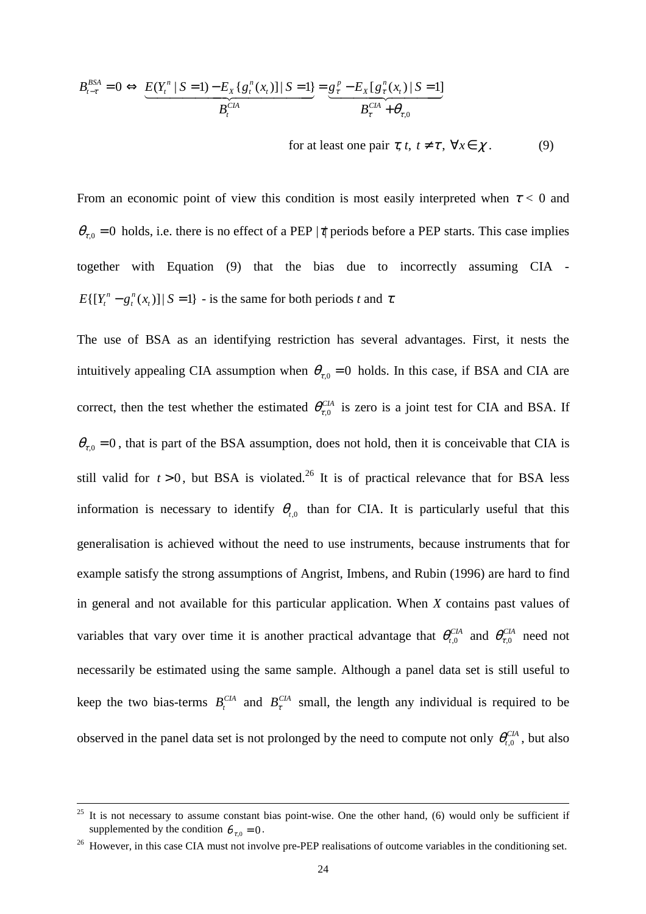$$B_{t-\tau}^{BSA} = 0 \Leftrightarrow \underbrace{E(Y_t^n \mid S=1) - E_X\{g_t^n(x_t)] \mid S=1\}}_{B_t^{CIA}} = \underbrace{g_\tau^p - E_X[g_\tau^n(x_t) \mid S=1]}_{B_\tau^{CIA} + \theta_{\tau,0}}$$

$$\text{for at least one pair } \tau, t,\ t \neq \tau,\ \forall x \in \chi. \qquad (9)$$

From an economic point of view this condition is most easily interpreted when $\tau < 0$ and $\theta_{\tau,0} = 0$ holds, i.e. there is no effect of a PEP $|\tau|$ periods before a PEP starts. This case implies together with Equation (9) that the bias due to incorrectly assuming CIA - $E\{[Y_t^n - g_t^n(x_t)] \mid S=1\}$ - is the same for both periods $t$ and $\tau$.

The use of BSA as an identifying restriction has several advantages. First, it nests the intuitively appealing CIA assumption when $\theta_{\tau,0} = 0$ holds. In this case, if BSA and CIA are correct, then the test whether the estimated $\theta_{\tau,0}^{CIA}$ is zero is a joint test for CIA and BSA. If $\theta_{\tau,0} = 0$, that is part of the BSA assumption, does not hold, then it is conceivable that CIA is still valid for $t > 0$, but BSA is violated.[26] It is of practical relevance that for BSA less information is necessary to identify $\theta_{t,0}$ than for CIA. It is particularly useful that this generalisation is achieved without the need to use instruments, because instruments that for example satisfy the strong assumptions of Angrist, Imbens, and Rubin (1996) are hard to find in general and not available for this particular application. When $X$ contains past values of variables that vary over time it is another practical advantage that $\theta_{t,0}^{CIA}$ and $\theta_{\tau,0}^{CIA}$ need not necessarily be estimated using the same sample. Although a panel data set is still useful to keep the two bias-terms $B_t^{CIA}$ and $B_\tau^{CIA}$ small, the length any individual is required to be observed in the panel data set is not prolonged by the need to compute not only $\theta_{t,0}^{CIA}$, but also

---

[25] It is not necessary to assume constant bias point-wise. One the other hand, (6) would only be sufficient if supplemented by the condition $\theta_{\tau,0} = 0$.

[26] However, in this case CIA must not involve pre-PEP realisations of outcome variables in the conditioning set.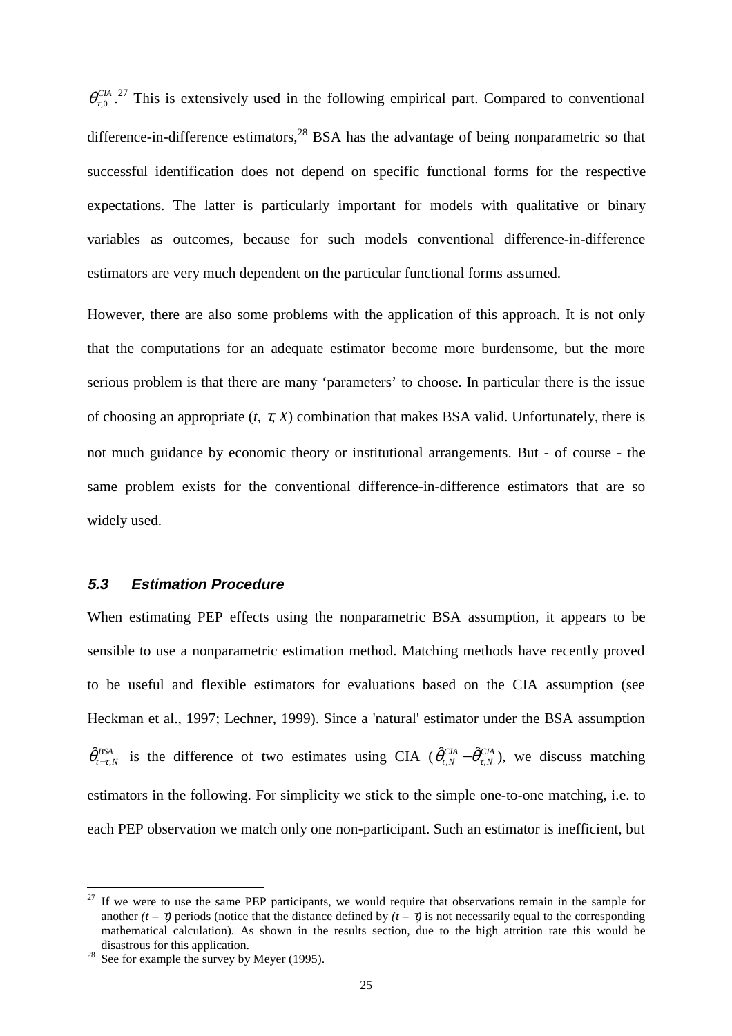$\theta^{CIA}_{\tau,0}$.[27] This is extensively used in the following empirical part. Compared to conventional difference-in-difference estimators,[28] BSA has the advantage of being nonparametric so that successful identification does not depend on specific functional forms for the respective expectations. The latter is particularly important for models with qualitative or binary variables as outcomes, because for such models conventional difference-in-difference estimators are very much dependent on the particular functional forms assumed.

However, there are also some problems with the application of this approach. It is not only that the computations for an adequate estimator become more burdensome, but the more serious problem is that there are many 'parameters' to choose. In particular there is the issue of choosing an appropriate ($t$, $\tau$, $X$) combination that makes BSA valid. Unfortunately, there is not much guidance by economic theory or institutional arrangements. But - of course - the same problem exists for the conventional difference-in-difference estimators that are so widely used.

### 5.3 Estimation Procedure

When estimating PEP effects using the nonparametric BSA assumption, it appears to be sensible to use a nonparametric estimation method. Matching methods have recently proved to be useful and flexible estimators for evaluations based on the CIA assumption (see Heckman et al., 1997; Lechner, 1999). Since a 'natural' estimator under the BSA assumption $\hat{\theta}^{BSA}_{t-\tau,N}$ is the difference of two estimates using CIA ($\hat{\theta}^{CIA}_{t,N} - \hat{\theta}^{CIA}_{\tau,N}$), we discuss matching estimators in the following. For simplicity we stick to the simple one-to-one matching, i.e. to each PEP observation we match only one non-participant. Such an estimator is inefficient, but

---

[27] If we were to use the same PEP participants, we would require that observations remain in the sample for another $(t - \tau)$ periods (notice that the distance defined by $(t - \tau)$ is not necessarily equal to the corresponding mathematical calculation). As shown in the results section, due to the high attrition rate this would be disastrous for this application.

[28] See for example the survey by Meyer (1995).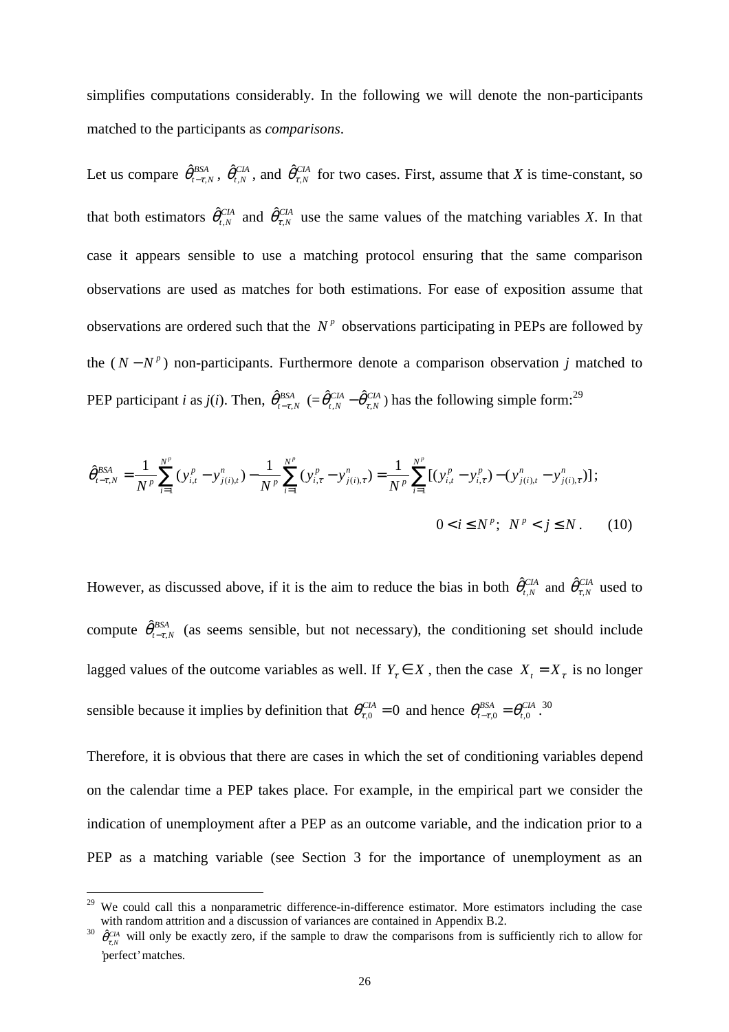simplifies computations considerably. In the following we will denote the non-participants matched to the participants as *comparisons*.

Let us compare $\hat{\theta}^{BSA}_{t-\tau,N}$, $\hat{\theta}^{CIA}_{t,N}$, and $\hat{\theta}^{CIA}_{\tau,N}$ for two cases. First, assume that $X$ is time-constant, so that both estimators $\hat{\theta}^{CIA}_{t,N}$ and $\hat{\theta}^{CIA}_{\tau,N}$ use the same values of the matching variables $X$. In that case it appears sensible to use a matching protocol ensuring that the same comparison observations are used as matches for both estimations. For ease of exposition assume that observations are ordered such that the $N^p$ observations participating in PEPs are followed by the $(N-N^p)$ non-participants. Furthermore denote a comparison observation $j$ matched to PEP participant $i$ as $j(i)$. Then, $\hat{\theta}^{BSA}_{t-\tau,N}$ $(=\hat{\theta}^{CIA}_{t,N}-\hat{\theta}^{CIA}_{\tau,N})$ has the following simple form:[29]

$$\hat{\theta}^{BSA}_{t-\tau,N} = \frac{1}{N^p}\sum_{i=1}^{N^p}(y^p_{i,t}-y^n_{j(i),t}) - \frac{1}{N^p}\sum_{i=1}^{N^p}(y^p_{i,\tau}-y^n_{j(i),\tau}) = \frac{1}{N^p}\sum_{i=1}^{N^p}[(y^p_{i,t}-y^p_{i,\tau})-(y^n_{j(i),t}-y^n_{j(i),\tau})];$$

$$0 < i \leq N^p;\;\; N^p < j \leq N. \qquad (10)$$

However, as discussed above, if it is the aim to reduce the bias in both $\hat{\theta}^{CIA}_{t,N}$ and $\hat{\theta}^{CIA}_{\tau,N}$ used to compute $\hat{\theta}^{BSA}_{t-\tau,N}$ (as seems sensible, but not necessary), the conditioning set should include lagged values of the outcome variables as well. If $Y_\tau \in X$, then the case $X_t = X_\tau$ is no longer sensible because it implies by definition that $\theta^{CIA}_{\tau,0}=0$ and hence $\theta^{BSA}_{t-\tau,0}=\theta^{CIA}_{t,0}$.[30]

Therefore, it is obvious that there are cases in which the set of conditioning variables depend on the calendar time a PEP takes place. For example, in the empirical part we consider the indication of unemployment after a PEP as an outcome variable, and the indication prior to a PEP as a matching variable (see Section 3 for the importance of unemployment as an

---

[29] We could call this a nonparametric difference-in-difference estimator. More estimators including the case with random attrition and a discussion of variances are contained in Appendix B.2.

[30] $\hat{\theta}^{CIA}_{\tau,N}$ will only be exactly zero, if the sample to draw the comparisons from is sufficiently rich to allow for 'perfect' matches.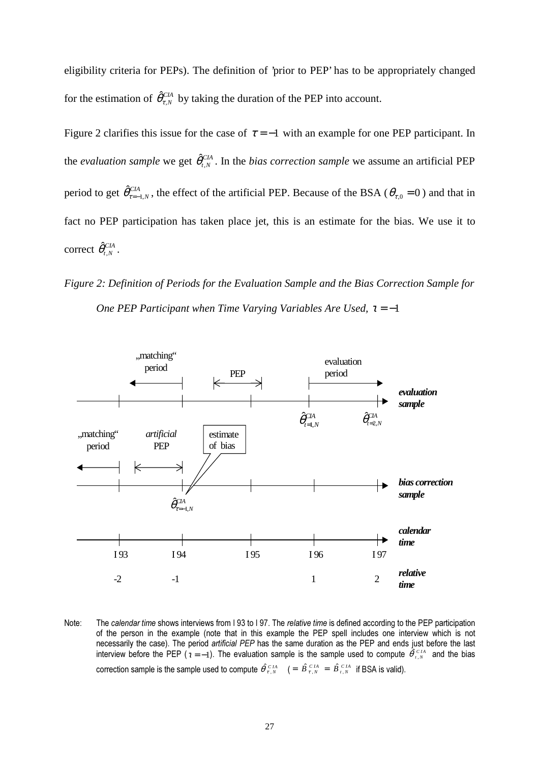eligibility criteria for PEPs). The definition of 'prior to PEP' has to be appropriately changed for the estimation of $\hat{\theta}^{CIA}_{\tau,N}$ by taking the duration of the PEP into account.

Figure 2 clarifies this issue for the case of $\tau = -1$ with an example for one PEP participant. In the *evaluation sample* we get $\hat{\theta}^{CIA}_{\iota,N}$. In the *bias correction sample* we assume an artificial PEP period to get $\hat{\theta}^{CIA}_{\tau=-1,N}$, the effect of the artificial PEP. Because of the BSA ($\theta_{\tau,0} = 0$) and that in fact no PEP participation has taken place jet, this is an estimate for the bias. We use it to correct $\hat{\theta}^{CIA}_{\iota,N}$.

*Figure 2: Definition of Periods for the Evaluation Sample and the Bias Correction Sample for One PEP Participant when Time Varying Variables Are Used,* $\iota = -1$

„matching" period | PEP | evaluation period | *evaluation sample* | $\hat{\theta}^{CIA}_{\iota=1,N}$ | $\hat{\theta}^{CIA}_{\iota=2,N}$

„matching" period | *artificial* PEP | estimate of bias | *bias correction sample* | $\hat{\theta}^{CIA}_{\tau=-1,N}$

*calendar time*: I 93, I 94, I 95, I 96, I 97

*relative time*: -2, -1, 1, 2

Note: The *calendar time* shows interviews from I 93 to I 97. The *relative time* is defined according to the PEP participation of the person in the example (note that in this example the PEP spell includes one interview which is not necessarily the case). The period *artificial PEP* has the same duration as the PEP and ends just before the last interview before the PEP ($\iota = -1$). The evaluation sample is the sample used to compute $\hat{\theta}^{CIA}_{\iota,N}$ and the bias correction sample is the sample used to compute $\hat{\theta}^{CIA}_{\tau,N}$ $(= \hat{B}^{CIA}_{\tau,N} = \hat{B}^{CIA}_{\iota,N}$ if BSA is valid).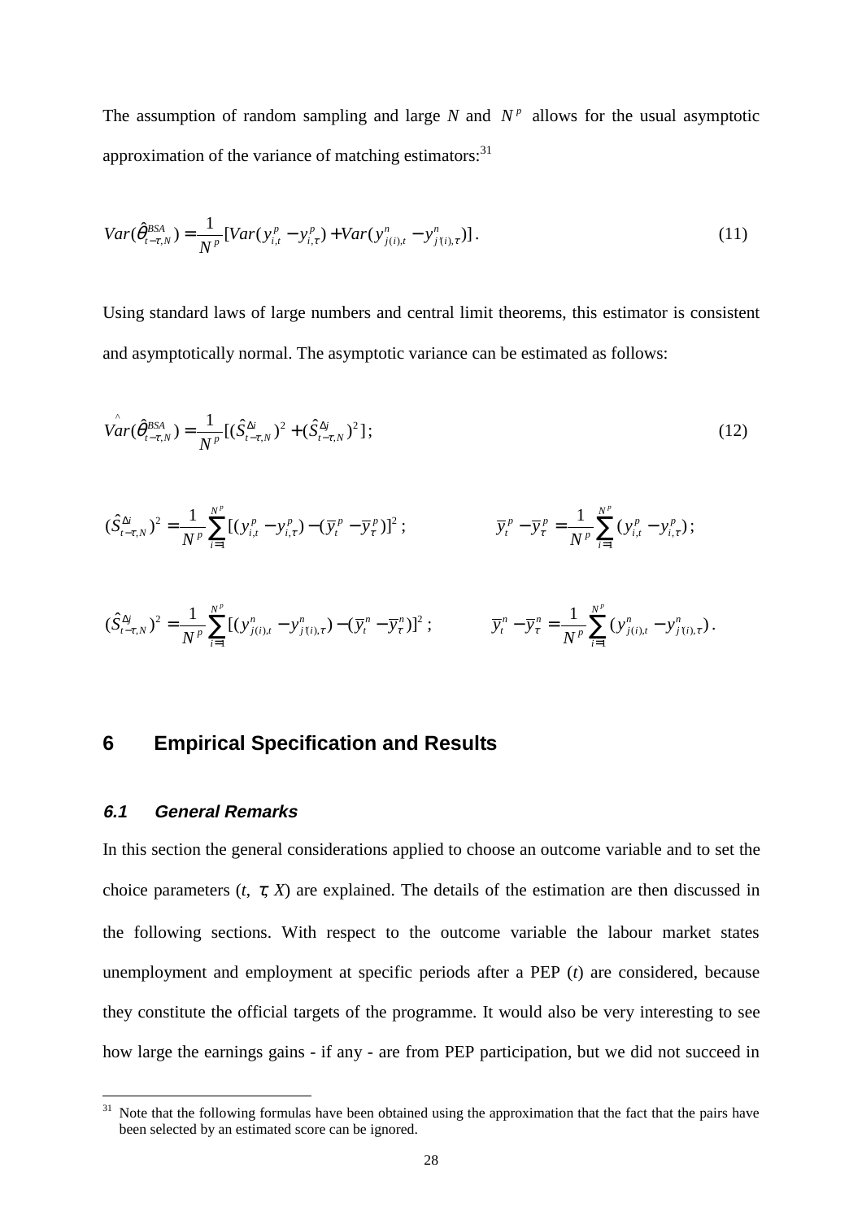The assumption of random sampling and large $N$ and $N^p$ allows for the usual asymptotic approximation of the variance of matching estimators:[31]

$$Var(\hat{\theta}^{BSA}_{t-\tau,N}) = \frac{1}{N^p}[Var(y^p_{i,t} - y^p_{i,\tau}) + Var(y^n_{j(i),t} - y^n_{j'(i),\tau})]. \tag{11}$$

Using standard laws of large numbers and central limit theorems, this estimator is consistent and asymptotically normal. The asymptotic variance can be estimated as follows:

$$\hat{Var}(\hat{\theta}^{BSA}_{t-\tau,N}) = \frac{1}{N^p}[(\hat{S}^{\Delta i}_{t-\tau,N})^2 + (\hat{S}^{\Delta j}_{t-\tau,N})^2]; \tag{12}$$

$$(\hat{S}^{\Delta i}_{t-\tau,N})^2 = \frac{1}{N^p}\sum_{i=1}^{N^p}[(y^p_{i,t} - y^p_{i,\tau}) - (\bar{y}^p_t - \bar{y}^p_\tau)]^2; \qquad \bar{y}^p_t - \bar{y}^p_\tau = \frac{1}{N^p}\sum_{i=1}^{N^p}(y^p_{i,t} - y^p_{i,\tau});$$

$$(\hat{S}^{\Delta j}_{t-\tau,N})^2 = \frac{1}{N^p}\sum_{i=1}^{N^p}[(y^n_{j(i),t} - y^n_{j'(i),\tau}) - (\bar{y}^n_t - \bar{y}^n_\tau)]^2; \qquad \bar{y}^n_t - \bar{y}^n_\tau = \frac{1}{N^p}\sum_{i=1}^{N^p}(y^n_{j(i),t} - y^n_{j'(i),\tau}).$$

# 6 Empirical Specification and Results

## 6.1 General Remarks

In this section the general considerations applied to choose an outcome variable and to set the choice parameters ($t$, $\tau$, $X$) are explained. The details of the estimation are then discussed in the following sections. With respect to the outcome variable the labour market states unemployment and employment at specific periods after a PEP ($t$) are considered, because they constitute the official targets of the programme. It would also be very interesting to see how large the earnings gains - if any - are from PEP participation, but we did not succeed in

[31] Note that the following formulas have been obtained using the approximation that the fact that the pairs have been selected by an estimated score can be ignored.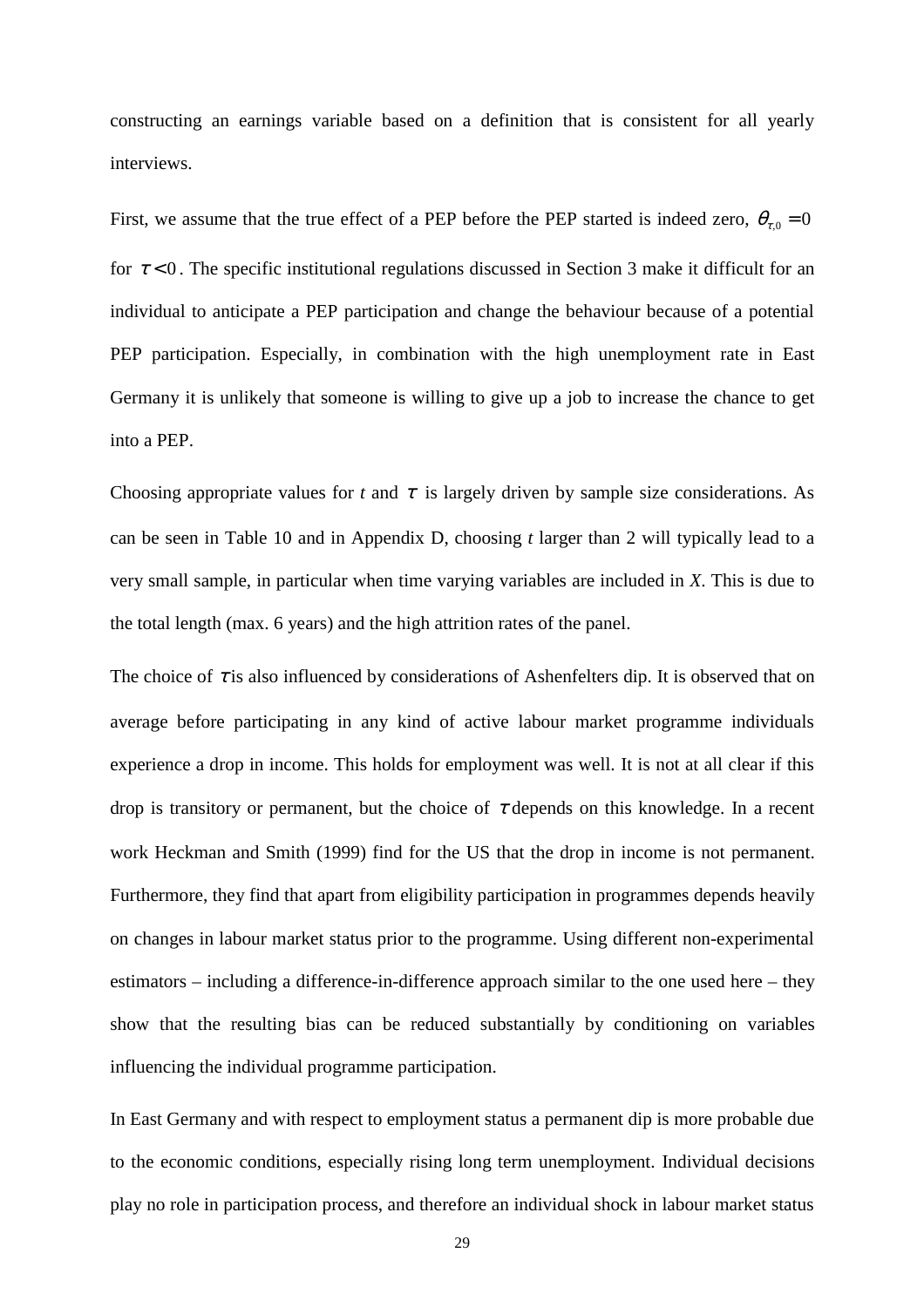constructing an earnings variable based on a definition that is consistent for all yearly interviews.

First, we assume that the true effect of a PEP before the PEP started is indeed zero, $\theta_{\tau,0} = 0$ for $\tau < 0$. The specific institutional regulations discussed in Section 3 make it difficult for an individual to anticipate a PEP participation and change the behaviour because of a potential PEP participation. Especially, in combination with the high unemployment rate in East Germany it is unlikely that someone is willing to give up a job to increase the chance to get into a PEP.

Choosing appropriate values for $t$ and $\tau$ is largely driven by sample size considerations. As can be seen in Table 10 and in Appendix D, choosing $t$ larger than 2 will typically lead to a very small sample, in particular when time varying variables are included in $X$. This is due to the total length (max. 6 years) and the high attrition rates of the panel.

The choice of $\tau$ is also influenced by considerations of Ashenfelters dip. It is observed that on average before participating in any kind of active labour market programme individuals experience a drop in income. This holds for employment was well. It is not at all clear if this drop is transitory or permanent, but the choice of $\tau$ depends on this knowledge. In a recent work Heckman and Smith (1999) find for the US that the drop in income is not permanent. Furthermore, they find that apart from eligibility participation in programmes depends heavily on changes in labour market status prior to the programme. Using different non-experimental estimators – including a difference-in-difference approach similar to the one used here – they show that the resulting bias can be reduced substantially by conditioning on variables influencing the individual programme participation.

In East Germany and with respect to employment status a permanent dip is more probable due to the economic conditions, especially rising long term unemployment. Individual decisions play no role in participation process, and therefore an individual shock in labour market status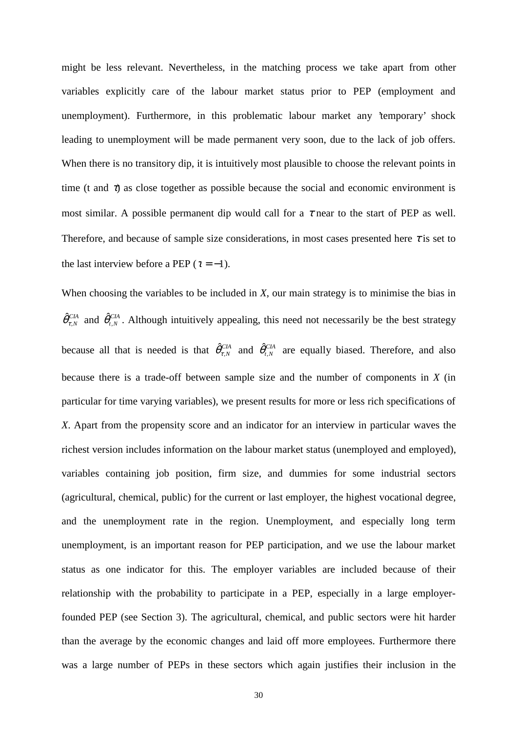might be less relevant. Nevertheless, in the matching process we take apart from other variables explicitly care of the labour market status prior to PEP (employment and unemployment). Furthermore, in this problematic labour market any 'temporary' shock leading to unemployment will be made permanent very soon, due to the lack of job offers. When there is no transitory dip, it is intuitively most plausible to choose the relevant points in time (t and $\tau$) as close together as possible because the social and economic environment is most similar. A possible permanent dip would call for a $\tau$ near to the start of PEP as well. Therefore, and because of sample size considerations, in most cases presented here $\tau$ is set to the last interview before a PEP ($\iota = -1$).

When choosing the variables to be included in *X*, our main strategy is to minimise the bias in $\hat{\theta}^{CIA}_{\tau,N}$ and $\hat{\theta}^{CIA}_{t,N}$. Although intuitively appealing, this need not necessarily be the best strategy because all that is needed is that $\hat{\theta}^{CIA}_{\tau,N}$ and $\hat{\theta}^{CIA}_{t,N}$ are equally biased. Therefore, and also because there is a trade-off between sample size and the number of components in *X* (in particular for time varying variables), we present results for more or less rich specifications of *X*. Apart from the propensity score and an indicator for an interview in particular waves the richest version includes information on the labour market status (unemployed and employed), variables containing job position, firm size, and dummies for some industrial sectors (agricultural, chemical, public) for the current or last employer, the highest vocational degree, and the unemployment rate in the region. Unemployment, and especially long term unemployment, is an important reason for PEP participation, and we use the labour market status as one indicator for this. The employer variables are included because of their relationship with the probability to participate in a PEP, especially in a large employer-founded PEP (see Section 3). The agricultural, chemical, and public sectors were hit harder than the average by the economic changes and laid off more employees. Furthermore there was a large number of PEPs in these sectors which again justifies their inclusion in the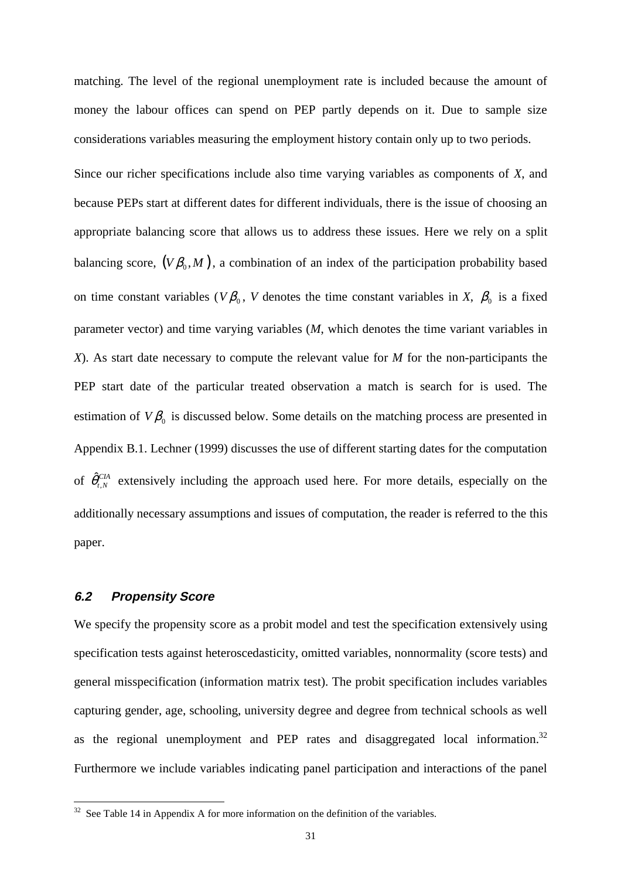matching. The level of the regional unemployment rate is included because the amount of money the labour offices can spend on PEP partly depends on it. Due to sample size considerations variables measuring the employment history contain only up to two periods.

Since our richer specifications include also time varying variables as components of *X*, and because PEPs start at different dates for different individuals, there is the issue of choosing an appropriate balancing score that allows us to address these issues. Here we rely on a split balancing score, $(V\beta_0, M)$, a combination of an index of the participation probability based on time constant variables ($V\beta_0$, *V* denotes the time constant variables in *X*, $\beta_0$ is a fixed parameter vector) and time varying variables (*M*, which denotes the time variant variables in *X*). As start date necessary to compute the relevant value for *M* for the non-participants the PEP start date of the particular treated observation a match is search for is used. The estimation of $V\beta_0$ is discussed below. Some details on the matching process are presented in Appendix B.1. Lechner (1999) discusses the use of different starting dates for the computation of $\hat{\theta}_{t,N}^{CIA}$ extensively including the approach used here. For more details, especially on the additionally necessary assumptions and issues of computation, the reader is referred to the this paper.

### 6.2 Propensity Score

We specify the propensity score as a probit model and test the specification extensively using specification tests against heteroscedasticity, omitted variables, nonnormality (score tests) and general misspecification (information matrix test). The probit specification includes variables capturing gender, age, schooling, university degree and degree from technical schools as well as the regional unemployment and PEP rates and disaggregated local information.[32] Furthermore we include variables indicating panel participation and interactions of the panel

[32] See Table 14 in Appendix A for more information on the definition of the variables.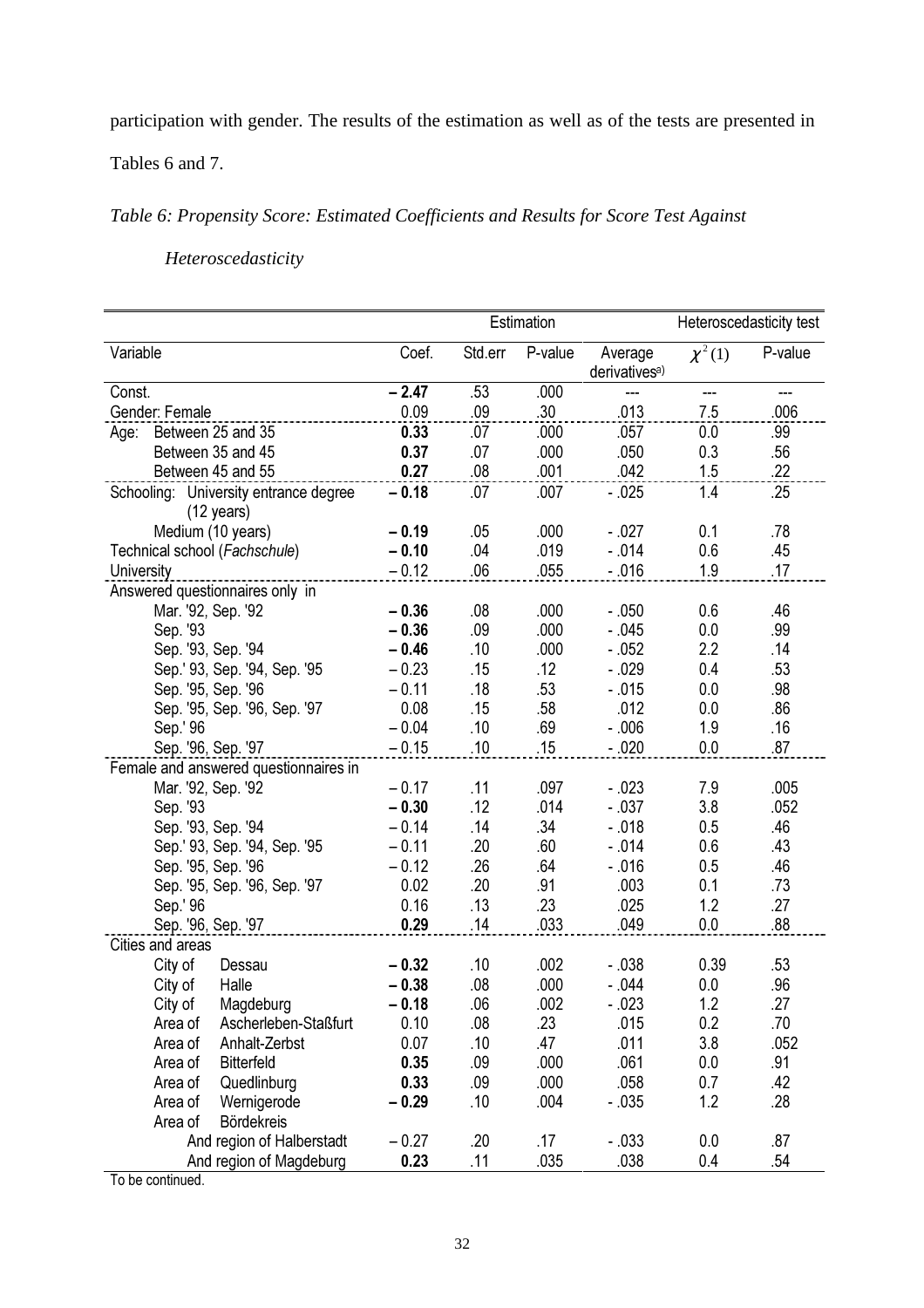participation with gender. The results of the estimation as well as of the tests are presented in Tables 6 and 7.

*Table 6: Propensity Score: Estimated Coefficients and Results for Score Test Against Heteroscedasticity*

| | Estimation | | | | Heteroscedasticity test | |
|---|---|---|---|---|---|---|
| Variable | Coef. | Std.err | P-value | Average derivatives[a)] | $\chi^2(1)$ | P-value |
| Const. | **– 2.47** | .53 | .000 | --- | --- | --- |
| Gender: Female | 0.09 | .09 | .30 | .013 | 7.5 | .006 |
| Age: Between 25 and 35 | **0.33** | .07 | .000 | .057 | 0.0 | .99 |
| Between 35 and 45 | **0.37** | .07 | .000 | .050 | 0.3 | .56 |
| Between 45 and 55 | **0.27** | .08 | .001 | .042 | 1.5 | .22 |
| Schooling: University entrance degree (12 years) | **– 0.18** | .07 | .007 | - .025 | 1.4 | .25 |
| Medium (10 years) | **– 0.19** | .05 | .000 | - .027 | 0.1 | .78 |
| Technical school (*Fachschule*) | **– 0.10** | .04 | .019 | - .014 | 0.6 | .45 |
| University | – 0.12 | .06 | .055 | - .016 | 1.9 | .17 |
| Answered questionnaires only in | | | | | | |
| Mar. '92, Sep. '92 | **– 0.36** | .08 | .000 | - .050 | 0.6 | .46 |
| Sep. '93 | **– 0.36** | .09 | .000 | - .045 | 0.0 | .99 |
| Sep. '93, Sep. '94 | **– 0.46** | .10 | .000 | - .052 | 2.2 | .14 |
| Sep.' 93, Sep. '94, Sep. '95 | – 0.23 | .15 | .12 | - .029 | 0.4 | .53 |
| Sep. '95, Sep. '96 | – 0.11 | .18 | .53 | - .015 | 0.0 | .98 |
| Sep. '95, Sep. '96, Sep. '97 | 0.08 | .15 | .58 | .012 | 0.0 | .86 |
| Sep.' 96 | – 0.04 | .10 | .69 | - .006 | 1.9 | .16 |
| Sep. '96, Sep. '97 | – 0.15 | .10 | .15 | - .020 | 0.0 | .87 |
| Female and answered questionnaires in | | | | | | |
| Mar. '92, Sep. '92 | – 0.17 | .11 | .097 | - .023 | 7.9 | .005 |
| Sep. '93 | **– 0.30** | .12 | .014 | - .037 | 3.8 | .052 |
| Sep. '93, Sep. '94 | – 0.14 | .14 | .34 | - .018 | 0.5 | .46 |
| Sep.' 93, Sep. '94, Sep. '95 | – 0.11 | .20 | .60 | - .014 | 0.6 | .43 |
| Sep. '95, Sep. '96 | – 0.12 | .26 | .64 | - .016 | 0.5 | .46 |
| Sep. '95, Sep. '96, Sep. '97 | 0.02 | .20 | .91 | .003 | 0.1 | .73 |
| Sep.' 96 | 0.16 | .13 | .23 | .025 | 1.2 | .27 |
| Sep. '96, Sep. '97 | **0.29** | .14 | .033 | .049 | 0.0 | .88 |
| Cities and areas | | | | | | |
| City of Dessau | **– 0.32** | .10 | .002 | - .038 | 0.39 | .53 |
| City of Halle | **– 0.38** | .08 | .000 | - .044 | 0.0 | .96 |
| City of Magdeburg | **– 0.18** | .06 | .002 | - .023 | 1.2 | .27 |
| Area of Ascherleben-Staßfurt | 0.10 | .08 | .23 | .015 | 0.2 | .70 |
| Area of Anhalt-Zerbst | 0.07 | .10 | .47 | .011 | 3.8 | .052 |
| Area of Bitterfeld | **0.35** | .09 | .000 | .061 | 0.0 | .91 |
| Area of Quedlinburg | **0.33** | .09 | .000 | .058 | 0.7 | .42 |
| Area of Wernigerode | **– 0.29** | .10 | .004 | - .035 | 1.2 | .28 |
| Area of Bördekreis | | | | | | |
| And region of Halberstadt | – 0.27 | .20 | .17 | - .033 | 0.0 | .87 |
| And region of Magdeburg | **0.23** | .11 | .035 | .038 | 0.4 | .54 |

To be continued.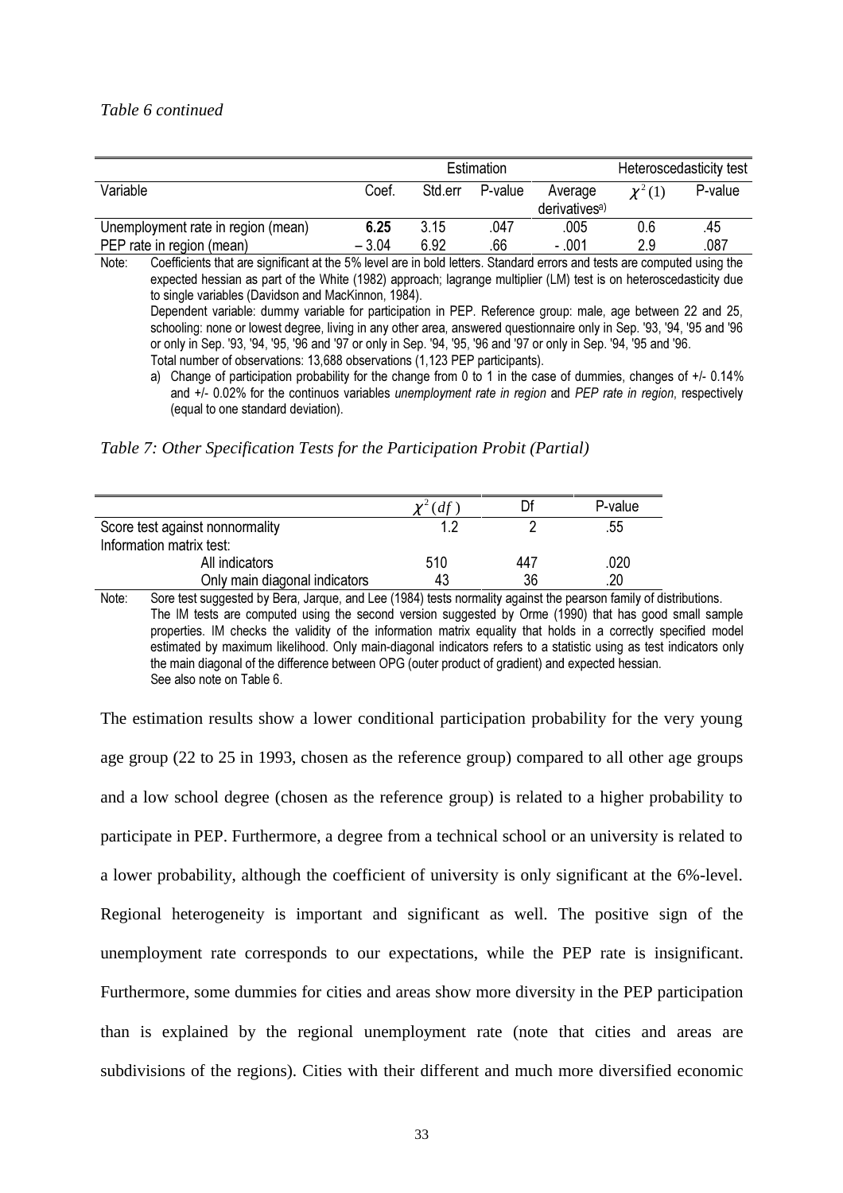*Table 6 continued*

| | Estimation | | | | Heteroscedasticity test | |
|---|---|---|---|---|---|---|
| Variable | Coef. | Std.err | P-value | Average derivatives[a)] | $\chi^2(1)$ | P-value |
| Unemployment rate in region (mean) | **6.25** | 3.15 | .047 | .005 | 0.6 | .45 |
| PEP rate in region (mean) | – 3.04 | 6.92 | .66 | - .001 | 2.9 | .087 |

Note: Coefficients that are significant at the 5% level are in bold letters. Standard errors and tests are computed using the expected hessian as part of the White (1982) approach; lagrange multiplier (LM) test is on heteroscedasticity due to single variables (Davidson and MacKinnon, 1984).
Dependent variable: dummy variable for participation in PEP. Reference group: male, age between 22 and 25, schooling: none or lowest degree, living in any other area, answered questionnaire only in Sep. '93, '94, '95 and '96 or only in Sep. '93, '94, '95, '96 and '97 or only in Sep. '94, '95, '96 and '97 or only in Sep. '94, '95 and '96.
Total number of observations: 13,688 observations (1,123 PEP participants).

a) Change of participation probability for the change from 0 to 1 in the case of dummies, changes of +/- 0.14% and +/- 0.02% for the continuos variables *unemployment rate in region* and *PEP rate in region*, respectively (equal to one standard deviation).

*Table 7: Other Specification Tests for the Participation Probit (Partial)*

| | $\chi^2(df)$ | Df | P-value |
|---|---|---|---|
| Score test against nonnormality | 1.2 | 2 | .55 |
| Information matrix test: | | | |
| All indicators | 510 | 447 | .020 |
| Only main diagonal indicators | 43 | 36 | .20 |

Note: Sore test suggested by Bera, Jarque, and Lee (1984) tests normality against the pearson family of distributions. The IM tests are computed using the second version suggested by Orme (1990) that has good small sample properties. IM checks the validity of the information matrix equality that holds in a correctly specified model estimated by maximum likelihood. Only main-diagonal indicators refers to a statistic using as test indicators only the main diagonal of the difference between OPG (outer product of gradient) and expected hessian.
See also note on Table 6.

The estimation results show a lower conditional participation probability for the very young age group (22 to 25 in 1993, chosen as the reference group) compared to all other age groups and a low school degree (chosen as the reference group) is related to a higher probability to participate in PEP. Furthermore, a degree from a technical school or an university is related to a lower probability, although the coefficient of university is only significant at the 6%-level. Regional heterogeneity is important and significant as well. The positive sign of the unemployment rate corresponds to our expectations, while the PEP rate is insignificant. Furthermore, some dummies for cities and areas show more diversity in the PEP participation than is explained by the regional unemployment rate (note that cities and areas are subdivisions of the regions). Cities with their different and much more diversified economic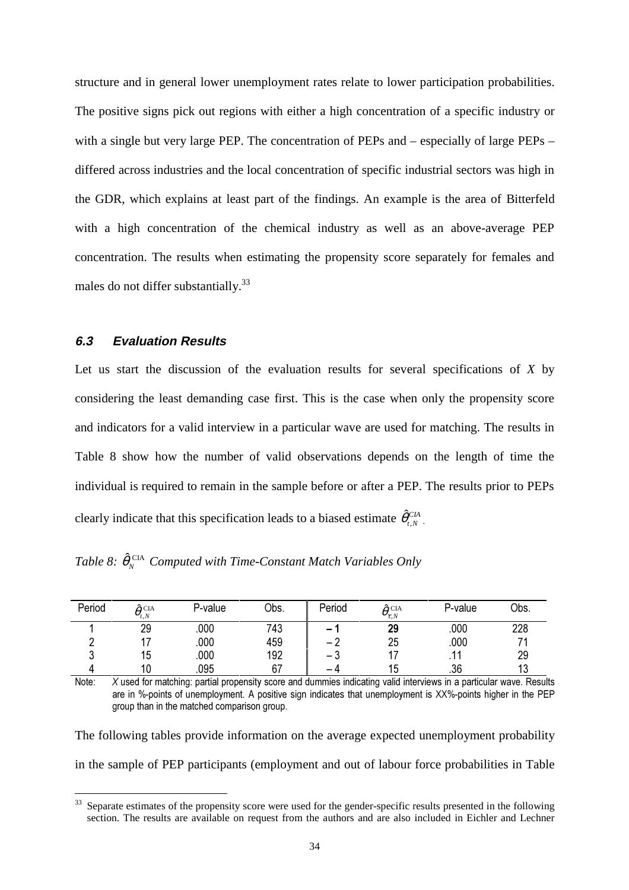structure and in general lower unemployment rates relate to lower participation probabilities. The positive signs pick out regions with either a high concentration of a specific industry or with a single but very large PEP. The concentration of PEPs and – especially of large PEPs – differed across industries and the local concentration of specific industrial sectors was high in the GDR, which explains at least part of the findings. An example is the area of Bitterfeld with a high concentration of the chemical industry as well as an above-average PEP concentration. The results when estimating the propensity score separately for females and males do not differ substantially.[33]

### 6.3 Evaluation Results

Let us start the discussion of the evaluation results for several specifications of *X* by considering the least demanding case first. This is the case when only the propensity score and indicators for a valid interview in a particular wave are used for matching. The results in Table 8 show how the number of valid observations depends on the length of time the individual is required to remain in the sample before or after a PEP. The results prior to PEPs clearly indicate that this specification leads to a biased estimate $\hat{\theta}_{t,N}^{CIA}$.

*Table 8: $\hat{\theta}_N^{\text{CIA}}$ Computed with Time-Constant Match Variables Only*

| Period | $\hat{\theta}_{t,N}^{\text{CIA}}$ | P-value | Obs. | Period | $\hat{\theta}_{\tau,N}^{\text{CIA}}$ | P-value | Obs. |
|---|---|---|---|---|---|---|---|
| 1 | 29 | .000 | 743 | **– 1** | **29** | .000 | 228 |
| 2 | 17 | .000 | 459 | – 2 | 25 | .000 | 71 |
| 3 | 15 | .000 | 192 | – 3 | 17 | .11 | 29 |
| 4 | 10 | .095 | 67 | – 4 | 15 | .36 | 13 |

Note: *X* used for matching: partial propensity score and dummies indicating valid interviews in a particular wave. Results are in %-points of unemployment. A positive sign indicates that unemployment is XX%-points higher in the PEP group than in the matched comparison group.

The following tables provide information on the average expected unemployment probability in the sample of PEP participants (employment and out of labour force probabilities in Table

[33] Separate estimates of the propensity score were used for the gender-specific results presented in the following section. The results are available on request from the authors and are also included in Eichler and Lechner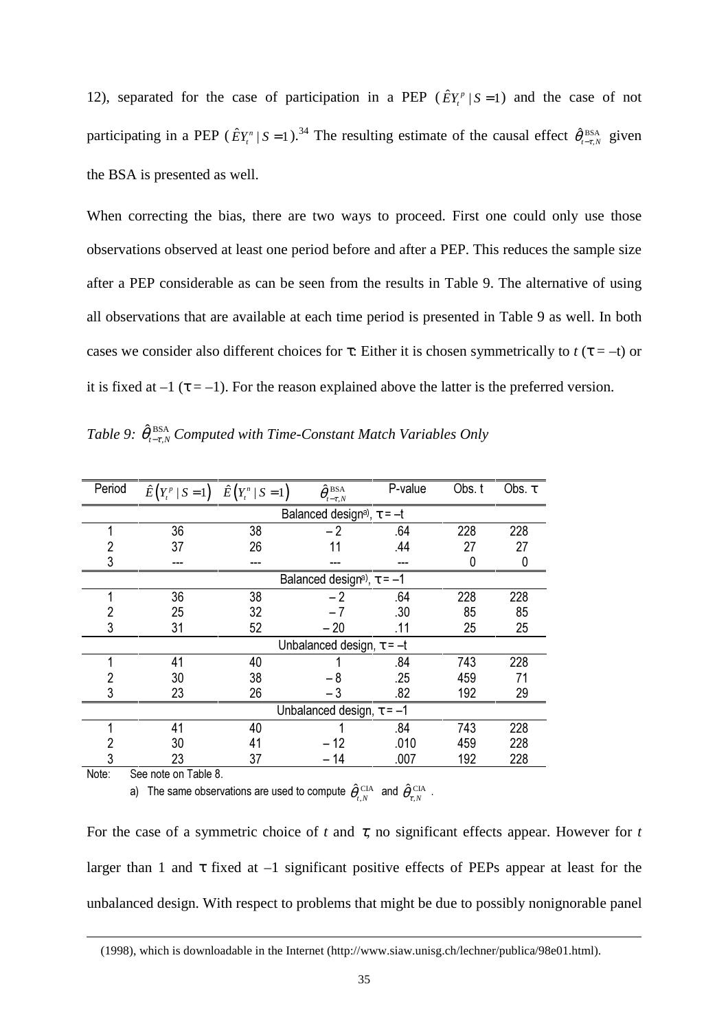12), separated for the case of participation in a PEP ($\hat{E}Y_t^p \mid S=1$) and the case of not participating in a PEP ($\hat{E}Y_t^n \mid S=1$).[34] The resulting estimate of the causal effect $\hat{\theta}_{t-\tau,N}^{\text{BSA}}$ given the BSA is presented as well.

When correcting the bias, there are two ways to proceed. First one could only use those observations observed at least one period before and after a PEP. This reduces the sample size after a PEP considerable as can be seen from the results in Table 9. The alternative of using all observations that are available at each time period is presented in Table 9 as well. In both cases we consider also different choices for $\tau$: Either it is chosen symmetrically to $t$ ($\tau = -t$) or it is fixed at –1 ($\tau = -1$). For the reason explained above the latter is the preferred version.

*Table 9: $\hat{\theta}_{t-\tau,N}^{\text{BSA}}$ Computed with Time-Constant Match Variables Only*

| Period | $\hat{E}(Y_t^p \mid S=1)$ | $\hat{E}(Y_t^n \mid S=1)$ | $\hat{\theta}_{t-\tau,N}^{\text{BSA}}$ | P-value | Obs. t | Obs. $\tau$ |
|---|---|---|---|---|---|---|
| | | | Balanced design[a)], $\tau = -t$ | | | |
| 1 | 36 | 38 | – 2 | .64 | 228 | 228 |
| 2 | 37 | 26 | 11 | .44 | 27 | 27 |
| 3 | --- | --- | --- | --- | 0 | 0 |
| | | | Balanced design[a)], $\tau = -1$ | | | |
| 1 | 36 | 38 | – 2 | .64 | 228 | 228 |
| 2 | 25 | 32 | – 7 | .30 | 85 | 85 |
| 3 | 31 | 52 | – 20 | .11 | 25 | 25 |
| | | | Unbalanced design, $\tau = -t$ | | | |
| 1 | 41 | 40 | 1 | .84 | 743 | 228 |
| 2 | 30 | 38 | – 8 | .25 | 459 | 71 |
| 3 | 23 | 26 | – 3 | .82 | 192 | 29 |
| | | | Unbalanced design, $\tau = -1$ | | | |
| 1 | 41 | 40 | 1 | .84 | 743 | 228 |
| 2 | 30 | 41 | – 12 | .010 | 459 | 228 |
| 3 | 23 | 37 | – 14 | .007 | 192 | 228 |

Note: See note on Table 8.

a) The same observations are used to compute $\hat{\theta}_{t,N}^{\text{CIA}}$ and $\hat{\theta}_{\tau,N}^{\text{CIA}}$ .

For the case of a symmetric choice of $t$ and $\tau$, no significant effects appear. However for $t$ larger than 1 and $\tau$ fixed at –1 significant positive effects of PEPs appear at least for the unbalanced design. With respect to problems that might be due to possibly nonignorable panel

(1998), which is downloadable in the Internet (http://www.siaw.unisg.ch/lechner/publica/98e01.html).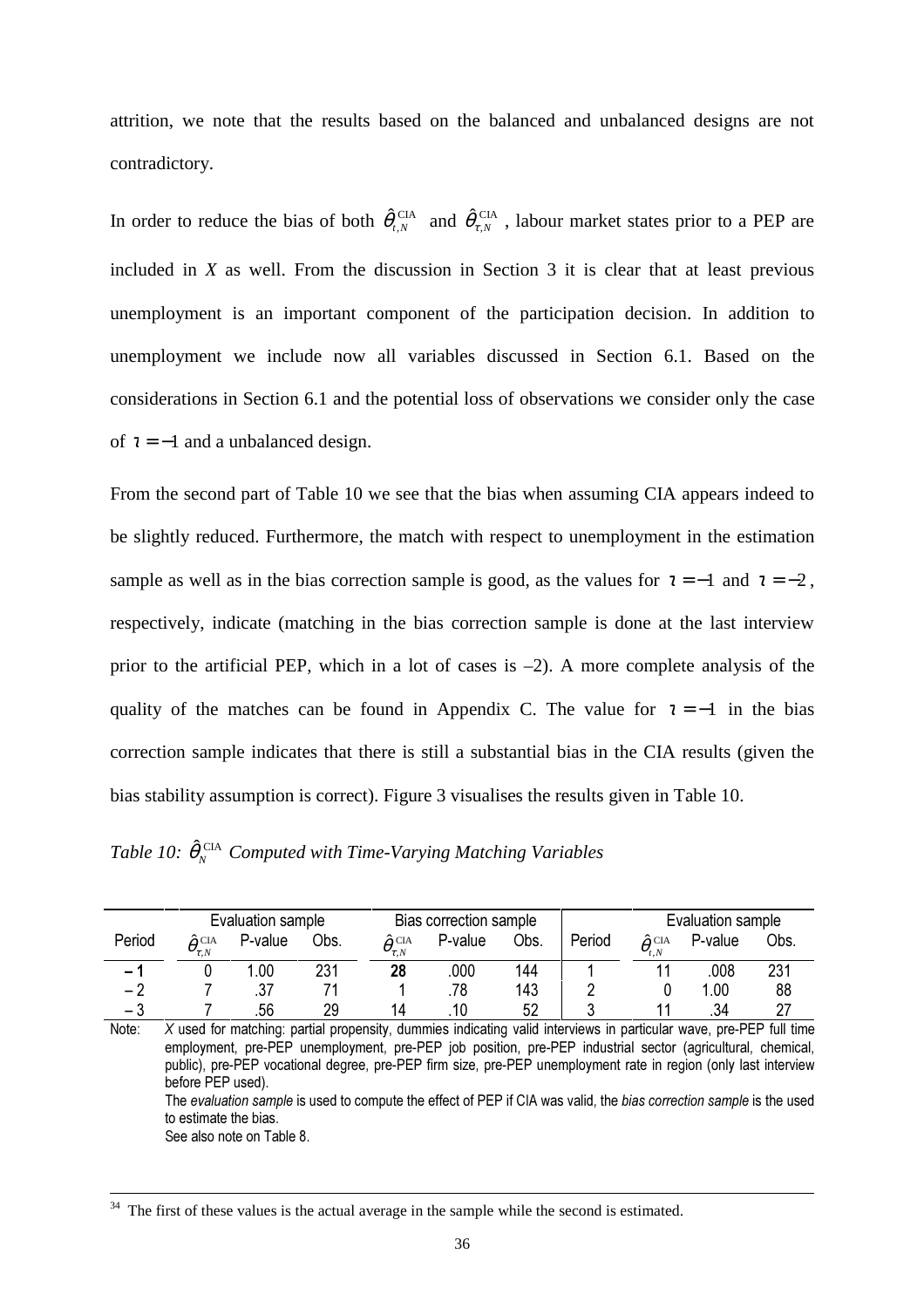attrition, we note that the results based on the balanced and unbalanced designs are not contradictory.

In order to reduce the bias of both $\hat{\theta}_{t,N}^{\text{CIA}}$ and $\hat{\theta}_{\tau,N}^{\text{CIA}}$, labour market states prior to a PEP are included in *X* as well. From the discussion in Section 3 it is clear that at least previous unemployment is an important component of the participation decision. In addition to unemployment we include now all variables discussed in Section 6.1. Based on the considerations in Section 6.1 and the potential loss of observations we consider only the case of $\tau = -1$ and a unbalanced design.

From the second part of Table 10 we see that the bias when assuming CIA appears indeed to be slightly reduced. Furthermore, the match with respect to unemployment in the estimation sample as well as in the bias correction sample is good, as the values for $\tau = -1$ and $\tau = -2$, respectively, indicate (matching in the bias correction sample is done at the last interview prior to the artificial PEP, which in a lot of cases is –2). A more complete analysis of the quality of the matches can be found in Appendix C. The value for $\tau = -1$ in the bias correction sample indicates that there is still a substantial bias in the CIA results (given the bias stability assumption is correct). Figure 3 visualises the results given in Table 10.

*Table 10: $\hat{\theta}_{N}^{\text{CIA}}$ Computed with Time-Varying Matching Variables*

| Period | Evaluation sample | | | Bias correction sample | | | Period | Evaluation sample | | |
|---|---|---|---|---|---|---|---|---|---|---|
| | $\hat{\theta}_{\tau,N}^{\text{CIA}}$ | P-value | Obs. | $\hat{\theta}_{\tau,N}^{\text{CIA}}$ | P-value | Obs. | | $\hat{\theta}_{t,N}^{\text{CIA}}$ | P-value | Obs. |
| **– 1** | 0 | 1.00 | 231 | **28** | .000 | 144 | 1 | 11 | .008 | 231 |
| – 2 | 7 | .37 | 71 | 1 | .78 | 143 | 2 | 0 | 1.00 | 88 |
| – 3 | 7 | .56 | 29 | 14 | .10 | 52 | 3 | 11 | .34 | 27 |

Note: *X* used for matching: partial propensity, dummies indicating valid interviews in particular wave, pre-PEP full time employment, pre-PEP unemployment, pre-PEP job position, pre-PEP industrial sector (agricultural, chemical, public), pre-PEP vocational degree, pre-PEP firm size, pre-PEP unemployment rate in region (only last interview before PEP used).
The *evaluation sample* is used to compute the effect of PEP if CIA was valid, the *bias correction sample* is the used to estimate the bias.
See also note on Table 8.

---

[34] The first of these values is the actual average in the sample while the second is estimated.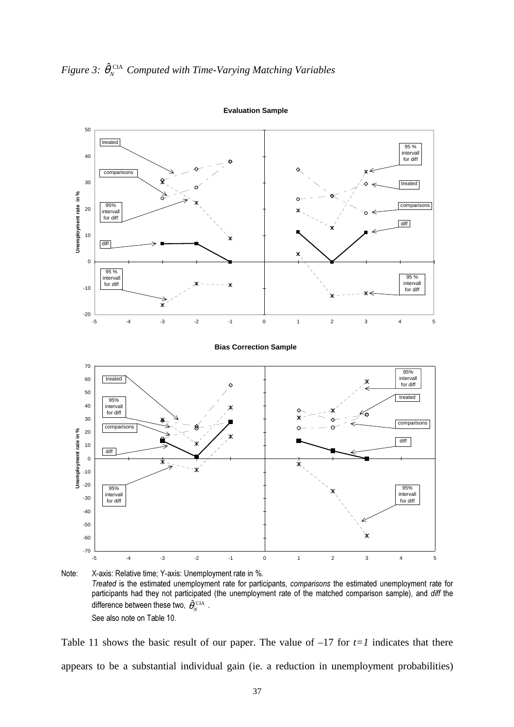*Figure 3:* $\hat{\theta}_N^{\text{CIA}}$ *Computed with Time-Varying Matching Variables*

Evaluation Sample

Bias Correction Sample

Note: X-axis: Relative time; Y-axis: Unemployment rate in %.
*Treated* is the estimated unemployment rate for participants, *comparisons* the estimated unemployment rate for participants had they not participated (the unemployment rate of the matched comparison sample), and *diff* the difference between these two, $\hat{\theta}_N^{\text{CIA}}$ .
See also note on Table 10.

Table 11 shows the basic result of our paper. The value of –17 for *t=1* indicates that there appears to be a substantial individual gain (ie. a reduction in unemployment probabilities)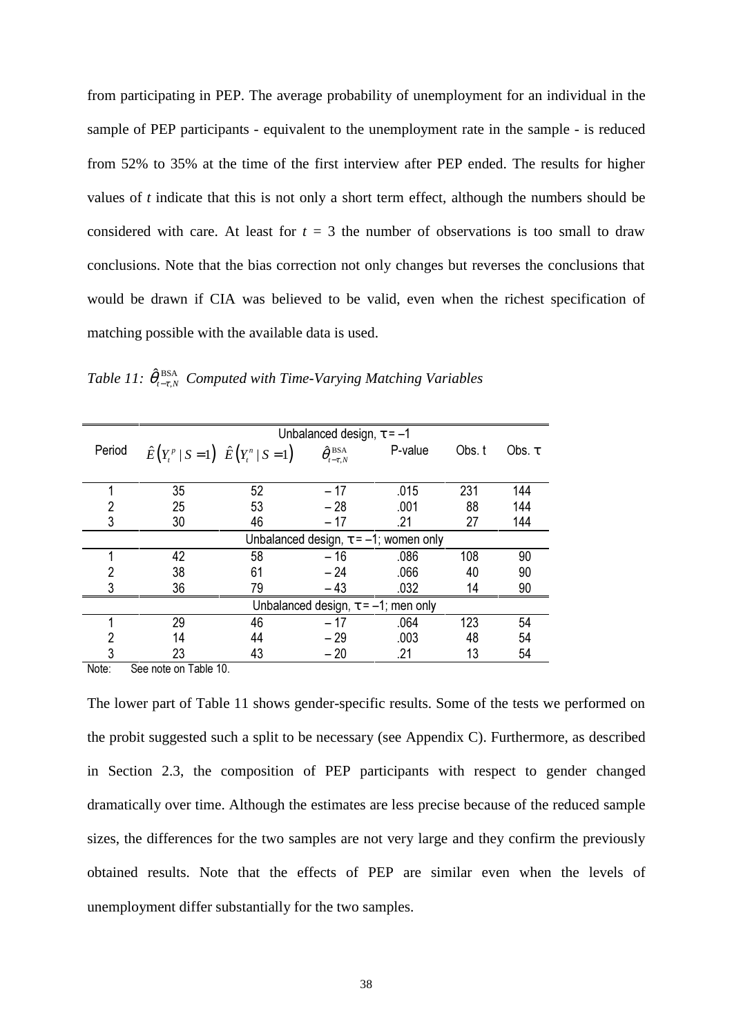from participating in PEP. The average probability of unemployment for an individual in the sample of PEP participants - equivalent to the unemployment rate in the sample - is reduced from 52% to 35% at the time of the first interview after PEP ended. The results for higher values of *t* indicate that this is not only a short term effect, although the numbers should be considered with care. At least for $t = 3$ the number of observations is too small to draw conclusions. Note that the bias correction not only changes but reverses the conclusions that would be drawn if CIA was believed to be valid, even when the richest specification of matching possible with the available data is used.

*Table 11:* $\hat{\theta}^{\text{BSA}}_{t-\tau,N}$ *Computed with Time-Varying Matching Variables*

| Period | Unbalanced design, $\tau = -1$ | | | | | |
|---|---|---|---|---|---|---|
| | $\hat{E}\left(Y_t^p \mid S=1\right)$ | $\hat{E}\left(Y_t^n \mid S=1\right)$ | $\hat{\theta}^{\text{BSA}}_{t-\tau,N}$ | P-value | Obs. t | Obs. $\tau$ |
| 1 | 35 | 52 | – 17 | .015 | 231 | 144 |
| 2 | 25 | 53 | – 28 | .001 | 88 | 144 |
| 3 | 30 | 46 | – 17 | .21 | 27 | 144 |
| | Unbalanced design, $\tau = -1$; women only | | | | | |
| 1 | 42 | 58 | – 16 | .086 | 108 | 90 |
| 2 | 38 | 61 | – 24 | .066 | 40 | 90 |
| 3 | 36 | 79 | – 43 | .032 | 14 | 90 |
| | Unbalanced design, $\tau = -1$; men only | | | | | |
| 1 | 29 | 46 | – 17 | .064 | 123 | 54 |
| 2 | 14 | 44 | – 29 | .003 | 48 | 54 |
| 3 | 23 | 43 | – 20 | .21 | 13 | 54 |

Note: See note on Table 10.

The lower part of Table 11 shows gender-specific results. Some of the tests we performed on the probit suggested such a split to be necessary (see Appendix C). Furthermore, as described in Section 2.3, the composition of PEP participants with respect to gender changed dramatically over time. Although the estimates are less precise because of the reduced sample sizes, the differences for the two samples are not very large and they confirm the previously obtained results. Note that the effects of PEP are similar even when the levels of unemployment differ substantially for the two samples.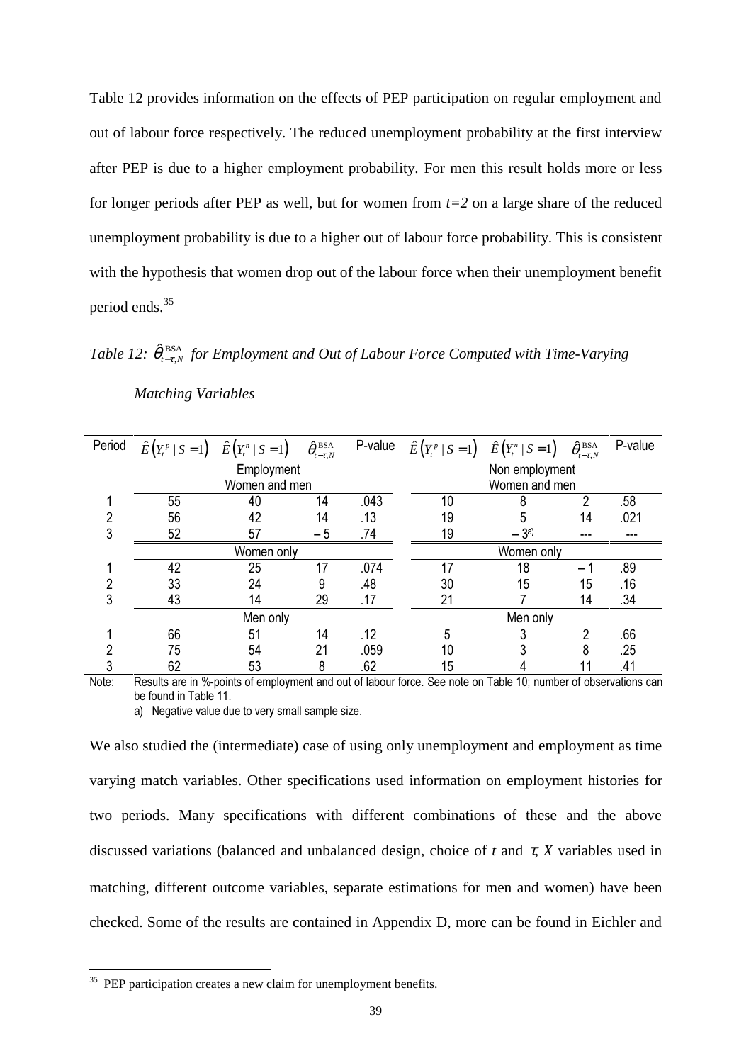Table 12 provides information on the effects of PEP participation on regular employment and out of labour force respectively. The reduced unemployment probability at the first interview after PEP is due to a higher employment probability. For men this result holds more or less for longer periods after PEP as well, but for women from $t=2$ on a large share of the reduced unemployment probability is due to a higher out of labour force probability. This is consistent with the hypothesis that women drop out of the labour force when their unemployment benefit period ends.[35]

*Table 12: $\hat{\theta}^{\text{BSA}}_{t-\tau,N}$ for Employment and Out of Labour Force Computed with Time-Varying Matching Variables*

| Period | $\hat{E}\left(Y_t^p \mid S=1\right)$ | $\hat{E}\left(Y_t^n \mid S=1\right)$ | $\hat{\theta}^{\text{BSA}}_{t-\tau,N}$ | P-value | $\hat{E}\left(Y_t^p \mid S=1\right)$ | $\hat{E}\left(Y_t^n \mid S=1\right)$ | $\hat{\theta}^{\text{BSA}}_{t-\tau,N}$ | P-value |
|---|---|---|---|---|---|---|---|---|
| | Employment | | | | Non employment | | | |
| | Women and men | | | | Women and men | | | |
| 1 | 55 | 40 | 14 | .043 | 10 | 8 | 2 | .58 |
| 2 | 56 | 42 | 14 | .13 | 19 | 5 | 14 | .021 |
| 3 | 52 | 57 | – 5 | .74 | 19 | – 3[a)] | --- | --- |
| | Women only | | | | Women only | | | |
| 1 | 42 | 25 | 17 | .074 | 17 | 18 | – 1 | .89 |
| 2 | 33 | 24 | 9 | .48 | 30 | 15 | 15 | .16 |
| 3 | 43 | 14 | 29 | .17 | 21 | 7 | 14 | .34 |
| | Men only | | | | Men only | | | |
| 1 | 66 | 51 | 14 | .12 | 5 | 3 | 2 | .66 |
| 2 | 75 | 54 | 21 | .059 | 10 | 3 | 8 | .25 |
| 3 | 62 | 53 | 8 | .62 | 15 | 4 | 11 | .41 |

Note: Results are in %-points of employment and out of labour force. See note on Table 10; number of observations can be found in Table 11.
a) Negative value due to very small sample size.

We also studied the (intermediate) case of using only unemployment and employment as time varying match variables. Other specifications used information on employment histories for two periods. Many specifications with different combinations of these and the above discussed variations (balanced and unbalanced design, choice of $t$ and $\tau$, $X$ variables used in matching, different outcome variables, separate estimations for men and women) have been checked. Some of the results are contained in Appendix D, more can be found in Eichler and

[35] PEP participation creates a new claim for unemployment benefits.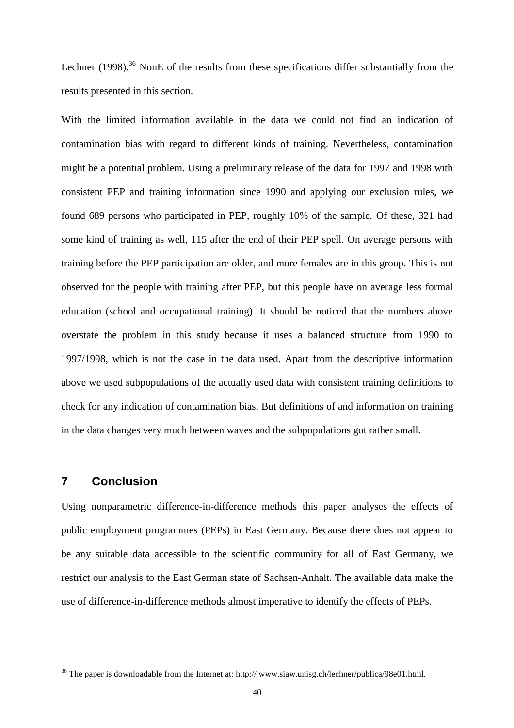Lechner (1998).[36] NonE of the results from these specifications differ substantially from the results presented in this section.

With the limited information available in the data we could not find an indication of contamination bias with regard to different kinds of training. Nevertheless, contamination might be a potential problem. Using a preliminary release of the data for 1997 and 1998 with consistent PEP and training information since 1990 and applying our exclusion rules, we found 689 persons who participated in PEP, roughly 10% of the sample. Of these, 321 had some kind of training as well, 115 after the end of their PEP spell. On average persons with training before the PEP participation are older, and more females are in this group. This is not observed for the people with training after PEP, but this people have on average less formal education (school and occupational training). It should be noticed that the numbers above overstate the problem in this study because it uses a balanced structure from 1990 to 1997/1998, which is not the case in the data used. Apart from the descriptive information above we used subpopulations of the actually used data with consistent training definitions to check for any indication of contamination bias. But definitions of and information on training in the data changes very much between waves and the subpopulations got rather small.

## 7 Conclusion

Using nonparametric difference-in-difference methods this paper analyses the effects of public employment programmes (PEPs) in East Germany. Because there does not appear to be any suitable data accessible to the scientific community for all of East Germany, we restrict our analysis to the East German state of Sachsen-Anhalt. The available data make the use of difference-in-difference methods almost imperative to identify the effects of PEPs.

[36] The paper is downloadable from the Internet at: http:// www.siaw.unisg.ch/lechner/publica/98e01.html.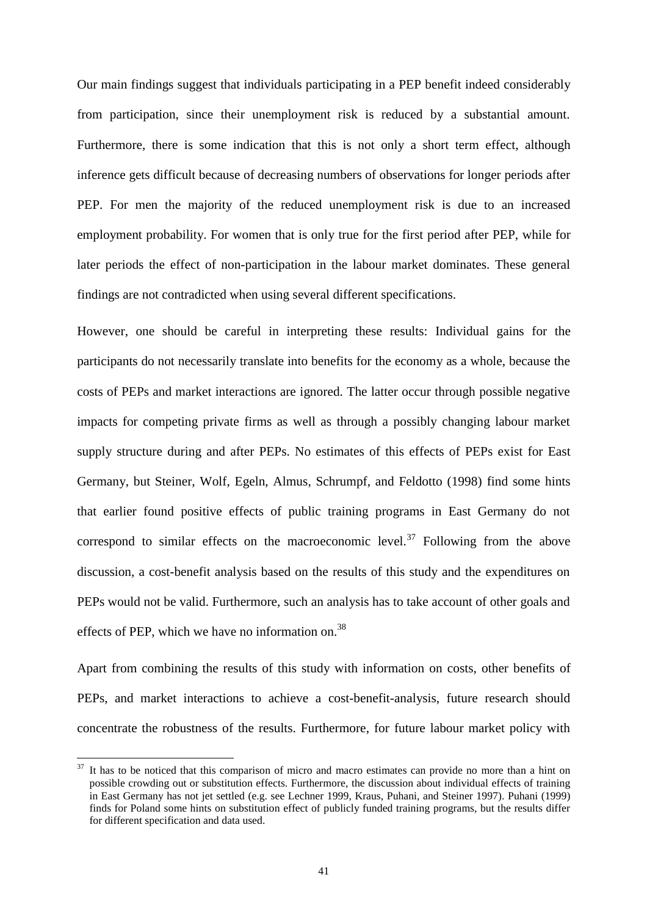Our main findings suggest that individuals participating in a PEP benefit indeed considerably from participation, since their unemployment risk is reduced by a substantial amount. Furthermore, there is some indication that this is not only a short term effect, although inference gets difficult because of decreasing numbers of observations for longer periods after PEP. For men the majority of the reduced unemployment risk is due to an increased employment probability. For women that is only true for the first period after PEP, while for later periods the effect of non-participation in the labour market dominates. These general findings are not contradicted when using several different specifications.

However, one should be careful in interpreting these results: Individual gains for the participants do not necessarily translate into benefits for the economy as a whole, because the costs of PEPs and market interactions are ignored. The latter occur through possible negative impacts for competing private firms as well as through a possibly changing labour market supply structure during and after PEPs. No estimates of this effects of PEPs exist for East Germany, but Steiner, Wolf, Egeln, Almus, Schrumpf, and Feldotto (1998) find some hints that earlier found positive effects of public training programs in East Germany do not correspond to similar effects on the macroeconomic level.[37] Following from the above discussion, a cost-benefit analysis based on the results of this study and the expenditures on PEPs would not be valid. Furthermore, such an analysis has to take account of other goals and effects of PEP, which we have no information on.[38]

Apart from combining the results of this study with information on costs, other benefits of PEPs, and market interactions to achieve a cost-benefit-analysis, future research should concentrate the robustness of the results. Furthermore, for future labour market policy with

[37] It has to be noticed that this comparison of micro and macro estimates can provide no more than a hint on possible crowding out or substitution effects. Furthermore, the discussion about individual effects of training in East Germany has not jet settled (e.g. see Lechner 1999, Kraus, Puhani, and Steiner 1997). Puhani (1999) finds for Poland some hints on substitution effect of publicly funded training programs, but the results differ for different specification and data used.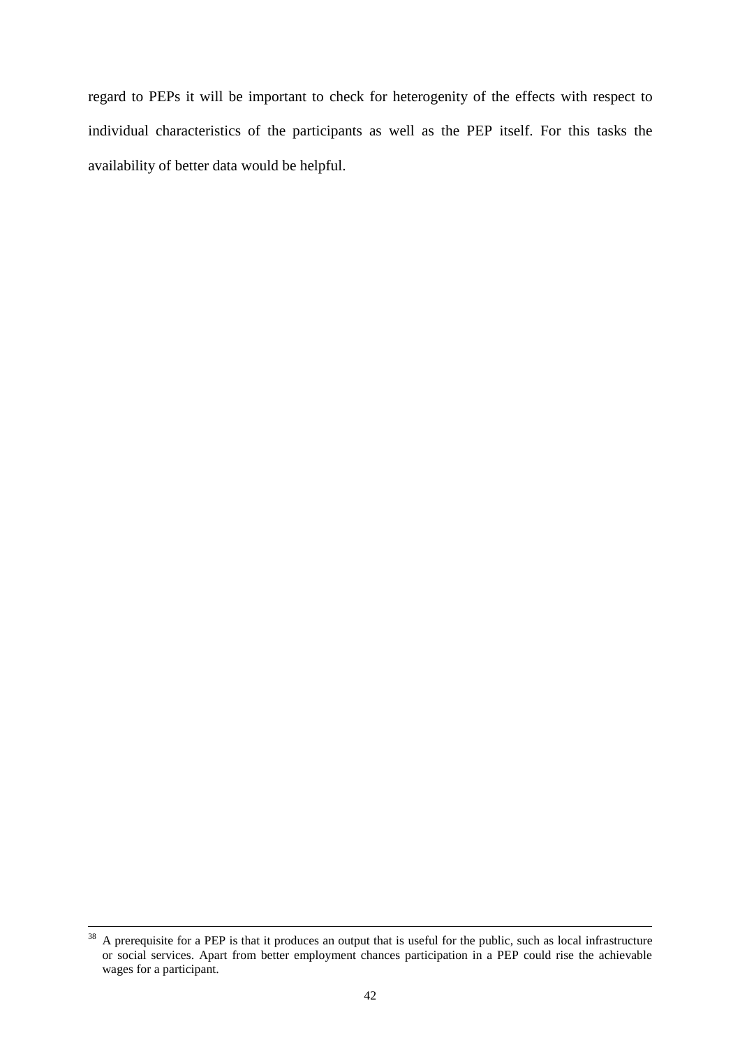regard to PEPs it will be important to check for heterogenity of the effects with respect to individual characteristics of the participants as well as the PEP itself. For this tasks the availability of better data would be helpful.

---

[38] A prerequisite for a PEP is that it produces an output that is useful for the public, such as local infrastructure or social services. Apart from better employment chances participation in a PEP could rise the achievable wages for a participant.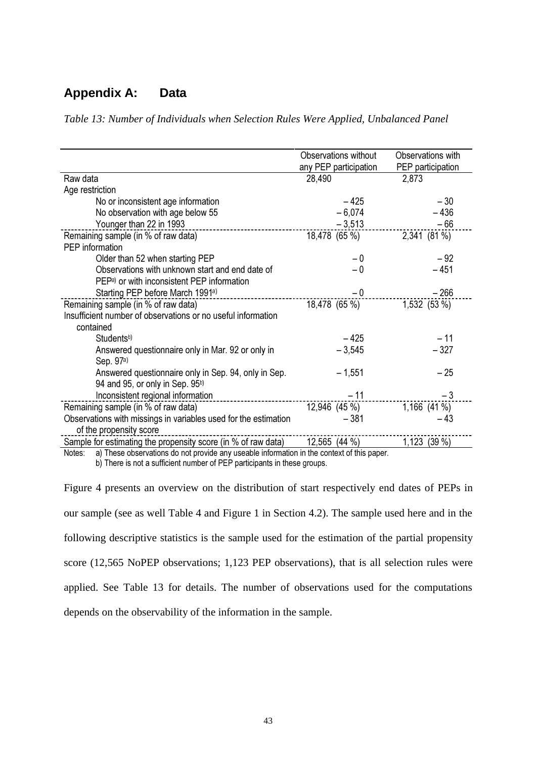# Appendix A: Data

*Table 13: Number of Individuals when Selection Rules Were Applied, Unbalanced Panel*

| | Observations without any PEP participation | Observations with PEP participation |
|---|---|---|
| Raw data | 28,490 | 2,873 |
| Age restriction | | |
| No or inconsistent age information | – 425 | – 30 |
| No observation with age below 55 | – 6,074 | – 436 |
| Younger than 22 in 1993 | – 3,513 | – 66 |
| Remaining sample (in % of raw data) | 18,478 (65 %) | 2,341 (81 %) |
| PEP information | | |
| Older than 52 when starting PEP | – 0 | – 92 |
| Observations with unknown start and end date of PEP[a)] or with inconsistent PEP information | – 0 | – 451 |
| Starting PEP before March 1991[a)] | – 0 | – 266 |
| Remaining sample (in % of raw data) | 18,478 (65 %) | 1,532 (53 %) |
| Insufficient number of observations or no useful information contained | | |
| Students[b)] | – 425 | – 11 |
| Answered questionnaire only in Mar. 92 or only in Sep. 97[a)] | – 3,545 | – 327 |
| Answered questionnaire only in Sep. 94, only in Sep. 94 and 95, or only in Sep. 95[b)] | – 1,551 | – 25 |
| Inconsistent regional information | – 11 | – 3 |
| Remaining sample (in % of raw data) | 12,946 (45 %) | 1,166 (41 %) |
| Observations with missings in variables used for the estimation of the propensity score | – 381 | – 43 |
| Sample for estimating the propensity score (in % of raw data) | 12,565 (44 %) | 1,123 (39 %) |

Notes: a) These observations do not provide any useable information in the context of this paper.
b) There is not a sufficient number of PEP participants in these groups.

Figure 4 presents an overview on the distribution of start respectively end dates of PEPs in our sample (see as well Table 4 and Figure 1 in Section 4.2). The sample used here and in the following descriptive statistics is the sample used for the estimation of the partial propensity score (12,565 NoPEP observations; 1,123 PEP observations), that is all selection rules were applied. See Table 13 for details. The number of observations used for the computations depends on the observability of the information in the sample.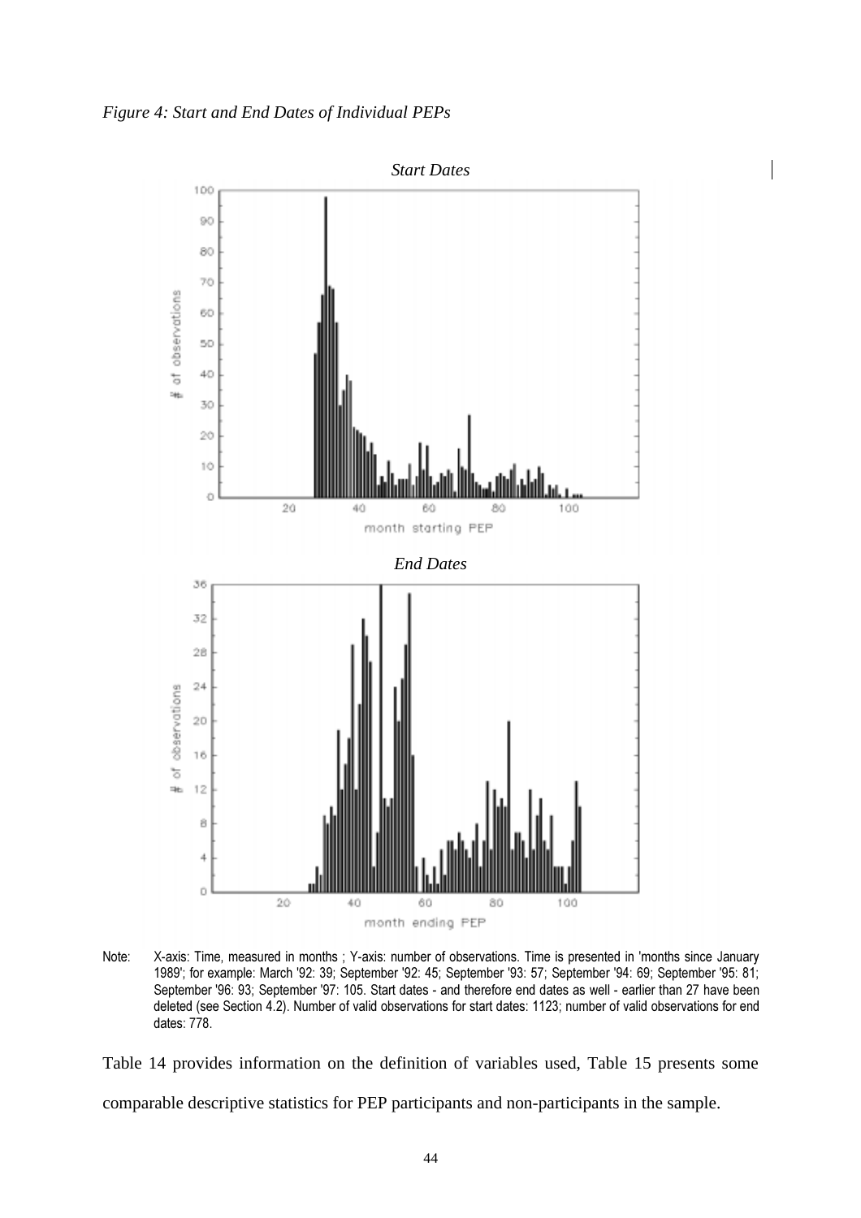*Figure 4: Start and End Dates of Individual PEPs*

Note: X-axis: Time, measured in months ; Y-axis: number of observations. Time is presented in 'months since January 1989'; for example: March '92: 39; September '92: 45; September '93: 57; September '94: 69; September '95: 81; September '96: 93; September '97: 105. Start dates - and therefore end dates as well - earlier than 27 have been deleted (see Section 4.2). Number of valid observations for start dates: 1123; number of valid observations for end dates: 778.

Table 14 provides information on the definition of variables used, Table 15 presents some comparable descriptive statistics for PEP participants and non-participants in the sample.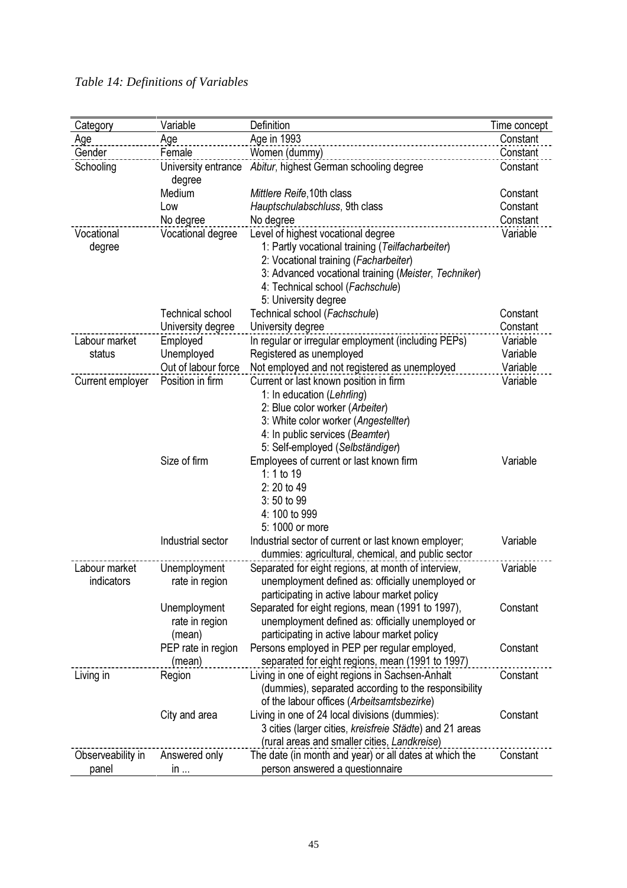*Table 14: Definitions of Variables*

| Category | Variable | Definition | Time concept |
|---|---|---|---|
| Age | Age | Age in 1993 | Constant |
| Gender | Female | Women (dummy) | Constant |
| Schooling | University entrance degree | *Abitur*, highest German schooling degree | Constant |
| | Medium | *Mittlere Reife*,10th class | Constant |
| | Low | *Hauptschulabschluss*, 9th class | Constant |
| | No degree | No degree | Constant |
| Vocational degree | Vocational degree | Level of highest vocational degree<br>1: Partly vocational training (*Teilfacharbeiter*)<br>2: Vocational training (*Facharbeiter*)<br>3: Advanced vocational training (*Meister*, *Techniker*)<br>4: Technical school (*Fachschule*)<br>5: University degree | Variable |
| | Technical school | Technical school (*Fachschule*) | Constant |
| | University degree | University degree | Constant |
| Labour market status | Employed | In regular or irregular employment (including PEPs) | Variable |
| | Unemployed | Registered as unemployed | Variable |
| | Out of labour force | Not employed and not registered as unemployed | Variable |
| Current employer | Position in firm | Current or last known position in firm<br>1: In education (*Lehrling*)<br>2: Blue color worker (*Arbeiter*)<br>3: White color worker (*Angestellter*)<br>4: In public services (*Beamter*)<br>5: Self-employed (*Selbständiger*) | Variable |
| | Size of firm | Employees of current or last known firm<br>1: 1 to 19<br>2: 20 to 49<br>3: 50 to 99<br>4: 100 to 999<br>5: 1000 or more | Variable |
| | Industrial sector | Industrial sector of current or last known employer; dummies: agricultural, chemical, and public sector | Variable |
| Labour market indicators | Unemployment rate in region | Separated for eight regions, at month of interview, unemployment defined as: officially unemployed or participating in active labour market policy | Variable |
| | Unemployment rate in region (mean) | Separated for eight regions, mean (1991 to 1997), unemployment defined as: officially unemployed or participating in active labour market policy | Constant |
| | PEP rate in region (mean) | Persons employed in PEP per regular employed, separated for eight regions, mean (1991 to 1997) | Constant |
| Living in | Region | Living in one of eight regions in Sachsen-Anhalt (dummies), separated according to the responsibility of the labour offices (*Arbeitsamtsbezirke*) | Constant |
| | City and area | Living in one of 24 local divisions (dummies): 3 cities (larger cities, *kreisfreie Städte*) and 21 areas (rural areas and smaller cities, *Landkreise*) | Constant |
| Observeability in panel | Answered only in ... | The date (in month and year) or all dates at which the person answered a questionnaire | Constant |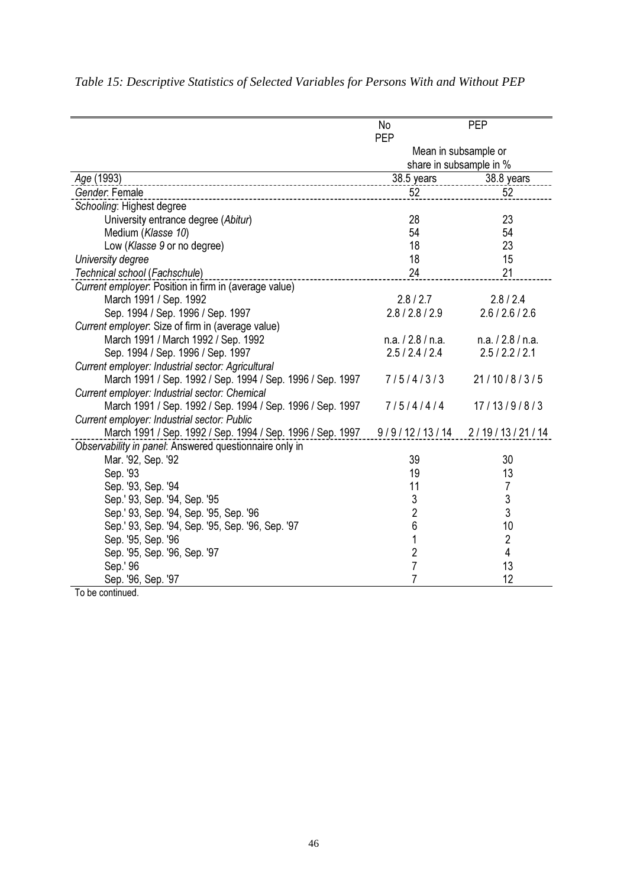*Table 15: Descriptive Statistics of Selected Variables for Persons With and Without PEP*

| | No PEP | PEP |
|---|---|---|
| | Mean in subsample or share in subsample in % | |
| *Age* (1993) | 38.5 years | 38.8 years |
| *Gender*: Female | 52 | 52 |
| *Schooling*: Highest degree | | |
| University entrance degree (*Abitur*) | 28 | 23 |
| Medium (*Klasse 10*) | 54 | 54 |
| Low (*Klasse 9* or no degree) | 18 | 23 |
| *University degree* | 18 | 15 |
| *Technical school* (*Fachschule*) | 24 | 21 |
| *Current employer*: Position in firm in (average value) | | |
| March 1991 / Sep. 1992 | 2.8 / 2.7 | 2.8 / 2.4 |
| Sep. 1994 / Sep. 1996 / Sep. 1997 | 2.8 / 2.8 / 2.9 | 2.6 / 2.6 / 2.6 |
| *Current employer*: Size of firm in (average value) | | |
| March 1991 / March 1992 / Sep. 1992 | n.a. / 2.8 / n.a. | n.a. / 2.8 / n.a. |
| Sep. 1994 / Sep. 1996 / Sep. 1997 | 2.5 / 2.4 / 2.4 | 2.5 / 2.2 / 2.1 |
| *Current employer: Industrial sector: Agricultural* | | |
| March 1991 / Sep. 1992 / Sep. 1994 / Sep. 1996 / Sep. 1997 | 7 / 5 / 4 / 3 / 3 | 21 / 10 / 8 / 3 / 5 |
| *Current employer: Industrial sector: Chemical* | | |
| March 1991 / Sep. 1992 / Sep. 1994 / Sep. 1996 / Sep. 1997 | 7 / 5 / 4 / 4 / 4 | 17 / 13 / 9 / 8 / 3 |
| *Current employer: Industrial sector: Public* | | |
| March 1991 / Sep. 1992 / Sep. 1994 / Sep. 1996 / Sep. 1997 | 9 / 9 / 12 / 13 / 14 | 2 / 19 / 13 / 21 / 14 |
| *Observability in panel*: Answered questionnaire only in | | |
| Mar. '92, Sep. '92 | 39 | 30 |
| Sep. '93 | 19 | 13 |
| Sep. '93, Sep. '94 | 11 | 7 |
| Sep.' 93, Sep. '94, Sep. '95 | 3 | 3 |
| Sep.' 93, Sep. '94, Sep. '95, Sep. '96 | 2 | 3 |
| Sep.' 93, Sep. '94, Sep. '95, Sep. '96, Sep. '97 | 6 | 10 |
| Sep. '95, Sep. '96 | 1 | 2 |
| Sep. '95, Sep. '96, Sep. '97 | 2 | 4 |
| Sep.' 96 | 7 | 13 |
| Sep. '96, Sep. '97 | 7 | 12 |

To be continued.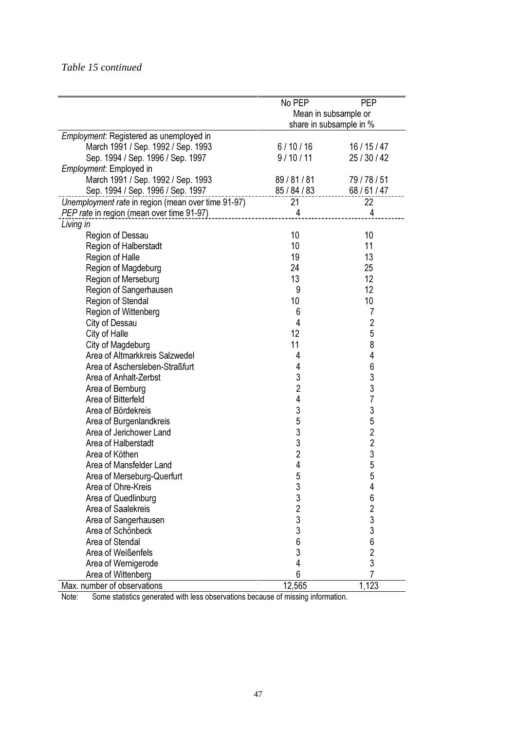*Table 15 continued*

| | No PEP | PEP |
|---|---|---|
| | Mean in subsample or share in subsample in % | |
| *Employment*: Registered as unemployed in | | |
| March 1991 / Sep. 1992 / Sep. 1993 | 6 / 10 / 16 | 16 / 15 / 47 |
| Sep. 1994 / Sep. 1996 / Sep. 1997 | 9 / 10 / 11 | 25 / 30 / 42 |
| *Employment*: Employed in | | |
| March 1991 / Sep. 1992 / Sep. 1993 | 89 / 81 / 81 | 79 / 78 / 51 |
| Sep. 1994 / Sep. 1996 / Sep. 1997 | 85 / 84 / 83 | 68 / 61 / 47 |
| *Unemployment rate* in region (mean over time 91-97) | 21 | 22 |
| *PEP rate* in region (mean over time 91-97) | 4 | 4 |
| *Living in* | | |
| Region of Dessau | 10 | 10 |
| Region of Halberstadt | 10 | 11 |
| Region of Halle | 19 | 13 |
| Region of Magdeburg | 24 | 25 |
| Region of Merseburg | 13 | 12 |
| Region of Sangerhausen | 9 | 12 |
| Region of Stendal | 10 | 10 |
| Region of Wittenberg | 6 | 7 |
| City of Dessau | 4 | 2 |
| City of Halle | 12 | 5 |
| City of Magdeburg | 11 | 8 |
| Area of Altmarkkreis Salzwedel | 4 | 4 |
| Area of Aschersleben-Straßfurt | 4 | 6 |
| Area of Anhalt-Zerbst | 3 | 3 |
| Area of Bernburg | 2 | 3 |
| Area of Bitterfeld | 4 | 7 |
| Area of Bördekreis | 3 | 3 |
| Area of Burgenlandkreis | 5 | 5 |
| Area of Jerichower Land | 3 | 2 |
| Area of Halberstadt | 3 | 2 |
| Area of Köthen | 2 | 3 |
| Area of Mansfelder Land | 4 | 5 |
| Area of Merseburg-Querfurt | 5 | 5 |
| Area of Ohre-Kreis | 3 | 4 |
| Area of Quedlinburg | 3 | 6 |
| Area of Saalekreis | 2 | 2 |
| Area of Sangerhausen | 3 | 3 |
| Area of Schönbeck | 3 | 3 |
| Area of Stendal | 6 | 6 |
| Area of Weißenfels | 3 | 2 |
| Area of Wernigerode | 4 | 3 |
| Area of Wittenberg | 6 | 7 |
| Max. number of observations | 12,565 | 1,123 |

Note: Some statistics generated with less observations because of missing information.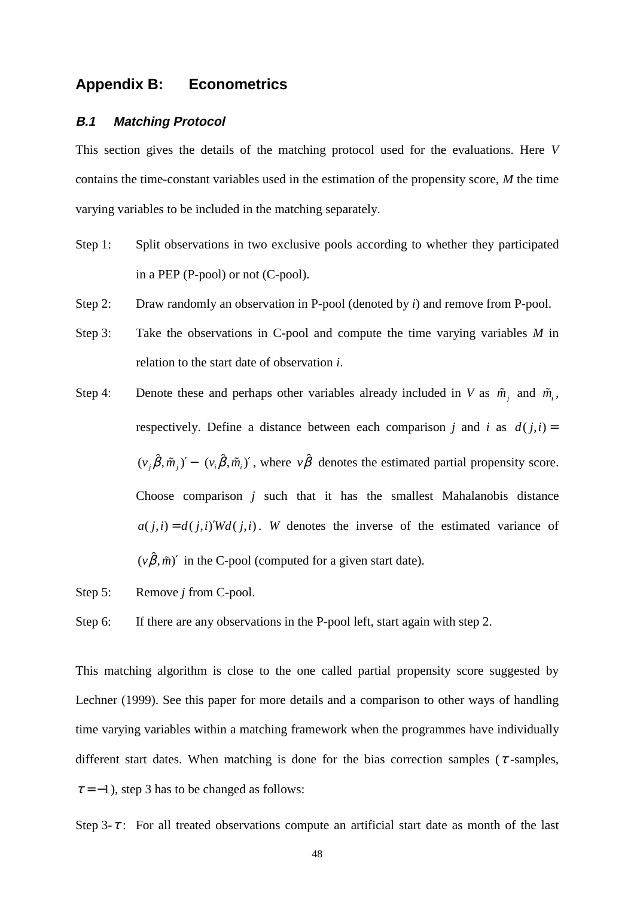## Appendix B: Econometrics

### *B.1 Matching Protocol*

This section gives the details of the matching protocol used for the evaluations. Here $V$ contains the time-constant variables used in the estimation of the propensity score, $M$ the time varying variables to be included in the matching separately.

Step 1: Split observations in two exclusive pools according to whether they participated in a PEP (P-pool) or not (C-pool).

Step 2: Draw randomly an observation in P-pool (denoted by $i$) and remove from P-pool.

Step 3: Take the observations in C-pool and compute the time varying variables $M$ in relation to the start date of observation $i$.

Step 4: Denote these and perhaps other variables already included in $V$ as $\tilde{m}_j$ and $\tilde{m}_i$, respectively. Define a distance between each comparison $j$ and $i$ as $d(j,i) = (v_j\hat{\beta}, \tilde{m}_j)' - (v_i\hat{\beta}, \tilde{m}_i)'$, where $v\hat{\beta}$ denotes the estimated partial propensity score. Choose comparison $j$ such that it has the smallest Mahalanobis distance $a(j,i) = d(j,i)'Wd(j,i)$. $W$ denotes the inverse of the estimated variance of $(v\hat{\beta}, \tilde{m})'$ in the C-pool (computed for a given start date).

Step 5: Remove $j$ from C-pool.

Step 6: If there are any observations in the P-pool left, start again with step 2.

This matching algorithm is close to the one called partial propensity score suggested by Lechner (1999). See this paper for more details and a comparison to other ways of handling time varying variables within a matching framework when the programmes have individually different start dates. When matching is done for the bias correction samples ($\tau$-samples, $\tau = -1$), step 3 has to be changed as follows:

Step 3-$\tau$: For all treated observations compute an artificial start date as month of the last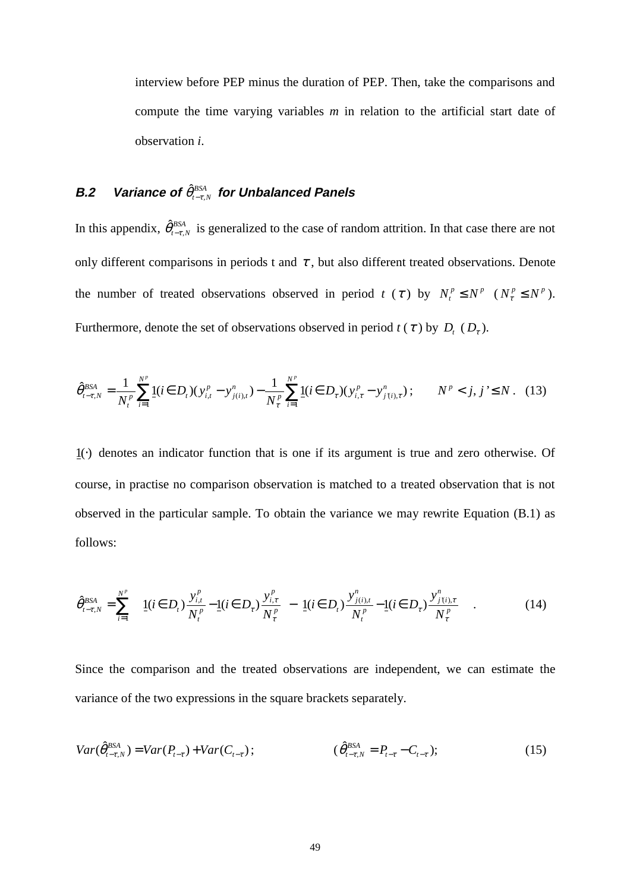interview before PEP minus the duration of PEP. Then, take the comparisons and compute the time varying variables *m* in relation to the artificial start date of observation *i*.

### B.2 Variance of $\hat{\theta}^{BSA}_{t-\tau,N}$ for Unbalanced Panels

In this appendix, $\hat{\theta}^{BSA}_{t-\tau,N}$ is generalized to the case of random attrition. In that case there are not only different comparisons in periods t and $\tau$, but also different treated observations. Denote the number of treated observations observed in period $t$ ($\tau$) by $N^p_t \leq N^p$ ($N^p_\tau \leq N^p$). Furthermore, denote the set of observations observed in period $t$ ($\tau$) by $D_t$ ($D_\tau$).

$$\hat{\theta}^{BSA}_{t-\tau,N} = \frac{1}{N^p_t}\sum_{i=1}^{N^p} \underline{1}(i \in D_t)(y^p_{i,t} - y^n_{j(i),t}) - \frac{1}{N^p_\tau}\sum_{i=1}^{N^p} \underline{1}(i \in D_\tau)(y^p_{i,\tau} - y^n_{j'(i),\tau}); \qquad N^p < j, j' \leq N. \quad (13)$$

$\underline{1}(\cdot)$ denotes an indicator function that is one if its argument is true and zero otherwise. Of course, in practise no comparison observation is matched to a treated observation that is not observed in the particular sample. To obtain the variance we may rewrite Equation (B.1) as follows:

$$\hat{\theta}^{BSA}_{t-\tau,N} = \sum_{i=1}^{N^p}\left[\underline{1}(i \in D_t)\frac{y^p_{i,t}}{N^p_t} - \underline{1}(i \in D_\tau)\frac{y^p_{i,\tau}}{N^p_\tau}\right] - \left[\underline{1}(i \in D_t)\frac{y^n_{j(i),t}}{N^p_t} - \underline{1}(i \in D_\tau)\frac{y^n_{j'(i),\tau}}{N^p_\tau}\right]. \quad (14)$$

Since the comparison and the treated observations are independent, we can estimate the variance of the two expressions in the square brackets separately.

$$Var(\hat{\theta}^{BSA}_{t-\tau,N}) = Var(P_{t-\tau}) + Var(C_{t-\tau}); \qquad (\hat{\theta}^{BSA}_{t-\tau,N} = P_{t-\tau} - C_{t-\tau}); \quad (15)$$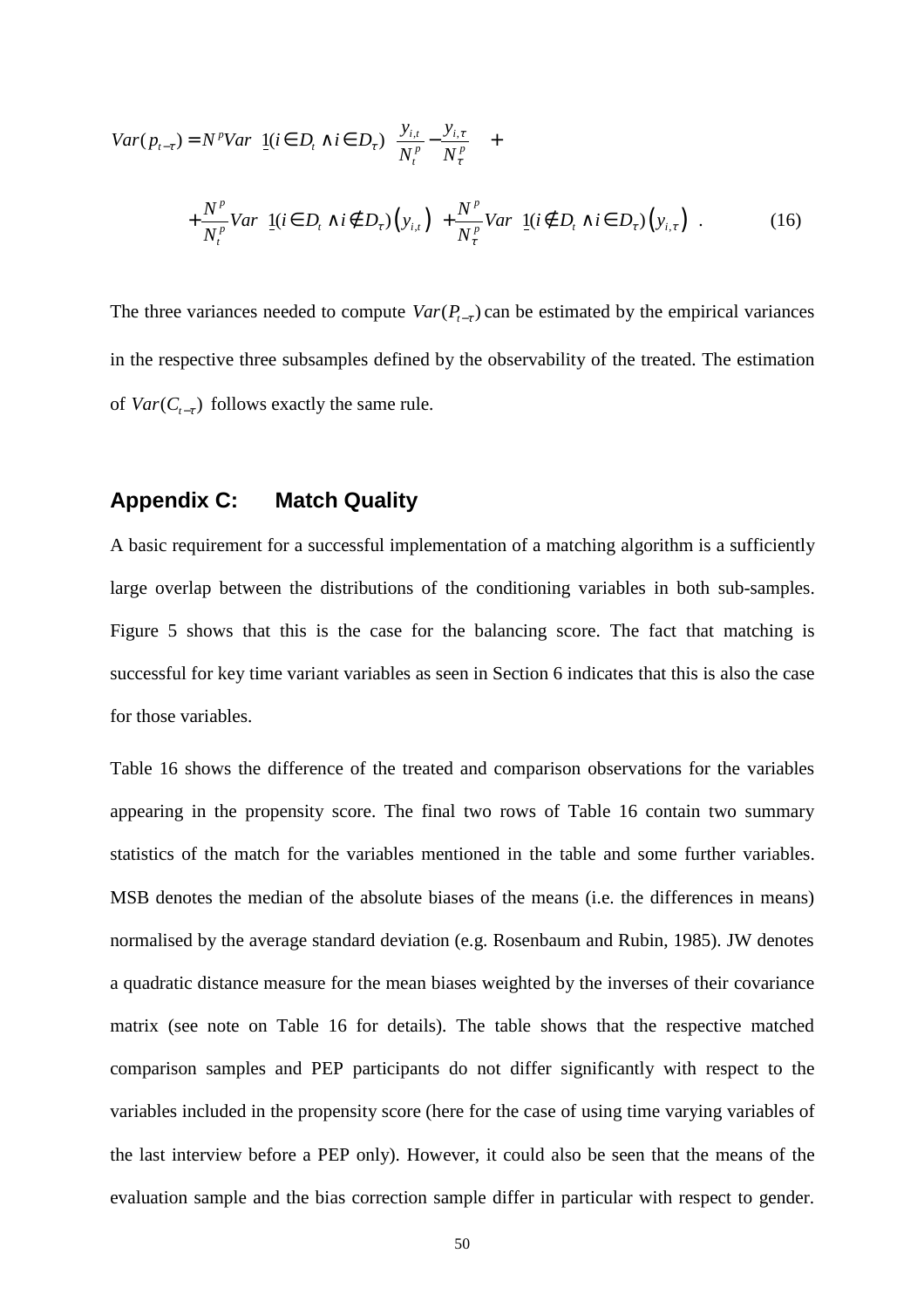$$Var(p_{t-\tau}) = N^p Var\left[\underline{1}(i \in D_t \wedge i \in D_\tau)\left(\frac{y_{i,t}}{N_t^p} - \frac{y_{i,\tau}}{N_\tau^p}\right)\right] +$$

$$+\frac{N^p}{N_t^p} Var\left[\underline{1}(i \in D_t \wedge i \notin D_\tau)\left(y_{i,t}\right)\right] + \frac{N^p}{N_\tau^p} Var\left[\underline{1}(i \notin D_t \wedge i \in D_\tau)\left(y_{i,\tau}\right)\right]. \qquad (16)$$

The three variances needed to compute $Var(P_{t-\tau})$ can be estimated by the empirical variances in the respective three subsamples defined by the observability of the treated. The estimation of $Var(C_{t-\tau})$ follows exactly the same rule.

## Appendix C: Match Quality

A basic requirement for a successful implementation of a matching algorithm is a sufficiently large overlap between the distributions of the conditioning variables in both sub-samples. Figure 5 shows that this is the case for the balancing score. The fact that matching is successful for key time variant variables as seen in Section 6 indicates that this is also the case for those variables.

Table 16 shows the difference of the treated and comparison observations for the variables appearing in the propensity score. The final two rows of Table 16 contain two summary statistics of the match for the variables mentioned in the table and some further variables. MSB denotes the median of the absolute biases of the means (i.e. the differences in means) normalised by the average standard deviation (e.g. Rosenbaum and Rubin, 1985). JW denotes a quadratic distance measure for the mean biases weighted by the inverses of their covariance matrix (see note on Table 16 for details). The table shows that the respective matched comparison samples and PEP participants do not differ significantly with respect to the variables included in the propensity score (here for the case of using time varying variables of the last interview before a PEP only). However, it could also be seen that the means of the evaluation sample and the bias correction sample differ in particular with respect to gender.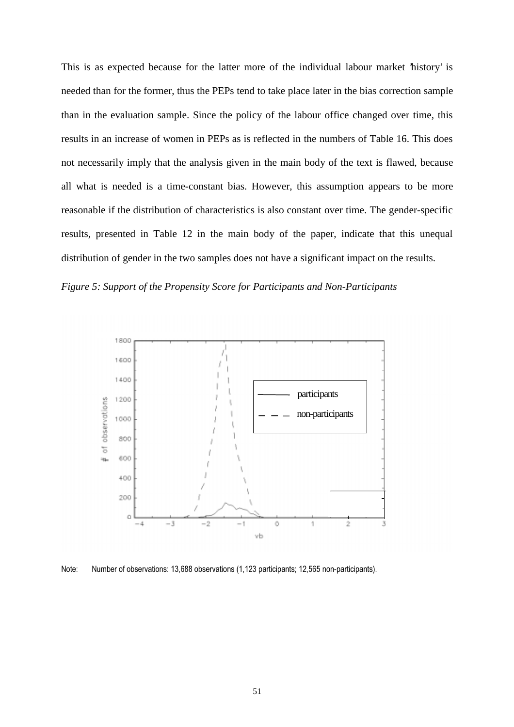This is as expected because for the latter more of the individual labour market 'history' is needed than for the former, thus the PEPs tend to take place later in the bias correction sample than in the evaluation sample. Since the policy of the labour office changed over time, this results in an increase of women in PEPs as is reflected in the numbers of Table 16. This does not necessarily imply that the analysis given in the main body of the text is flawed, because all what is needed is a time-constant bias. However, this assumption appears to be more reasonable if the distribution of characteristics is also constant over time. The gender-specific results, presented in Table 12 in the main body of the paper, indicate that this unequal distribution of gender in the two samples does not have a significant impact on the results.

*Figure 5: Support of the Propensity Score for Participants and Non-Participants*

Note: Number of observations: 13,688 observations (1,123 participants; 12,565 non-participants).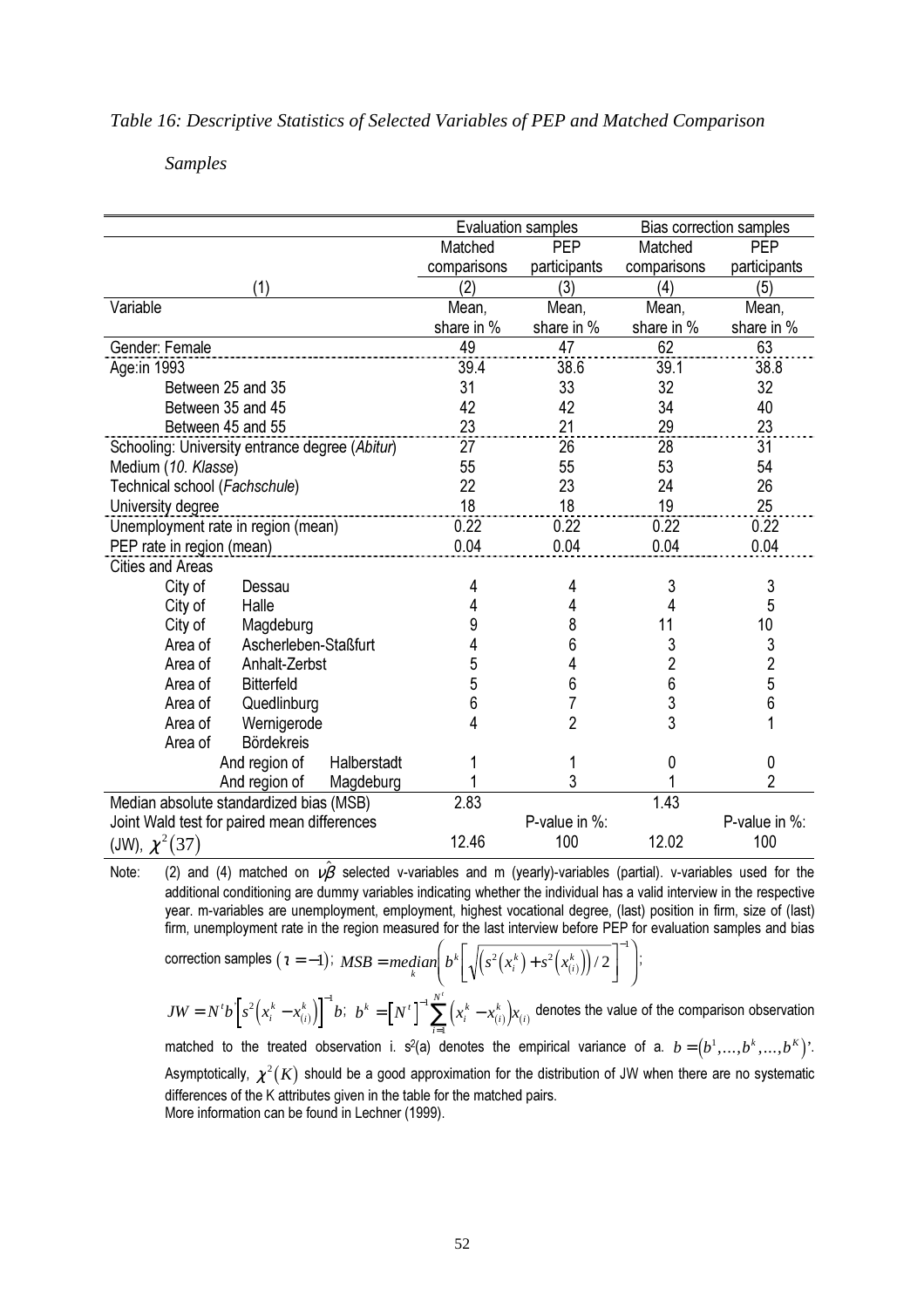*Table 16: Descriptive Statistics of Selected Variables of PEP and Matched Comparison Samples*

| | Evaluation samples | | Bias correction samples | |
|---|---|---|---|---|
| | Matched comparisons | PEP participants | Matched comparisons | PEP participants |
| (1) | (2) | (3) | (4) | (5) |
| Variable | Mean, share in % | Mean, share in % | Mean, share in % | Mean, share in % |
| Gender: Female | 49 | 47 | 62 | 63 |
| Age:in 1993 | 39.4 | 38.6 | 39.1 | 38.8 |
| Between 25 and 35 | 31 | 33 | 32 | 32 |
| Between 35 and 45 | 42 | 42 | 34 | 40 |
| Between 45 and 55 | 23 | 21 | 29 | 23 |
| Schooling: University entrance degree (*Abitur*) | 27 | 26 | 28 | 31 |
| Medium (*10. Klasse*) | 55 | 55 | 53 | 54 |
| Technical school (*Fachschule*) | 22 | 23 | 24 | 26 |
| University degree | 18 | 18 | 19 | 25 |
| Unemployment rate in region (mean) | 0.22 | 0.22 | 0.22 | 0.22 |
| PEP rate in region (mean) | 0.04 | 0.04 | 0.04 | 0.04 |
| Cities and Areas | | | | |
| City of Dessau | 4 | 4 | 3 | 3 |
| City of Halle | 4 | 4 | 4 | 5 |
| City of Magdeburg | 9 | 8 | 11 | 10 |
| Area of Ascherleben-Staßfurt | 4 | 6 | 3 | 3 |
| Area of Anhalt-Zerbst | 5 | 4 | 2 | 2 |
| Area of Bitterfeld | 5 | 6 | 6 | 5 |
| Area of Quedlinburg | 6 | 7 | 3 | 6 |
| Area of Wernigerode | 4 | 2 | 3 | 1 |
| Area of Bördekreis | | | | |
| And region of Halberstadt | 1 | 1 | 0 | 0 |
| And region of Magdeburg | 1 | 3 | 1 | 2 |
| Median absolute standardized bias (MSB) | 2.83 | | 1.43 | |
| Joint Wald test for paired mean differences | | P-value in %: | | P-value in %: |
| (JW), $\chi^2(37)$ | 12.46 | 100 | 12.02 | 100 |

Note: (2) and (4) matched on $\nu\hat{\beta}$ selected v-variables and m (yearly)-variables (partial). v-variables used for the additional conditioning are dummy variables indicating whether the individual has a valid interview in the respective year. m-variables are unemployment, employment, highest vocational degree, (last) position in firm, size of (last) firm, unemployment rate in the region measured for the last interview before PEP for evaluation samples and bias correction samples ($\tau = -1$); $MSB = \underset{k}{median}\left( b^k \left[ \sqrt{\left( s^2(x_i^k) + s^2(x_{(i)}^k) \right) / 2} \right]^{-1} \right)$;

$JW = N^t b' \left[ s^2\left(x_i^k - x_{(i)}^k\right) \right]^{-1} b$; $b^k = \left[N^t\right]^{-1} \sum_{i=1}^{N^t} \left(x_i^k - x_{(i)}^k\right) x_{(i)}$ denotes the value of the comparison observation matched to the treated observation i. $s^2(a)$ denotes the empirical variance of a. $b = (b^1, ..., b^k, ..., b^K)'$. Asymptotically, $\chi^2(K)$ should be a good approximation for the distribution of JW when there are no systematic differences of the K attributes given in the table for the matched pairs.
More information can be found in Lechner (1999).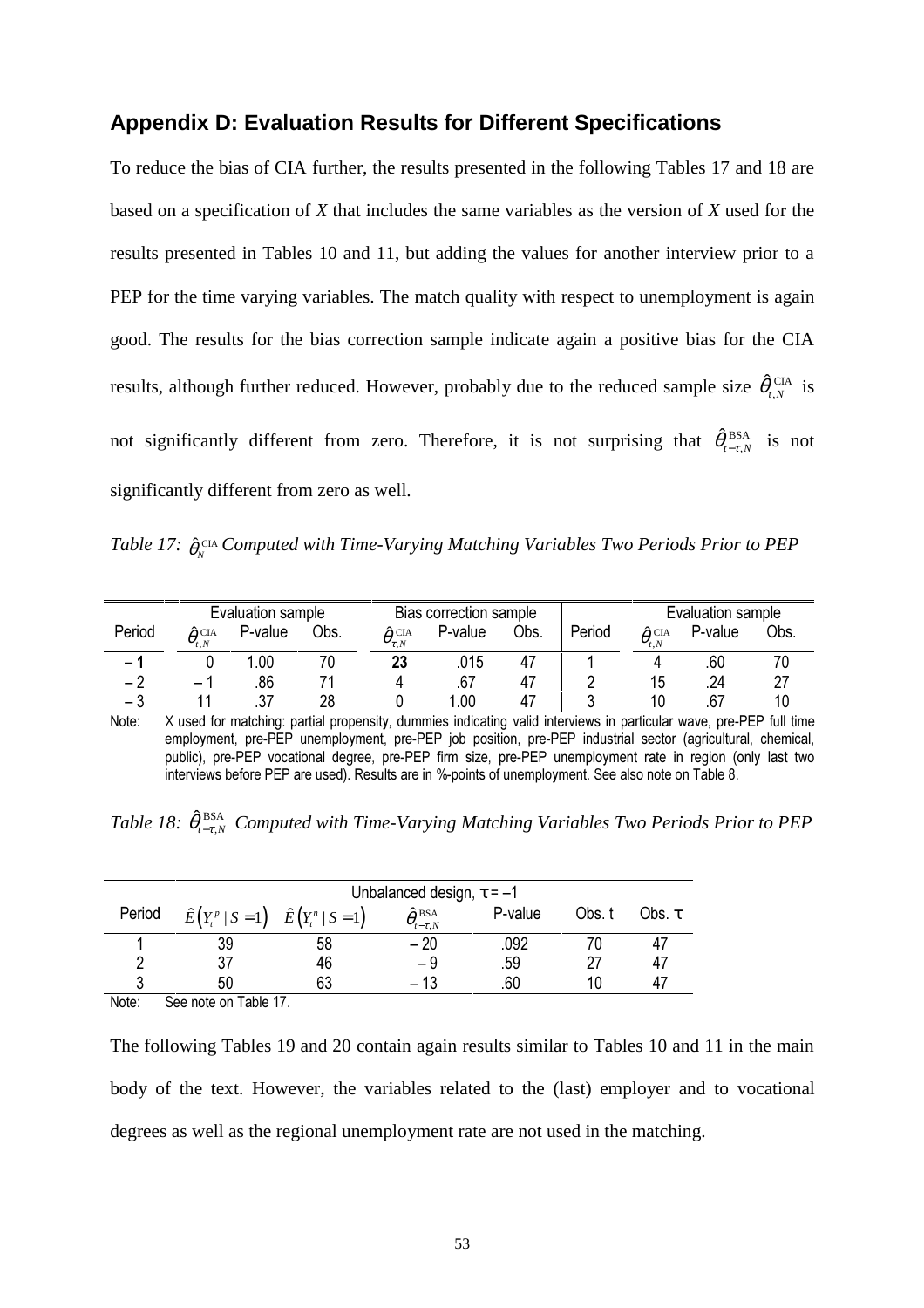## Appendix D: Evaluation Results for Different Specifications

To reduce the bias of CIA further, the results presented in the following Tables 17 and 18 are based on a specification of *X* that includes the same variables as the version of *X* used for the results presented in Tables 10 and 11, but adding the values for another interview prior to a PEP for the time varying variables. The match quality with respect to unemployment is again good. The results for the bias correction sample indicate again a positive bias for the CIA results, although further reduced. However, probably due to the reduced sample size $\hat{\theta}_{t,N}^{\text{CIA}}$ is not significantly different from zero. Therefore, it is not surprising that $\hat{\theta}_{t-\tau,N}^{\text{BSA}}$ is not significantly different from zero as well.

*Table 17: $\hat{\theta}_{N}^{\text{CIA}}$ Computed with Time-Varying Matching Variables Two Periods Prior to PEP*

| | Evaluation sample | | | Bias correction sample | | | | Evaluation sample | | |
|---|---|---|---|---|---|---|---|---|---|---|
| Period | $\hat{\theta}_{t,N}^{\text{CIA}}$ | P-value | Obs. | $\hat{\theta}_{\tau,N}^{\text{CIA}}$ | P-value | Obs. | Period | $\hat{\theta}_{t,N}^{\text{CIA}}$ | P-value | Obs. |
| **– 1** | 0 | 1.00 | 70 | **23** | .015 | 47 | 1 | 4 | .60 | 70 |
| – 2 | – 1 | .86 | 71 | 4 | .67 | 47 | 2 | 15 | .24 | 27 |
| – 3 | 11 | .37 | 28 | 0 | 1.00 | 47 | 3 | 10 | .67 | 10 |

Note: X used for matching: partial propensity, dummies indicating valid interviews in particular wave, pre-PEP full time employment, pre-PEP unemployment, pre-PEP job position, pre-PEP industrial sector (agricultural, chemical, public), pre-PEP vocational degree, pre-PEP firm size, pre-PEP unemployment rate in region (only last two interviews before PEP are used). Results are in %-points of unemployment. See also note on Table 8.

*Table 18: $\hat{\theta}_{t-\tau,N}^{\text{BSA}}$ Computed with Time-Varying Matching Variables Two Periods Prior to PEP*

| | Unbalanced design, $\tau = -1$ | | | | | |
|---|---|---|---|---|---|---|
| Period | $\hat{E}\left(Y_t^p \mid S=1\right)$ | $\hat{E}\left(Y_t^n \mid S=1\right)$ | $\hat{\theta}_{t-\tau,N}^{\text{BSA}}$ | P-value | Obs. t | Obs. $\tau$ |
| 1 | 39 | 58 | – 20 | .092 | 70 | 47 |
| 2 | 37 | 46 | – 9 | .59 | 27 | 47 |
| 3 | 50 | 63 | – 13 | .60 | 10 | 47 |

Note: See note on Table 17.

The following Tables 19 and 20 contain again results similar to Tables 10 and 11 in the main body of the text. However, the variables related to the (last) employer and to vocational degrees as well as the regional unemployment rate are not used in the matching.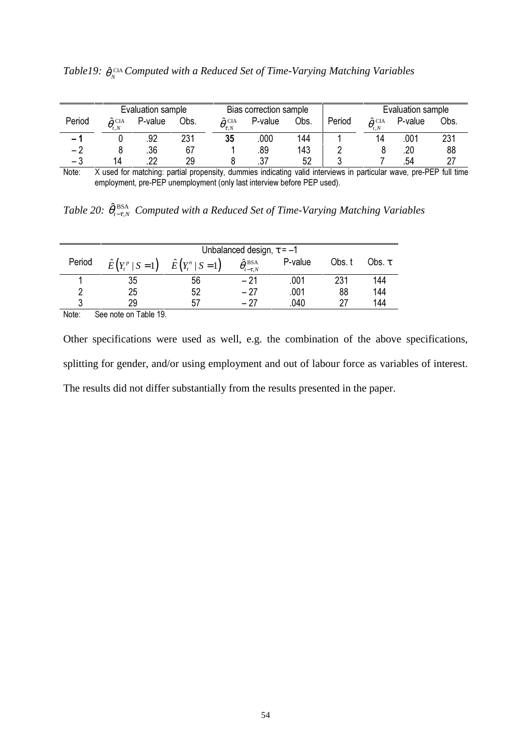*Table19: $\hat{\theta}_{N}^{\text{CIA}}$ Computed with a Reduced Set of Time-Varying Matching Variables*

| | Evaluation sample | | | Bias correction sample | | | | Evaluation sample | | |
|---|---|---|---|---|---|---|---|---|---|---|
| Period | $\hat{\theta}_{t,N}^{\text{CIA}}$ | P-value | Obs. | $\hat{\theta}_{\tau,N}^{\text{CIA}}$ | P-value | Obs. | Period | $\hat{\theta}_{t,N}^{\text{CIA}}$ | P-value | Obs. |
| **– 1** | 0 | .92 | 231 | **35** | .000 | 144 | 1 | 14 | .001 | 231 |
| – 2 | 8 | .36 | 67 | 1 | .89 | 143 | 2 | 8 | .20 | 88 |
| – 3 | 14 | .22 | 29 | 8 | .37 | 52 | 3 | 7 | .54 | 27 |

Note: X used for matching: partial propensity, dummies indicating valid interviews in particular wave, pre-PEP full time employment, pre-PEP unemployment (only last interview before PEP used).

*Table 20: $\hat{\theta}_{t-\tau,N}^{\text{BSA}}$ Computed with a Reduced Set of Time-Varying Matching Variables*

| | Unbalanced design, $\tau = -1$ | | | | | |
|---|---|---|---|---|---|---|
| Period | $\hat{E}\left(Y_t^p \mid S=1\right)$ | $\hat{E}\left(Y_t^n \mid S=1\right)$ | $\hat{\theta}_{t-\tau,N}^{\text{BSA}}$ | P-value | Obs. t | Obs. $\tau$ |
| 1 | 35 | 56 | – 21 | .001 | 231 | 144 |
| 2 | 25 | 52 | – 27 | .001 | 88 | 144 |
| 3 | 29 | 57 | – 27 | .040 | 27 | 144 |

Note: See note on Table 19.

Other specifications were used as well, e.g. the combination of the above specifications, splitting for gender, and/or using employment and out of labour force as variables of interest. The results did not differ substantially from the results presented in the paper.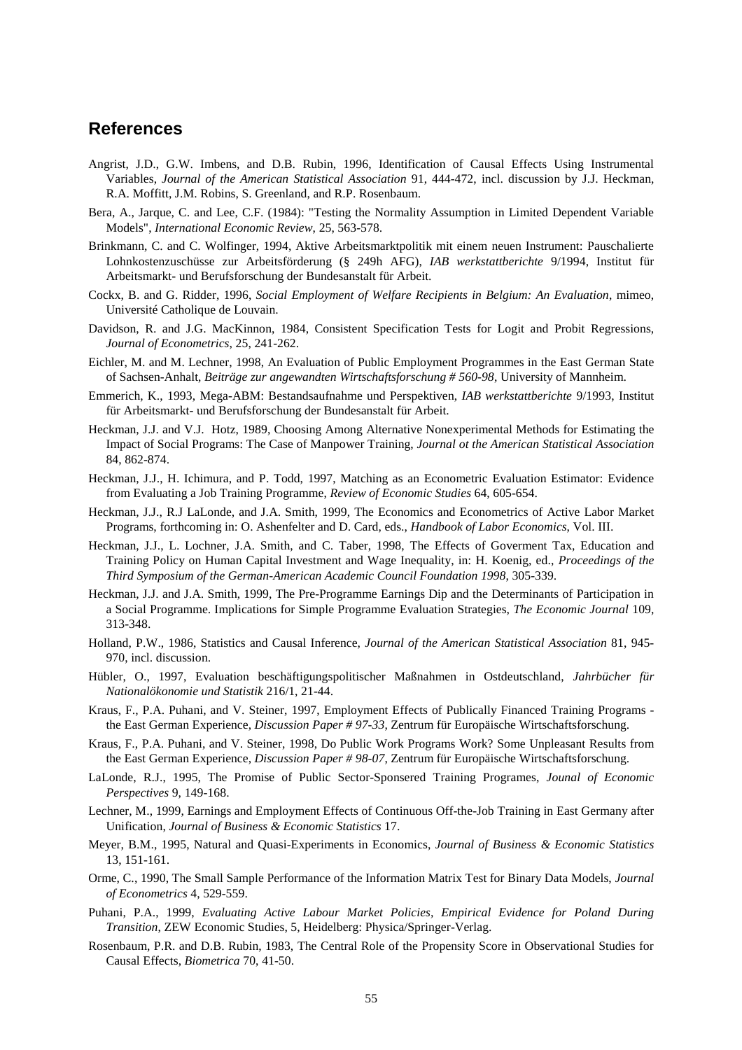## References

Angrist, J.D., G.W. Imbens, and D.B. Rubin, 1996, Identification of Causal Effects Using Instrumental Variables, *Journal of the American Statistical Association* 91, 444-472, incl. discussion by J.J. Heckman, R.A. Moffitt, J.M. Robins, S. Greenland, and R.P. Rosenbaum.

Bera, A., Jarque, C. and Lee, C.F. (1984): "Testing the Normality Assumption in Limited Dependent Variable Models", *International Economic Review*, 25, 563-578.

Brinkmann, C. and C. Wolfinger, 1994, Aktive Arbeitsmarktpolitik mit einem neuen Instrument: Pauschalierte Lohnkostenzuschüsse zur Arbeitsförderung (§ 249h AFG), *IAB werkstattberichte* 9/1994, Institut für Arbeitsmarkt- und Berufsforschung der Bundesanstalt für Arbeit.

Cockx, B. and G. Ridder, 1996, *Social Employment of Welfare Recipients in Belgium: An Evaluation*, mimeo, Université Catholique de Louvain.

Davidson, R. and J.G. MacKinnon, 1984, Consistent Specification Tests for Logit and Probit Regressions, *Journal of Econometrics*, 25, 241-262.

Eichler, M. and M. Lechner, 1998, An Evaluation of Public Employment Programmes in the East German State of Sachsen-Anhalt, *Beiträge zur angewandten Wirtschaftsforschung # 560-98*, University of Mannheim.

Emmerich, K., 1993, Mega-ABM: Bestandsaufnahme und Perspektiven, *IAB werkstattberichte* 9/1993, Institut für Arbeitsmarkt- und Berufsforschung der Bundesanstalt für Arbeit.

Heckman, J.J. and V.J. Hotz, 1989, Choosing Among Alternative Nonexperimental Methods for Estimating the Impact of Social Programs: The Case of Manpower Training, *Journal ot the American Statistical Association* 84, 862-874.

Heckman, J.J., H. Ichimura, and P. Todd, 1997, Matching as an Econometric Evaluation Estimator: Evidence from Evaluating a Job Training Programme, *Review of Economic Studies* 64, 605-654.

Heckman, J.J., R.J LaLonde, and J.A. Smith, 1999, The Economics and Econometrics of Active Labor Market Programs, forthcoming in: O. Ashenfelter and D. Card, eds., *Handbook of Labor Economics*, Vol. III.

Heckman, J.J., L. Lochner, J.A. Smith, and C. Taber, 1998, The Effects of Goverment Tax, Education and Training Policy on Human Capital Investment and Wage Inequality, in: H. Koenig, ed., *Proceedings of the Third Symposium of the German-American Academic Council Foundation 1998*, 305-339.

Heckman, J.J. and J.A. Smith, 1999, The Pre-Programme Earnings Dip and the Determinants of Participation in a Social Programme. Implications for Simple Programme Evaluation Strategies, *The Economic Journal* 109, 313-348.

Holland, P.W., 1986, Statistics and Causal Inference, *Journal of the American Statistical Association* 81, 945-970, incl. discussion.

Hübler, O., 1997, Evaluation beschäftigungspolitischer Maßnahmen in Ostdeutschland, *Jahrbücher für Nationalökonomie und Statistik* 216/1, 21-44.

Kraus, F., P.A. Puhani, and V. Steiner, 1997, Employment Effects of Publically Financed Training Programs - the East German Experience, *Discussion Paper # 97-33*, Zentrum für Europäische Wirtschaftsforschung.

Kraus, F., P.A. Puhani, and V. Steiner, 1998, Do Public Work Programs Work? Some Unpleasant Results from the East German Experience, *Discussion Paper # 98-07*, Zentrum für Europäische Wirtschaftsforschung.

LaLonde, R.J., 1995, The Promise of Public Sector-Sponsered Training Programes, *Jounal of Economic Perspectives* 9, 149-168.

Lechner, M., 1999, Earnings and Employment Effects of Continuous Off-the-Job Training in East Germany after Unification, *Journal of Business & Economic Statistics* 17.

Meyer, B.M., 1995, Natural and Quasi-Experiments in Economics, *Journal of Business & Economic Statistics* 13, 151-161.

Orme, C., 1990, The Small Sample Performance of the Information Matrix Test for Binary Data Models, *Journal of Econometrics* 4, 529-559.

Puhani, P.A., 1999, *Evaluating Active Labour Market Policies, Empirical Evidence for Poland During Transition*, ZEW Economic Studies, 5, Heidelberg: Physica/Springer-Verlag.

Rosenbaum, P.R. and D.B. Rubin, 1983, The Central Role of the Propensity Score in Observational Studies for Causal Effects, *Biometrica* 70, 41-50.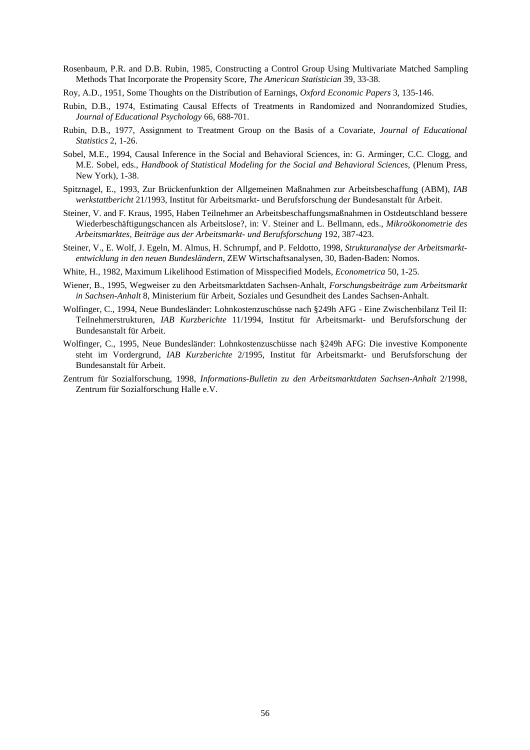Rosenbaum, P.R. and D.B. Rubin, 1985, Constructing a Control Group Using Multivariate Matched Sampling Methods That Incorporate the Propensity Score, *The American Statistician* 39, 33-38.

Roy, A.D., 1951, Some Thoughts on the Distribution of Earnings, *Oxford Economic Papers* 3, 135-146.

Rubin, D.B., 1974, Estimating Causal Effects of Treatments in Randomized and Nonrandomized Studies, *Journal of Educational Psychology* 66, 688-701.

Rubin, D.B., 1977, Assignment to Treatment Group on the Basis of a Covariate, *Journal of Educational Statistics* 2, 1-26.

Sobel, M.E., 1994, Causal Inference in the Social and Behavioral Sciences, in: G. Arminger, C.C. Clogg, and M.E. Sobel, eds., *Handbook of Statistical Modeling for the Social and Behavioral Sciences*, (Plenum Press, New York), 1-38.

Spitznagel, E., 1993, Zur Brückenfunktion der Allgemeinen Maßnahmen zur Arbeitsbeschaffung (ABM), *IAB werkstattbericht* 21/1993, Institut für Arbeitsmarkt- und Berufsforschung der Bundesanstalt für Arbeit.

Steiner, V. and F. Kraus, 1995, Haben Teilnehmer an Arbeitsbeschaffungsmaßnahmen in Ostdeutschland bessere Wiederbeschäftigungschancen als Arbeitslose?, in: V. Steiner and L. Bellmann, eds., *Mikroökonometrie des Arbeitsmarktes, Beiträge aus der Arbeitsmarkt- und Berufsforschung* 192, 387-423.

Steiner, V., E. Wolf, J. Egeln, M. Almus, H. Schrumpf, and P. Feldotto, 1998, *Strukturanalyse der Arbeitsmarkt-entwicklung in den neuen Bundesländern*, ZEW Wirtschaftsanalysen, 30, Baden-Baden: Nomos.

White, H., 1982, Maximum Likelihood Estimation of Misspecified Models, *Econometrica* 50, 1-25.

Wiener, B., 1995, Wegweiser zu den Arbeitsmarktdaten Sachsen-Anhalt, *Forschungsbeiträge zum Arbeitsmarkt in Sachsen-Anhalt* 8, Ministerium für Arbeit, Soziales und Gesundheit des Landes Sachsen-Anhalt.

Wolfinger, C., 1994, Neue Bundesländer: Lohnkostenzuschüsse nach §249h AFG - Eine Zwischenbilanz Teil II: Teilnehmerstrukturen, *IAB Kurzberichte* 11/1994, Institut für Arbeitsmarkt- und Berufsforschung der Bundesanstalt für Arbeit.

Wolfinger, C., 1995, Neue Bundesländer: Lohnkostenzuschüsse nach §249h AFG: Die investive Komponente steht im Vordergrund, *IAB Kurzberichte* 2/1995, Institut für Arbeitsmarkt- und Berufsforschung der Bundesanstalt für Arbeit.

Zentrum für Sozialforschung, 1998, *Informations-Bulletin zu den Arbeitsmarktdaten Sachsen-Anhalt* 2/1998, Zentrum für Sozialforschung Halle e.V.